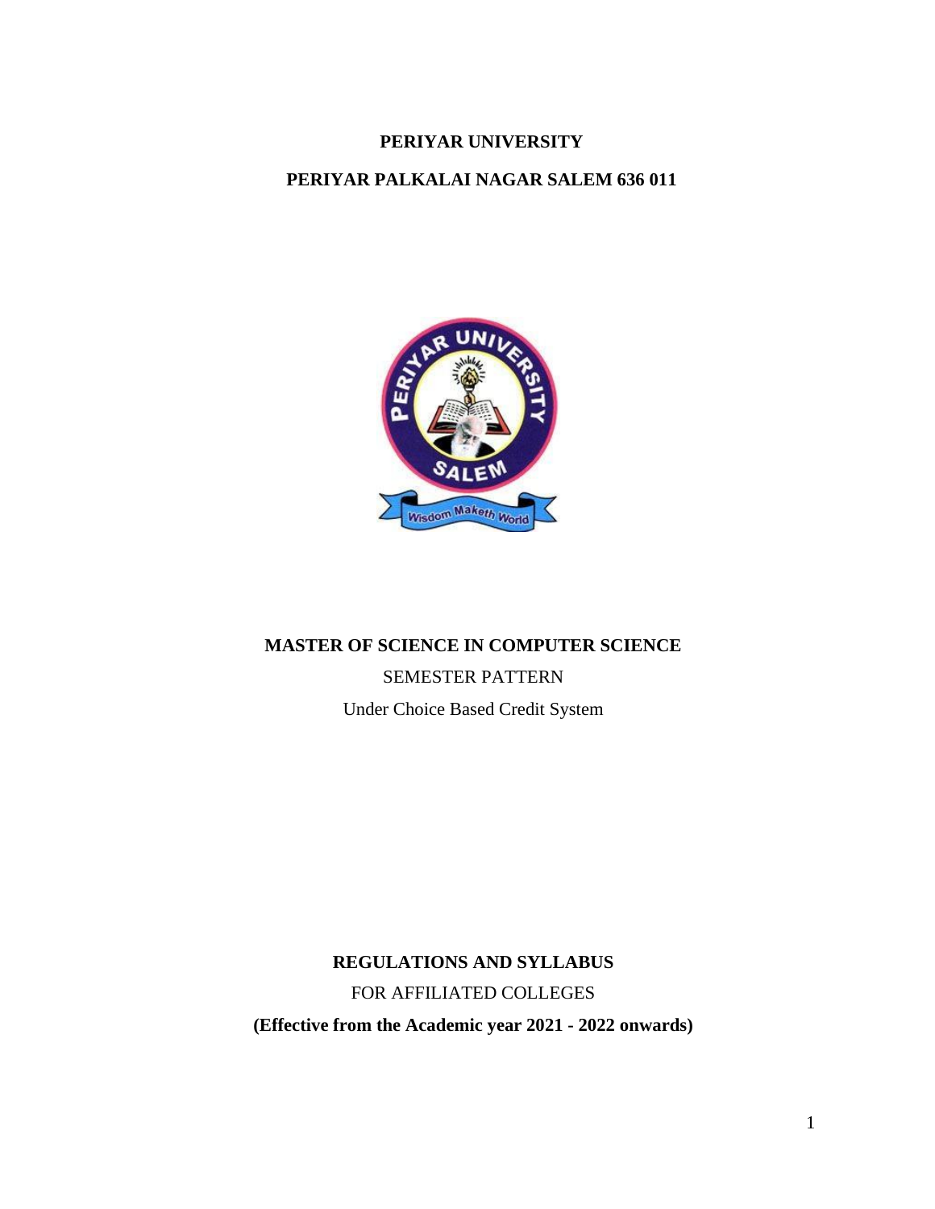**PERIYAR UNIVERSITY**

**PERIYAR PALKALAI NAGAR SALEM 636 011**

**MASTER OF SCIENCE IN COMPUTER SCIENCE**

SEMESTER PATTERN

Under Choice Based Credit System

**REGULATIONS AND SYLLABUS**

FOR AFFILIATED COLLEGES

**(Effective from the Academic year 2021 - 2022 onwards)**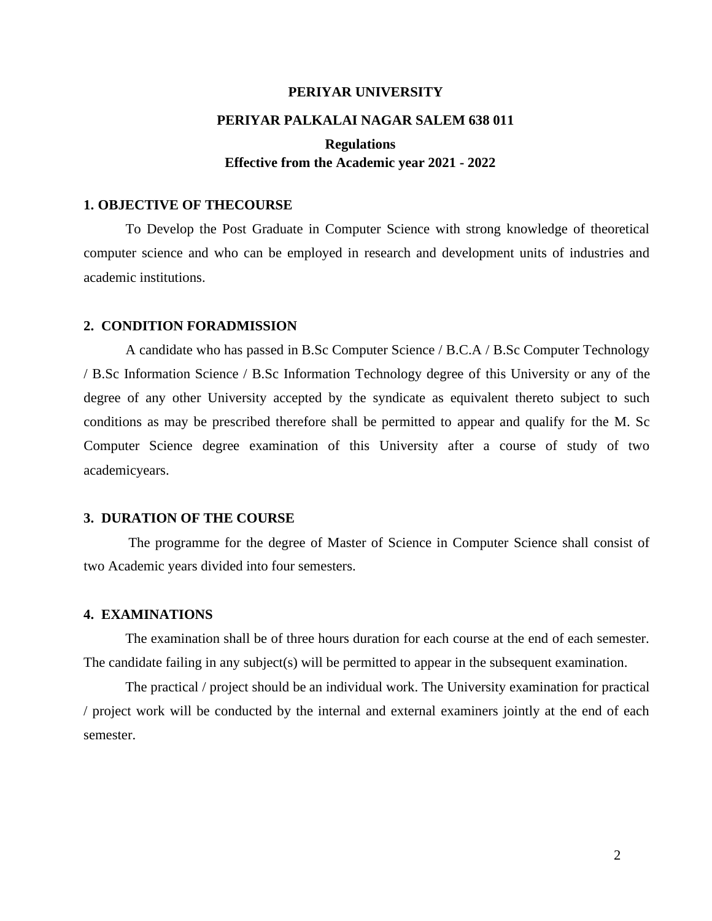**PERIYAR UNIVERSITY**

**PERIYAR PALKALAI NAGAR SALEM 638 011**

**Regulations**

**Effective from the Academic year 2021 - 2022**

## 1. OBJECTIVE OF THECOURSE

To Develop the Post Graduate in Computer Science with strong knowledge of theoretical computer science and who can be employed in research and development units of industries and academic institutions.

## 2. CONDITION FORADMISSION

A candidate who has passed in B.Sc Computer Science / B.C.A / B.Sc Computer Technology / B.Sc Information Science / B.Sc Information Technology degree of this University or any of the degree of any other University accepted by the syndicate as equivalent thereto subject to such conditions as may be prescribed therefore shall be permitted to appear and qualify for the M. Sc Computer Science degree examination of this University after a course of study of two academicyears.

## 3. DURATION OF THE COURSE

The programme for the degree of Master of Science in Computer Science shall consist of two Academic years divided into four semesters.

## 4. EXAMINATIONS

The examination shall be of three hours duration for each course at the end of each semester. The candidate failing in any subject(s) will be permitted to appear in the subsequent examination.

The practical / project should be an individual work. The University examination for practical / project work will be conducted by the internal and external examiners jointly at the end of each semester.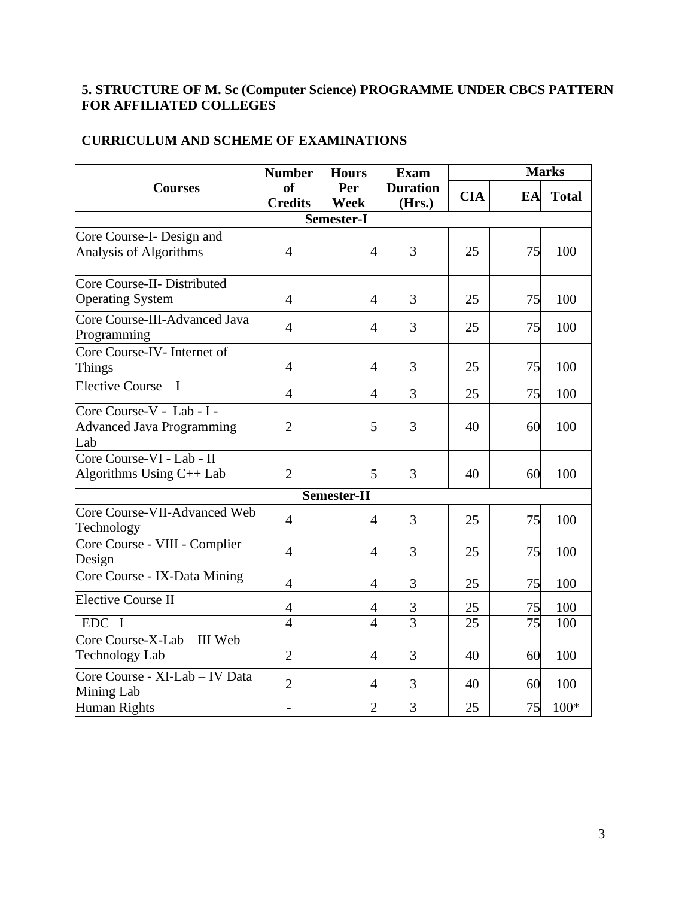**5. STRUCTURE OF M. Sc (Computer Science) PROGRAMME UNDER CBCS PATTERN FOR AFFILIATED COLLEGES**

**CURRICULUM AND SCHEME OF EXAMINATIONS**

| Courses | Number of Credits | Hours Per Week | Exam Duration (Hrs.) | Marks | | |
|---|---|---|---|---|---|---|
| | | | | CIA | EA | Total |
| **Semester-I** | | | | | | |
| Core Course-I- Design and Analysis of Algorithms | 4 | 4 | 3 | 25 | 75 | 100 |
| Core Course-II- Distributed Operating System | 4 | 4 | 3 | 25 | 75 | 100 |
| Core Course-III-Advanced Java Programming | 4 | 4 | 3 | 25 | 75 | 100 |
| Core Course-IV- Internet of Things | 4 | 4 | 3 | 25 | 75 | 100 |
| Elective Course – I | 4 | 4 | 3 | 25 | 75 | 100 |
| Core Course-V - Lab - I - Advanced Java Programming Lab | 2 | 5 | 3 | 40 | 60 | 100 |
| Core Course-VI - Lab - II Algorithms Using C++ Lab | 2 | 5 | 3 | 40 | 60 | 100 |
| **Semester-II** | | | | | | |
| Core Course-VII-Advanced Web Technology | 4 | 4 | 3 | 25 | 75 | 100 |
| Core Course - VIII - Complier Design | 4 | 4 | 3 | 25 | 75 | 100 |
| Core Course - IX-Data Mining | 4 | 4 | 3 | 25 | 75 | 100 |
| Elective Course II | 4 | 4 | 3 | 25 | 75 | 100 |
| EDC –I | 4 | 4 | 3 | 25 | 75 | 100 |
| Core Course-X-Lab – III Web Technology Lab | 2 | 4 | 3 | 40 | 60 | 100 |
| Core Course - XI-Lab – IV Data Mining Lab | 2 | 4 | 3 | 40 | 60 | 100 |
| Human Rights | - | 2 | 3 | 25 | 75 | 100* |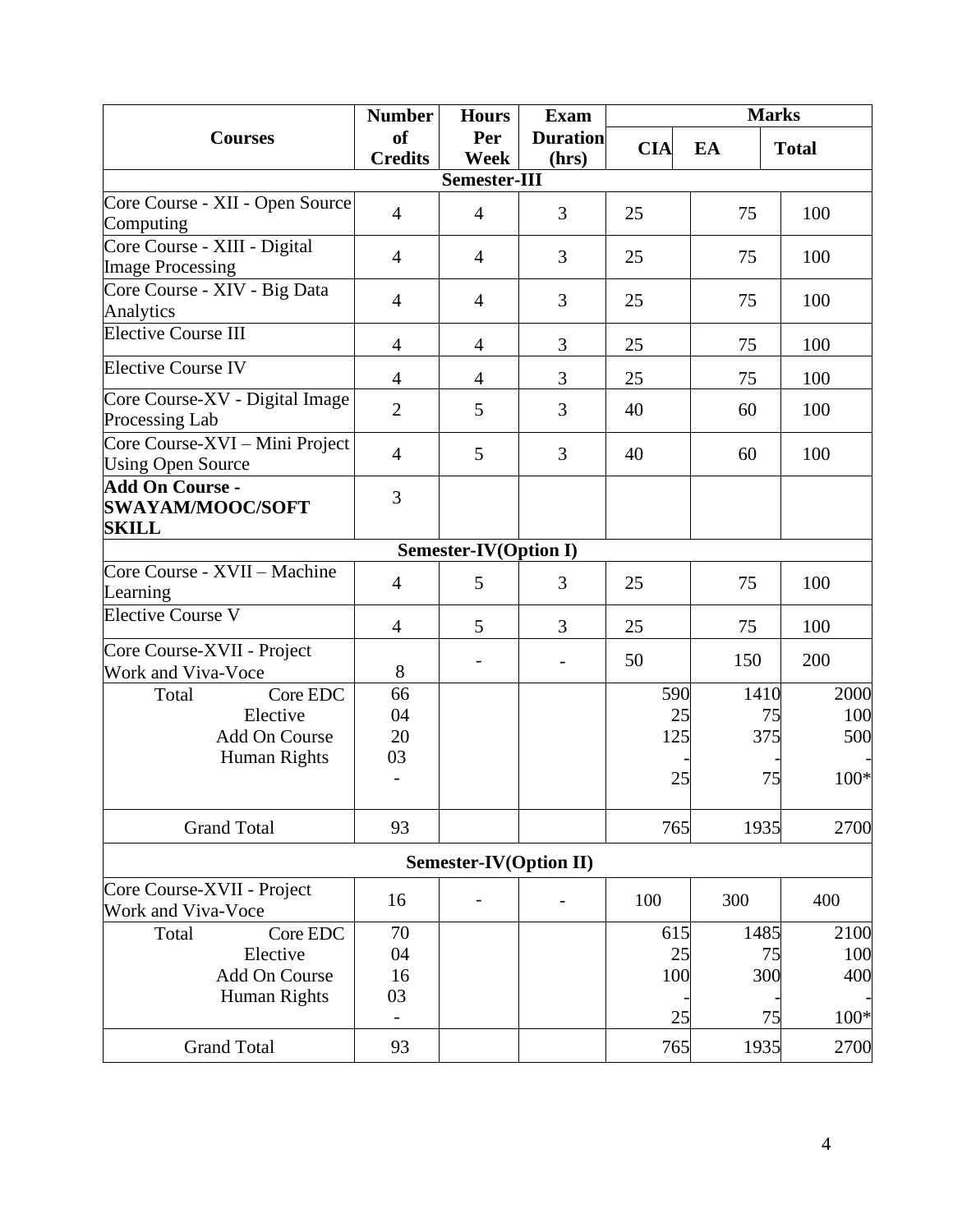| Courses | Number of Credits | Hours Per Week | Exam Duration (hrs) | Marks | | |
|---|---|---|---|---|---|---|
| | | | | CIA | EA | Total |
| **Semester-III** | | | | | | |
| Core Course - XII - Open Source Computing | 4 | 4 | 3 | 25 | 75 | 100 |
| Core Course - XIII - Digital Image Processing | 4 | 4 | 3 | 25 | 75 | 100 |
| Core Course - XIV - Big Data Analytics | 4 | 4 | 3 | 25 | 75 | 100 |
| Elective Course III | 4 | 4 | 3 | 25 | 75 | 100 |
| Elective Course IV | 4 | 4 | 3 | 25 | 75 | 100 |
| Core Course-XV - Digital Image Processing Lab | 2 | 5 | 3 | 40 | 60 | 100 |
| Core Course-XVI – Mini Project Using Open Source | 4 | 5 | 3 | 40 | 60 | 100 |
| **Add On Course - SWAYAM/MOOC/SOFT SKILL** | 3 | | | | | |
| **Semester-IV(Option I)** | | | | | | |
| Core Course - XVII – Machine Learning | 4 | 5 | 3 | 25 | 75 | 100 |
| Elective Course V | 4 | 5 | 3 | 25 | 75 | 100 |
| Core Course-XVII - Project Work and Viva-Voce | 8 | - | - | 50 | 150 | 200 |
| Total Core EDC<br>Elective<br>Add On Course<br>Human Rights | 66<br>04<br>20<br>03<br>- | | | 590<br>25<br>125<br>-<br>25 | 1410<br>75<br>375<br>-<br>75 | 2000<br>100<br>500<br>-<br>100* |
| Grand Total | 93 | | | 765 | 1935 | 2700 |
| **Semester-IV(Option II)** | | | | | | |
| Core Course-XVII - Project Work and Viva-Voce | 16 | - | - | 100 | 300 | 400 |
| Total Core EDC<br>Elective<br>Add On Course<br>Human Rights | 70<br>04<br>16<br>03<br>- | | | 615<br>25<br>100<br>-<br>25 | 1485<br>75<br>300<br>-<br>75 | 2100<br>100<br>400<br>-<br>100* |
| Grand Total | 93 | | | 765 | 1935 | 2700 |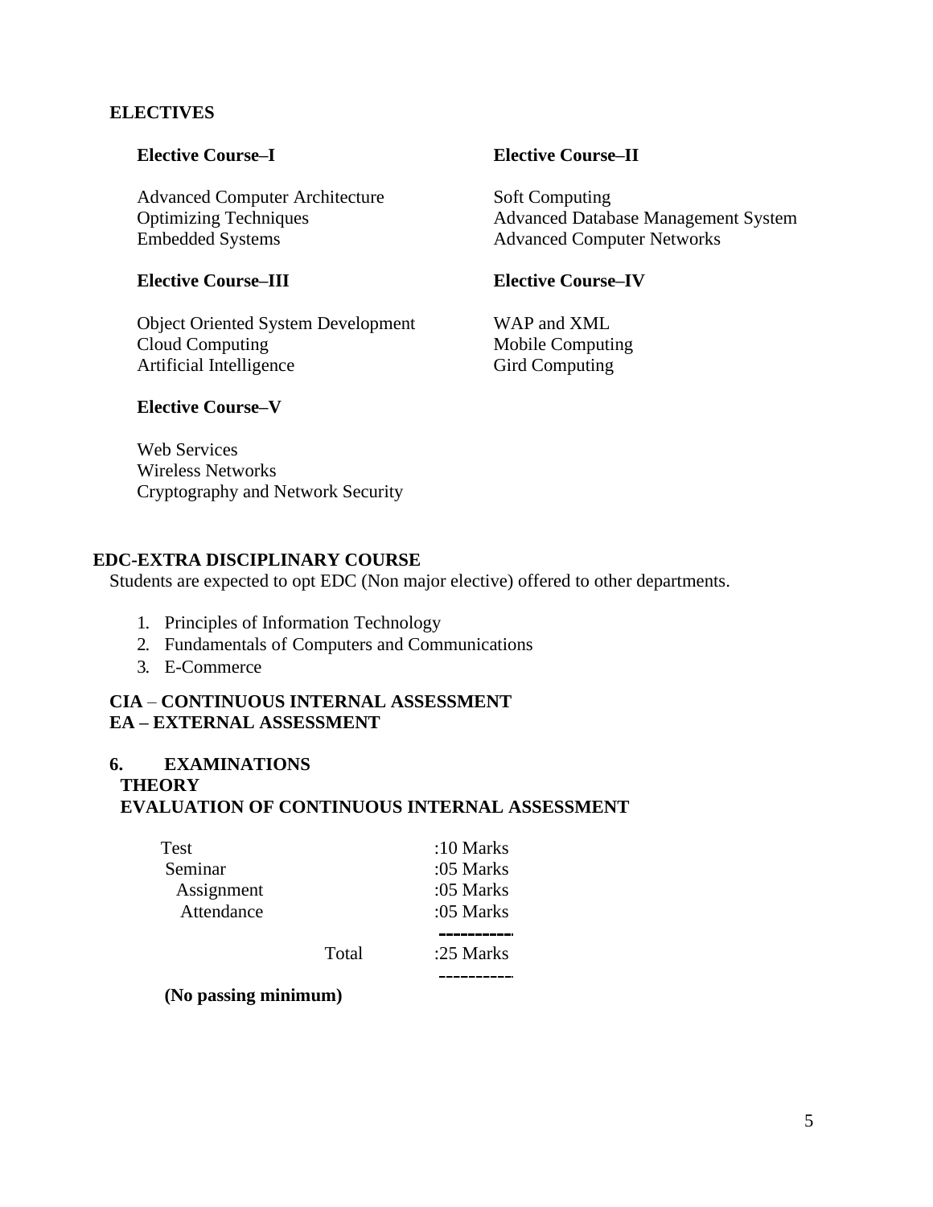## ELECTIVES

### Elective Course–I

Advanced Computer Architecture
Optimizing Techniques
Embedded Systems

### Elective Course–II

Soft Computing
Advanced Database Management System
Advanced Computer Networks

### Elective Course–III

Object Oriented System Development
Cloud Computing
Artificial Intelligence

### Elective Course–IV

WAP and XML
Mobile Computing
Gird Computing

### Elective Course–V

Web Services
Wireless Networks
Cryptography and Network Security

## EDC-EXTRA DISCIPLINARY COURSE

Students are expected to opt EDC (Non major elective) offered to other departments.

1. Principles of Information Technology
2. Fundamentals of Computers and Communications
3. E-Commerce

**CIA – CONTINUOUS INTERNAL ASSESSMENT**
**EA – EXTERNAL ASSESSMENT**

## 6. EXAMINATIONS

### THEORY

### EVALUATION OF CONTINUOUS INTERNAL ASSESSMENT

| | | |
|---|---|---|
| Test | | :10 Marks |
| Seminar | | :05 Marks |
| Assignment | | :05 Marks |
| Attendance | | :05 Marks |
| | Total | :25 Marks |

**(No passing minimum)**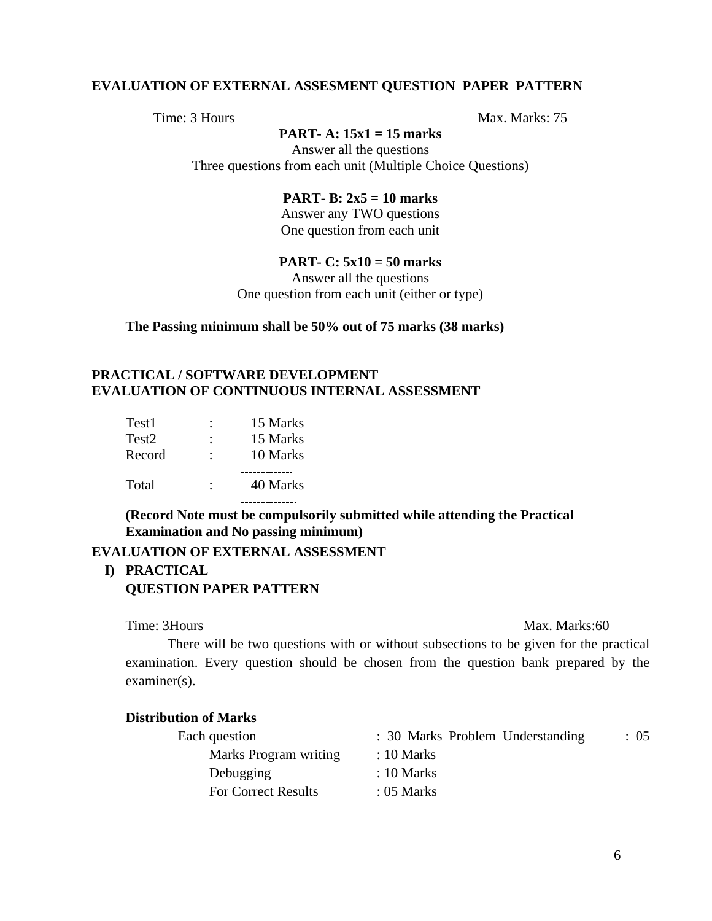**EVALUATION OF EXTERNAL ASSESMENT QUESTION PAPER PATTERN**

Time: 3 Hours                                                                                    Max. Marks: 75

**PART- A: 15x1 = 15 marks**

Answer all the questions

Three questions from each unit (Multiple Choice Questions)

**PART- B: 2x5 = 10 marks**

Answer any TWO questions

One question from each unit

**PART- C: 5x10 = 50 marks**

Answer all the questions

One question from each unit (either or type)

**The Passing minimum shall be 50% out of 75 marks (38 marks)**

**PRACTICAL / SOFTWARE DEVELOPMENT**
**EVALUATION OF CONTINUOUS INTERNAL ASSESSMENT**

| | | |
|---|---|---|
| Test1 | : | 15 Marks |
| Test2 | : | 15 Marks |
| Record | : | 10 Marks |
| Total | : | 40 Marks |

**(Record Note must be compulsorily submitted while attending the Practical Examination and No passing minimum)**

**EVALUATION OF EXTERNAL ASSESSMENT**

**I) PRACTICAL**
**QUESTION PAPER PATTERN**

Time: 3Hours                                                                                    Max. Marks:60

There will be two questions with or without subsections to be given for the practical examination. Every question should be chosen from the question bank prepared by the examiner(s).

**Distribution of Marks**

Each question : 30 Marks Problem Understanding : 05 Marks Program writing : 10 Marks
Debugging : 10 Marks
For Correct Results : 05 Marks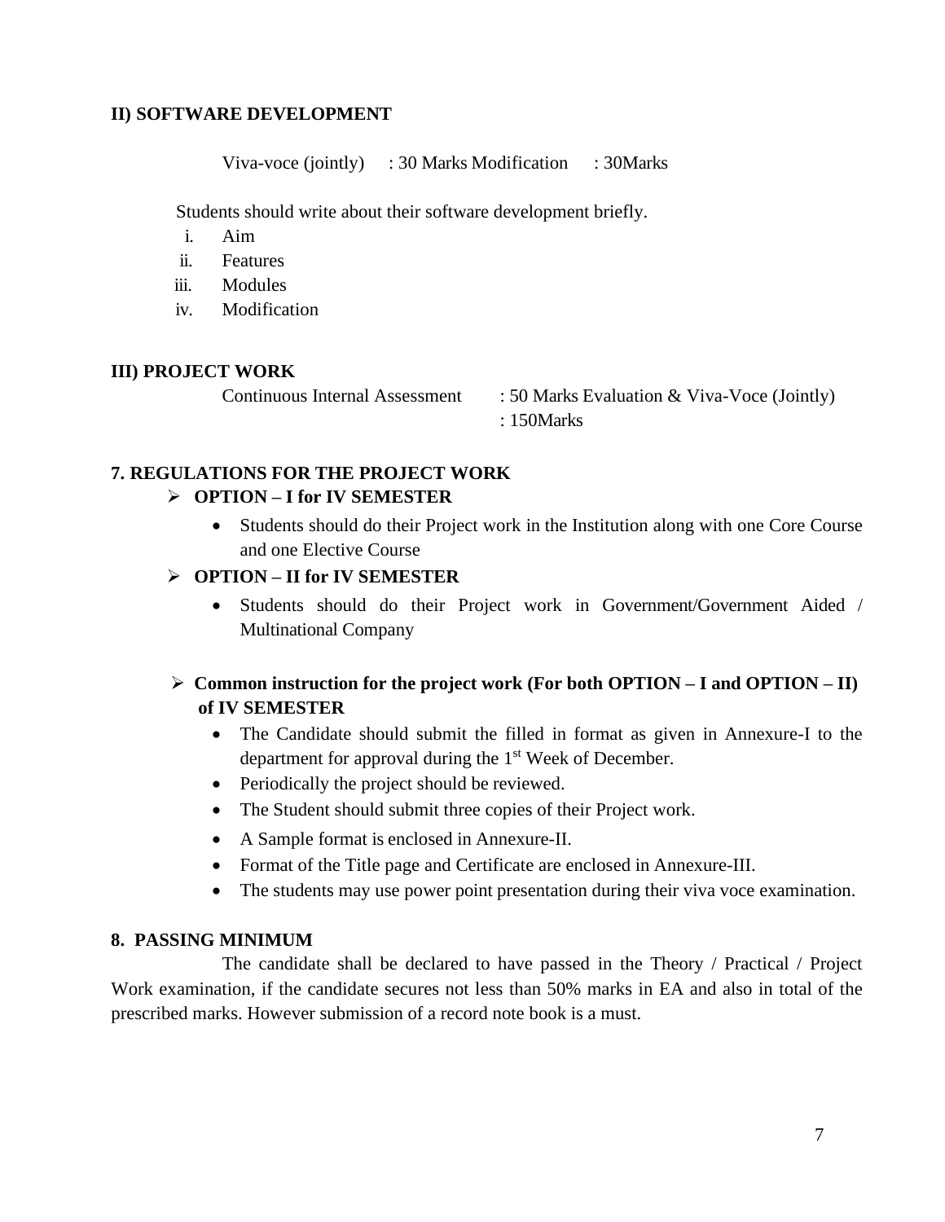**II) SOFTWARE DEVELOPMENT**

Viva-voce (jointly) : 30 Marks Modification : 30Marks

Students should write about their software development briefly.

i. Aim
ii. Features
iii. Modules
iv. Modification

**III) PROJECT WORK**

Continuous Internal Assessment : 50 Marks Evaluation & Viva-Voce (Jointly) : 150Marks

**7. REGULATIONS FOR THE PROJECT WORK**

- **OPTION – I for IV SEMESTER**
  - Students should do their Project work in the Institution along with one Core Course and one Elective Course
- **OPTION – II for IV SEMESTER**
  - Students should do their Project work in Government/Government Aided / Multinational Company
- **Common instruction for the project work (For both OPTION – I and OPTION – II) of IV SEMESTER**
  - The Candidate should submit the filled in format as given in Annexure-I to the department for approval during the 1st Week of December.
  - Periodically the project should be reviewed.
  - The Student should submit three copies of their Project work.
  - A Sample format is enclosed in Annexure-II.
  - Format of the Title page and Certificate are enclosed in Annexure-III.
  - The students may use power point presentation during their viva voce examination.

**8. PASSING MINIMUM**

The candidate shall be declared to have passed in the Theory / Practical / Project Work examination, if the candidate secures not less than 50% marks in EA and also in total of the prescribed marks. However submission of a record note book is a must.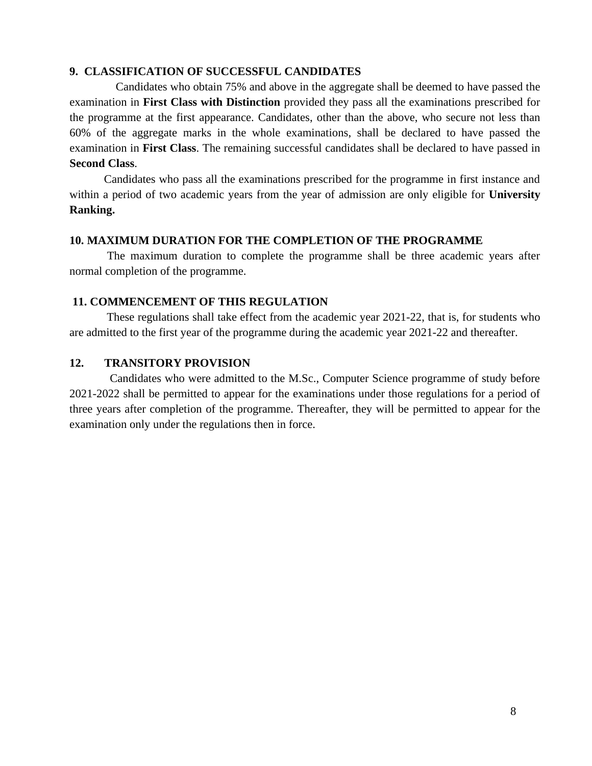## 9. CLASSIFICATION OF SUCCESSFUL CANDIDATES

Candidates who obtain 75% and above in the aggregate shall be deemed to have passed the examination in **First Class with Distinction** provided they pass all the examinations prescribed for the programme at the first appearance. Candidates, other than the above, who secure not less than 60% of the aggregate marks in the whole examinations, shall be declared to have passed the examination in **First Class**. The remaining successful candidates shall be declared to have passed in **Second Class**.

Candidates who pass all the examinations prescribed for the programme in first instance and within a period of two academic years from the year of admission are only eligible for **University Ranking.**

## 10. MAXIMUM DURATION FOR THE COMPLETION OF THE PROGRAMME

The maximum duration to complete the programme shall be three academic years after normal completion of the programme.

## 11. COMMENCEMENT OF THIS REGULATION

These regulations shall take effect from the academic year 2021-22, that is, for students who are admitted to the first year of the programme during the academic year 2021-22 and thereafter.

## 12. TRANSITORY PROVISION

Candidates who were admitted to the M.Sc., Computer Science programme of study before 2021-2022 shall be permitted to appear for the examinations under those regulations for a period of three years after completion of the programme. Thereafter, they will be permitted to appear for the examination only under the regulations then in force.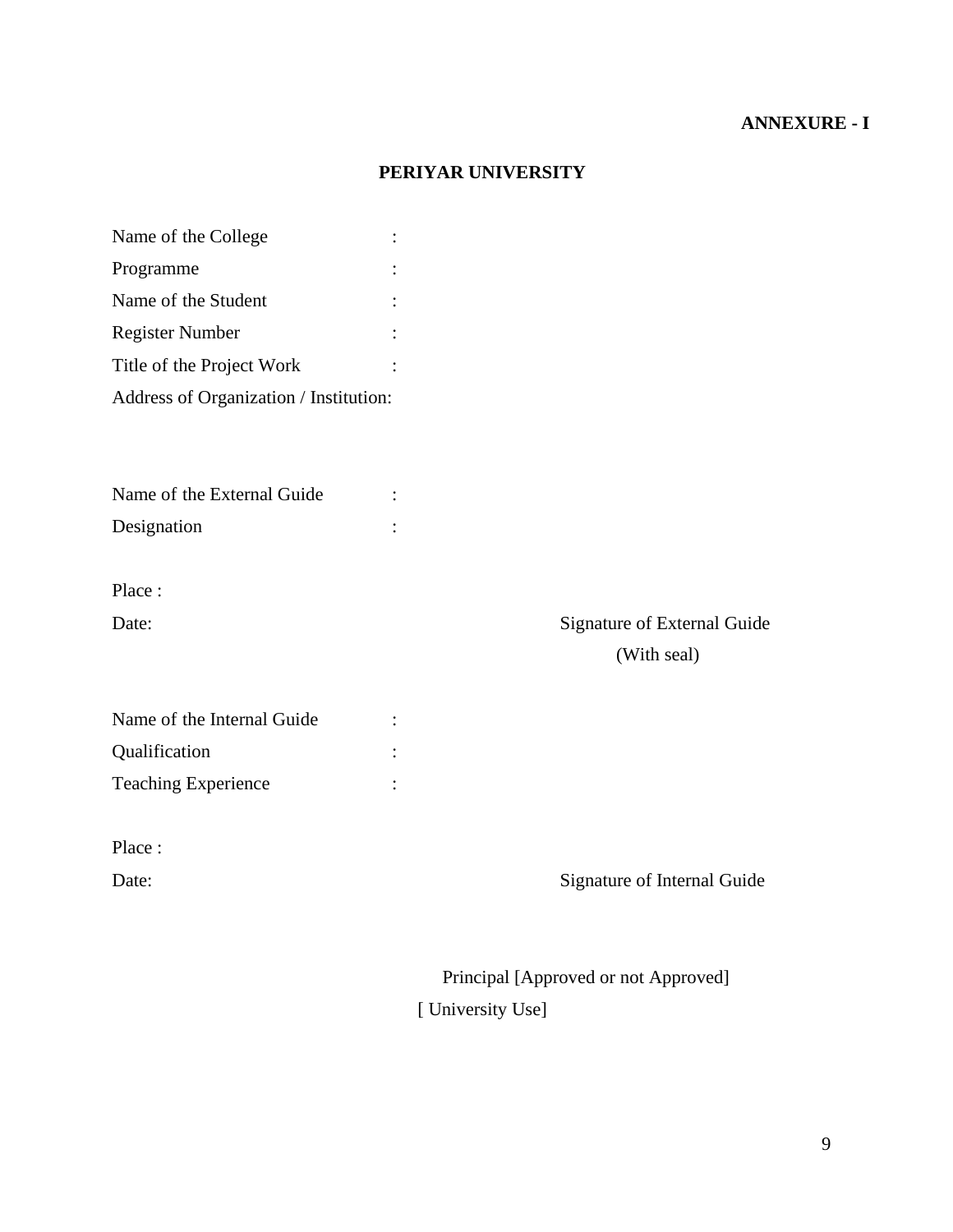**ANNEXURE - I**

## PERIYAR UNIVERSITY

Name of the College :

Programme :

Name of the Student :

Register Number :

Title of the Project Work :

Address of Organization / Institution:

Name of the External Guide :

Designation :

Place :

Date: Signature of External Guide (With seal)

Name of the Internal Guide :

Qualification :

Teaching Experience :

Place :

Date: Signature of Internal Guide

Principal [Approved or not Approved]

[ University Use]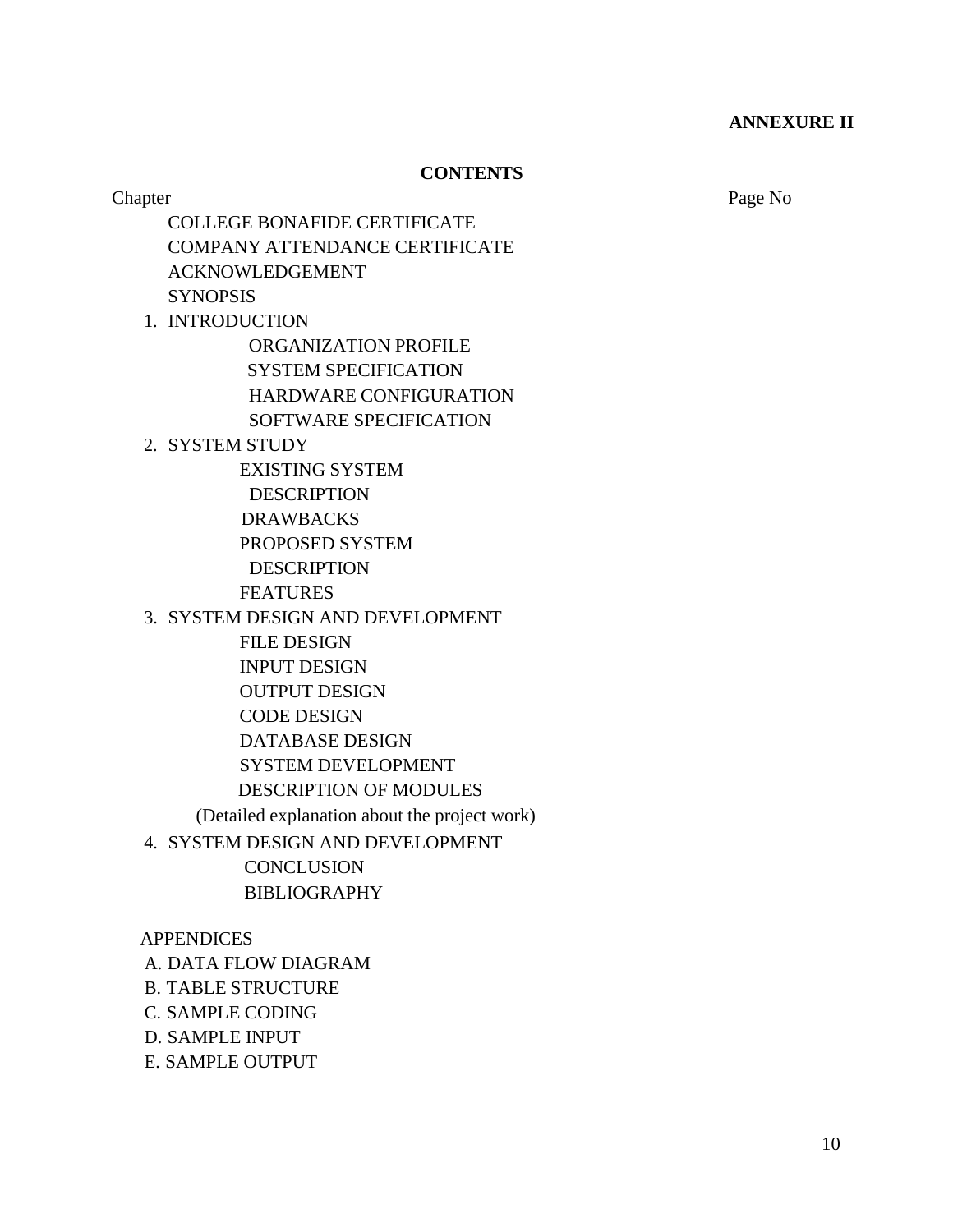**ANNEXURE II**

**CONTENTS**

Chapter — Page No

COLLEGE BONAFIDE CERTIFICATE

COMPANY ATTENDANCE CERTIFICATE

ACKNOWLEDGEMENT

SYNOPSIS

1. INTRODUCTION
    - ORGANIZATION PROFILE
    - SYSTEM SPECIFICATION
    - HARDWARE CONFIGURATION
    - SOFTWARE SPECIFICATION
2. SYSTEM STUDY
    - EXISTING SYSTEM
        - DESCRIPTION
    - DRAWBACKS
    - PROPOSED SYSTEM
        - DESCRIPTION
    - FEATURES
3. SYSTEM DESIGN AND DEVELOPMENT
    - FILE DESIGN
    - INPUT DESIGN
    - OUTPUT DESIGN
    - CODE DESIGN
    - DATABASE DESIGN
    - SYSTEM DEVELOPMENT
    - DESCRIPTION OF MODULES

    (Detailed explanation about the project work)
4. SYSTEM DESIGN AND DEVELOPMENT
    - CONCLUSION
    - BIBLIOGRAPHY

APPENDICES

A. DATA FLOW DIAGRAM

B. TABLE STRUCTURE

C. SAMPLE CODING

D. SAMPLE INPUT

E. SAMPLE OUTPUT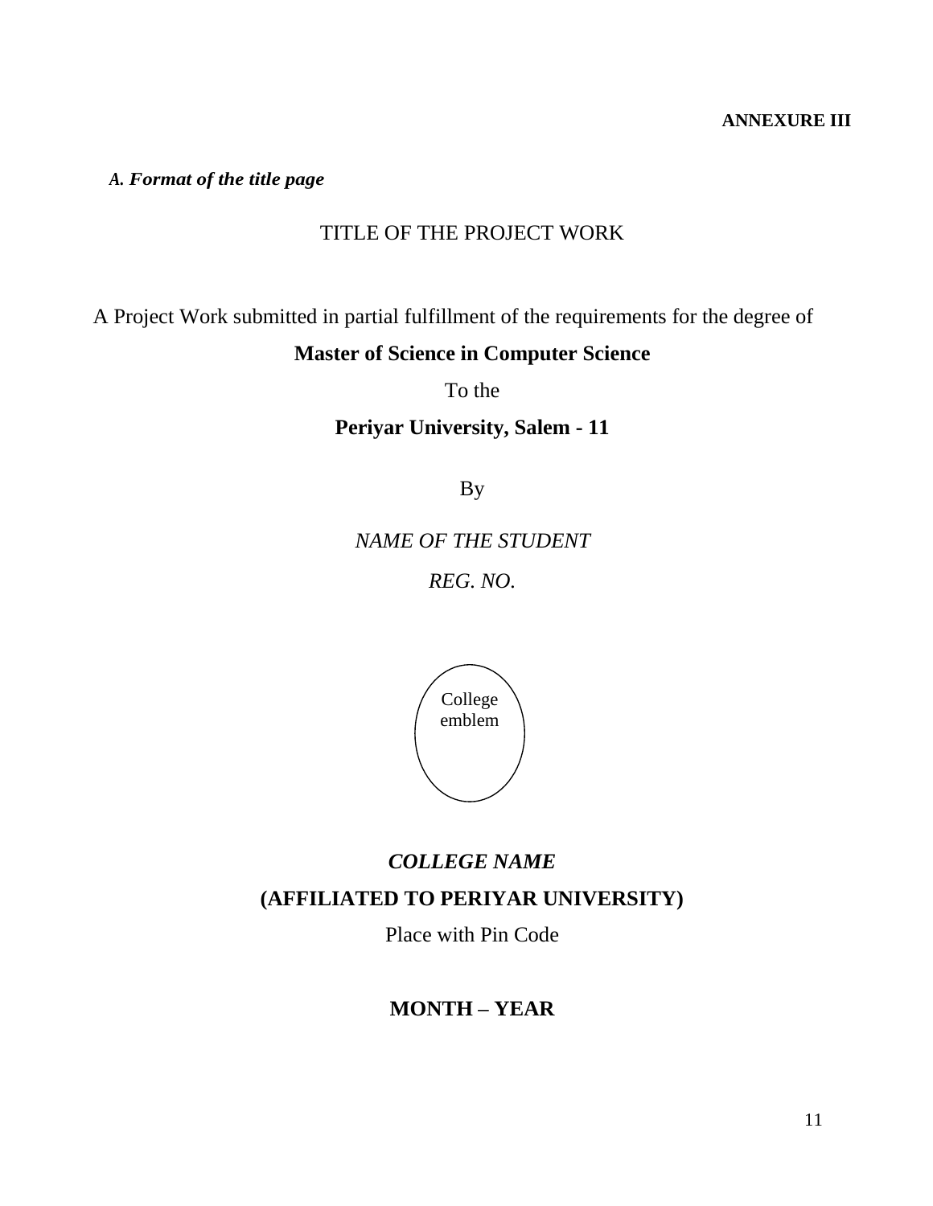**ANNEXURE III**

***A. Format of the title page***

TITLE OF THE PROJECT WORK

A Project Work submitted in partial fulfillment of the requirements for the degree of

**Master of Science in Computer Science**

To the

**Periyar University, Salem - 11**

By

*NAME OF THE STUDENT*

*REG. NO.*

College emblem

***COLLEGE NAME***

**(AFFILIATED TO PERIYAR UNIVERSITY)**

Place with Pin Code

**MONTH – YEAR**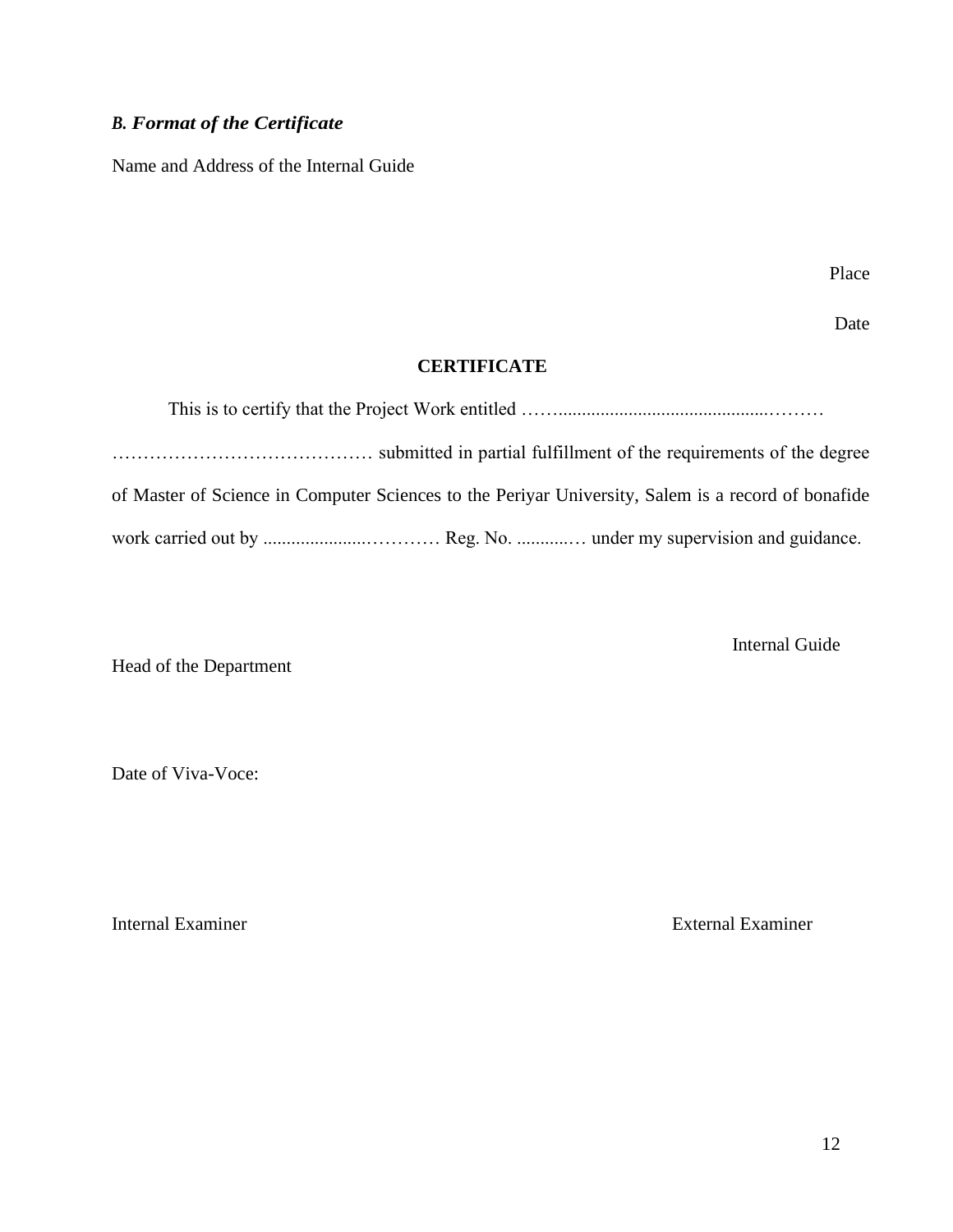### *B. Format of the Certificate*

Name and Address of the Internal Guide

Place

Date

**CERTIFICATE**

This is to certify that the Project Work entitled ……..............................................……… …………………………………… submitted in partial fulfillment of the requirements of the degree of Master of Science in Computer Sciences to the Periyar University, Salem is a record of bonafide work carried out by .....................………… Reg. No. ...........… under my supervision and guidance.

Internal Guide

Head of the Department

Date of Viva-Voce:

Internal Examiner

External Examiner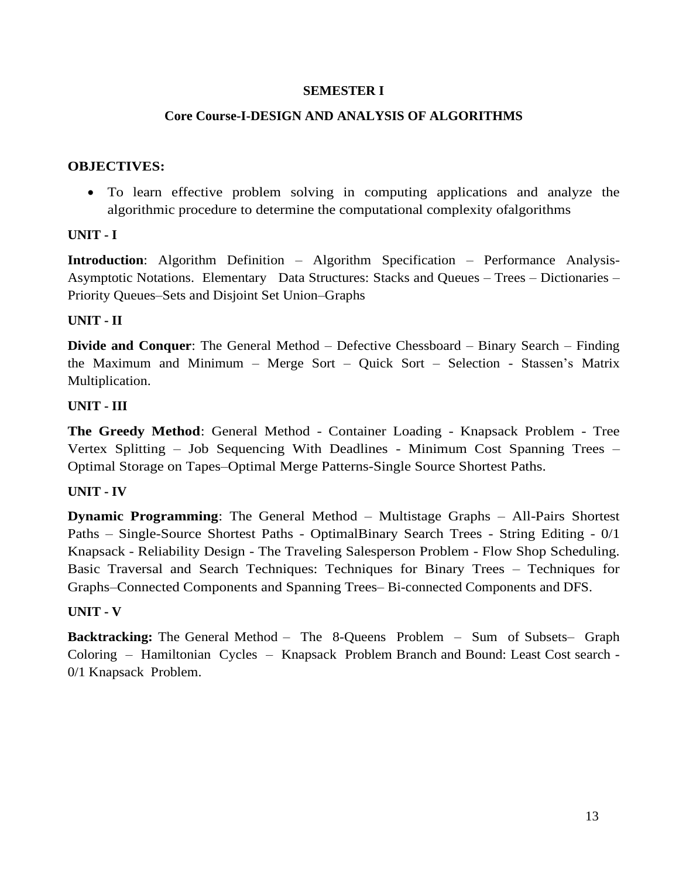## SEMESTER I

## Core Course-I-DESIGN AND ANALYSIS OF ALGORITHMS

**OBJECTIVES:**

- To learn effective problem solving in computing applications and analyze the algorithmic procedure to determine the computational complexity ofalgorithms

**UNIT - I**

**Introduction**: Algorithm Definition – Algorithm Specification – Performance Analysis-Asymptotic Notations. Elementary Data Structures: Stacks and Queues – Trees – Dictionaries – Priority Queues–Sets and Disjoint Set Union–Graphs

**UNIT - II**

**Divide and Conquer**: The General Method – Defective Chessboard – Binary Search – Finding the Maximum and Minimum – Merge Sort – Quick Sort – Selection - Stassen's Matrix Multiplication.

**UNIT - III**

**The Greedy Method**: General Method - Container Loading - Knapsack Problem - Tree Vertex Splitting – Job Sequencing With Deadlines - Minimum Cost Spanning Trees – Optimal Storage on Tapes–Optimal Merge Patterns-Single Source Shortest Paths.

**UNIT - IV**

**Dynamic Programming**: The General Method – Multistage Graphs – All-Pairs Shortest Paths – Single-Source Shortest Paths - OptimalBinary Search Trees - String Editing - 0/1 Knapsack - Reliability Design - The Traveling Salesperson Problem - Flow Shop Scheduling. Basic Traversal and Search Techniques: Techniques for Binary Trees – Techniques for Graphs–Connected Components and Spanning Trees– Bi-connected Components and DFS.

**UNIT - V**

**Backtracking:** The General Method – The 8-Queens Problem – Sum of Subsets– Graph Coloring – Hamiltonian Cycles – Knapsack Problem Branch and Bound: Least Cost search - 0/1 Knapsack Problem.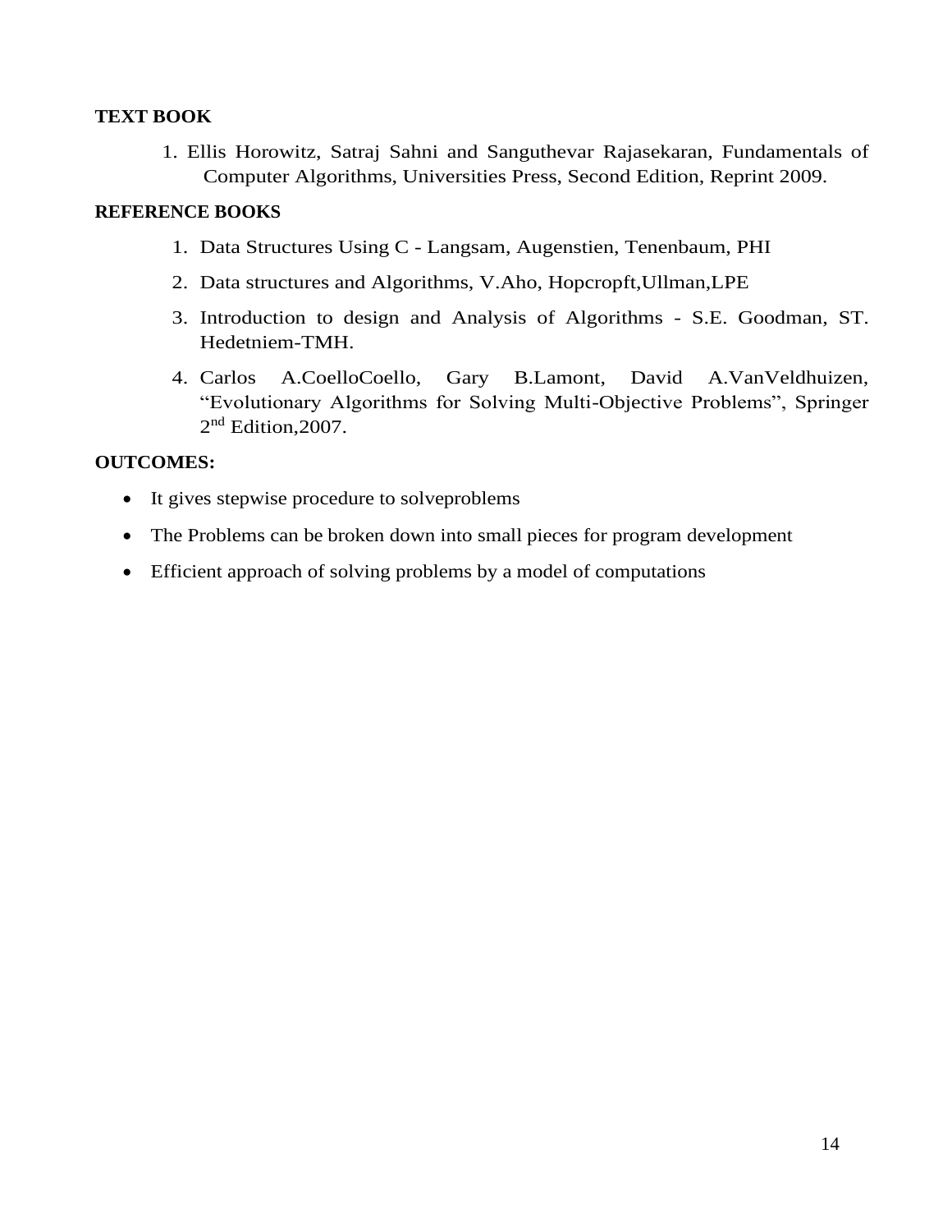**TEXT BOOK**

1. Ellis Horowitz, Satraj Sahni and Sanguthevar Rajasekaran, Fundamentals of Computer Algorithms, Universities Press, Second Edition, Reprint 2009.

**REFERENCE BOOKS**

1. Data Structures Using C - Langsam, Augenstien, Tenenbaum, PHI
2. Data structures and Algorithms, V.Aho, Hopcropft,Ullman,LPE
3. Introduction to design and Analysis of Algorithms - S.E. Goodman, ST. Hedetniem-TMH.
4. Carlos A.CoelloCoello, Gary B.Lamont, David A.VanVeldhuizen, "Evolutionary Algorithms for Solving Multi-Objective Problems", Springer 2nd Edition,2007.

**OUTCOMES:**

- It gives stepwise procedure to solveproblems
- The Problems can be broken down into small pieces for program development
- Efficient approach of solving problems by a model of computations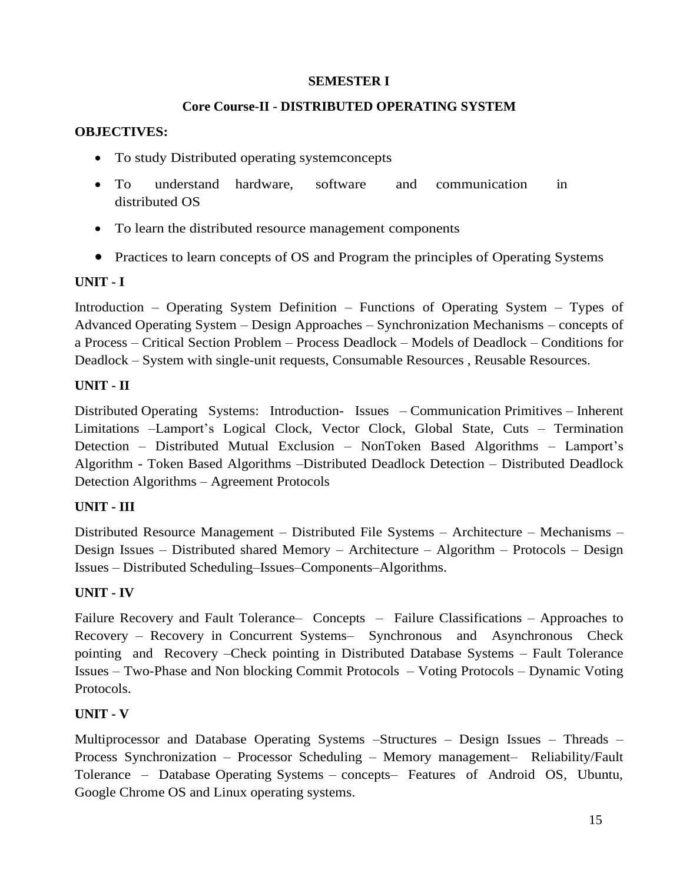**SEMESTER I**

**Core Course-II - DISTRIBUTED OPERATING SYSTEM**

**OBJECTIVES:**

- To study Distributed operating systemconcepts
- To understand hardware, software and communication in distributed OS
- To learn the distributed resource management components
- Practices to learn concepts of OS and Program the principles of Operating Systems

**UNIT - I**

Introduction – Operating System Definition – Functions of Operating System – Types of Advanced Operating System – Design Approaches – Synchronization Mechanisms – concepts of a Process – Critical Section Problem – Process Deadlock – Models of Deadlock – Conditions for Deadlock – System with single-unit requests, Consumable Resources , Reusable Resources.

**UNIT - II**

Distributed Operating Systems: Introduction- Issues – Communication Primitives – Inherent Limitations –Lamport's Logical Clock, Vector Clock, Global State, Cuts – Termination Detection – Distributed Mutual Exclusion – NonToken Based Algorithms – Lamport's Algorithm - Token Based Algorithms –Distributed Deadlock Detection – Distributed Deadlock Detection Algorithms – Agreement Protocols

**UNIT - III**

Distributed Resource Management – Distributed File Systems – Architecture – Mechanisms – Design Issues – Distributed shared Memory – Architecture – Algorithm – Protocols – Design Issues – Distributed Scheduling–Issues–Components–Algorithms.

**UNIT - IV**

Failure Recovery and Fault Tolerance– Concepts – Failure Classifications – Approaches to Recovery – Recovery in Concurrent Systems– Synchronous and Asynchronous Check pointing and Recovery –Check pointing in Distributed Database Systems – Fault Tolerance Issues – Two-Phase and Non blocking Commit Protocols – Voting Protocols – Dynamic Voting Protocols.

**UNIT - V**

Multiprocessor and Database Operating Systems –Structures – Design Issues – Threads – Process Synchronization – Processor Scheduling – Memory management– Reliability/Fault Tolerance – Database Operating Systems – concepts– Features of Android OS, Ubuntu, Google Chrome OS and Linux operating systems.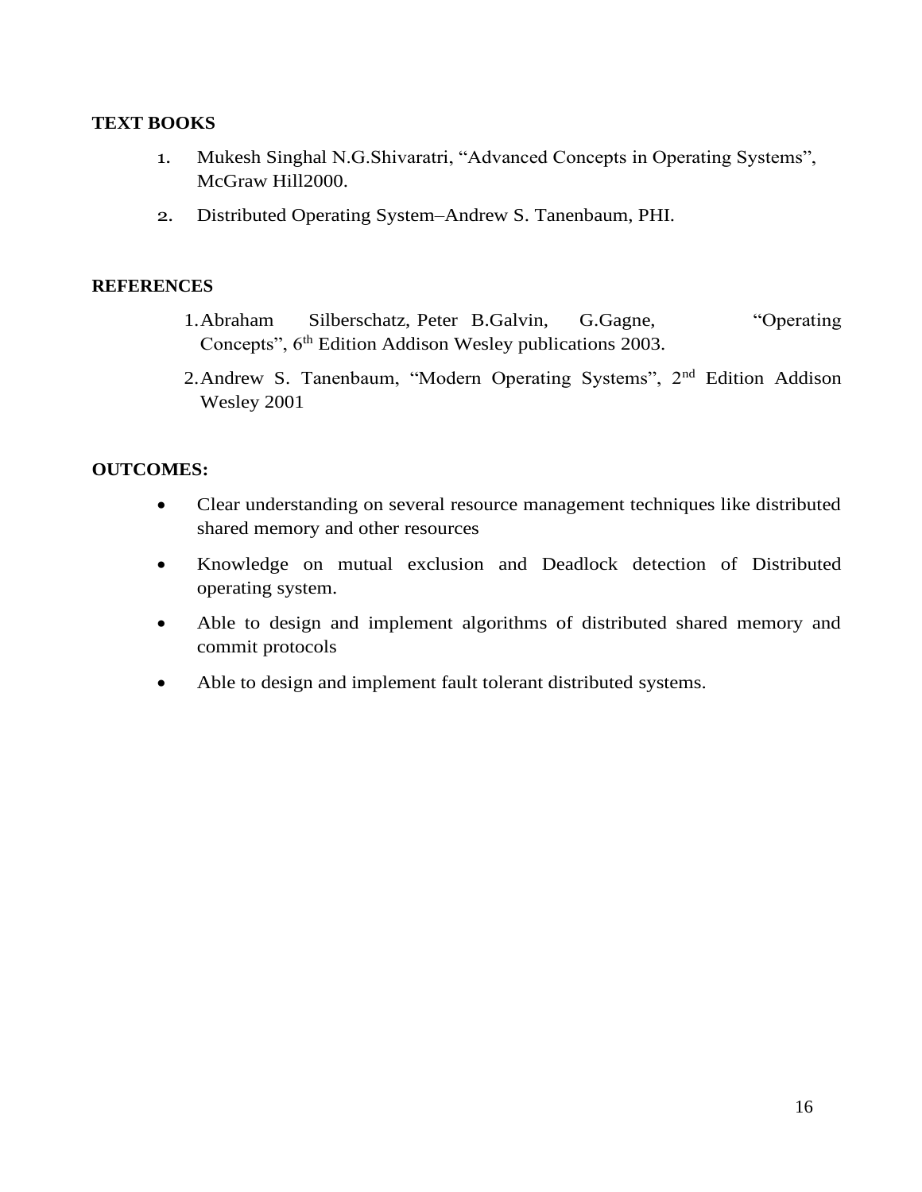**TEXT BOOKS**

1. Mukesh Singhal N.G.Shivaratri, “Advanced Concepts in Operating Systems”, McGraw Hill2000.
2. Distributed Operating System–Andrew S. Tanenbaum, PHI.

**REFERENCES**

1. Abraham Silberschatz, Peter B.Galvin, G.Gagne, “Operating Concepts”, 6th Edition Addison Wesley publications 2003.
2. Andrew S. Tanenbaum, “Modern Operating Systems”, 2nd Edition Addison Wesley 2001

**OUTCOMES:**

- Clear understanding on several resource management techniques like distributed shared memory and other resources
- Knowledge on mutual exclusion and Deadlock detection of Distributed operating system.
- Able to design and implement algorithms of distributed shared memory and commit protocols
- Able to design and implement fault tolerant distributed systems.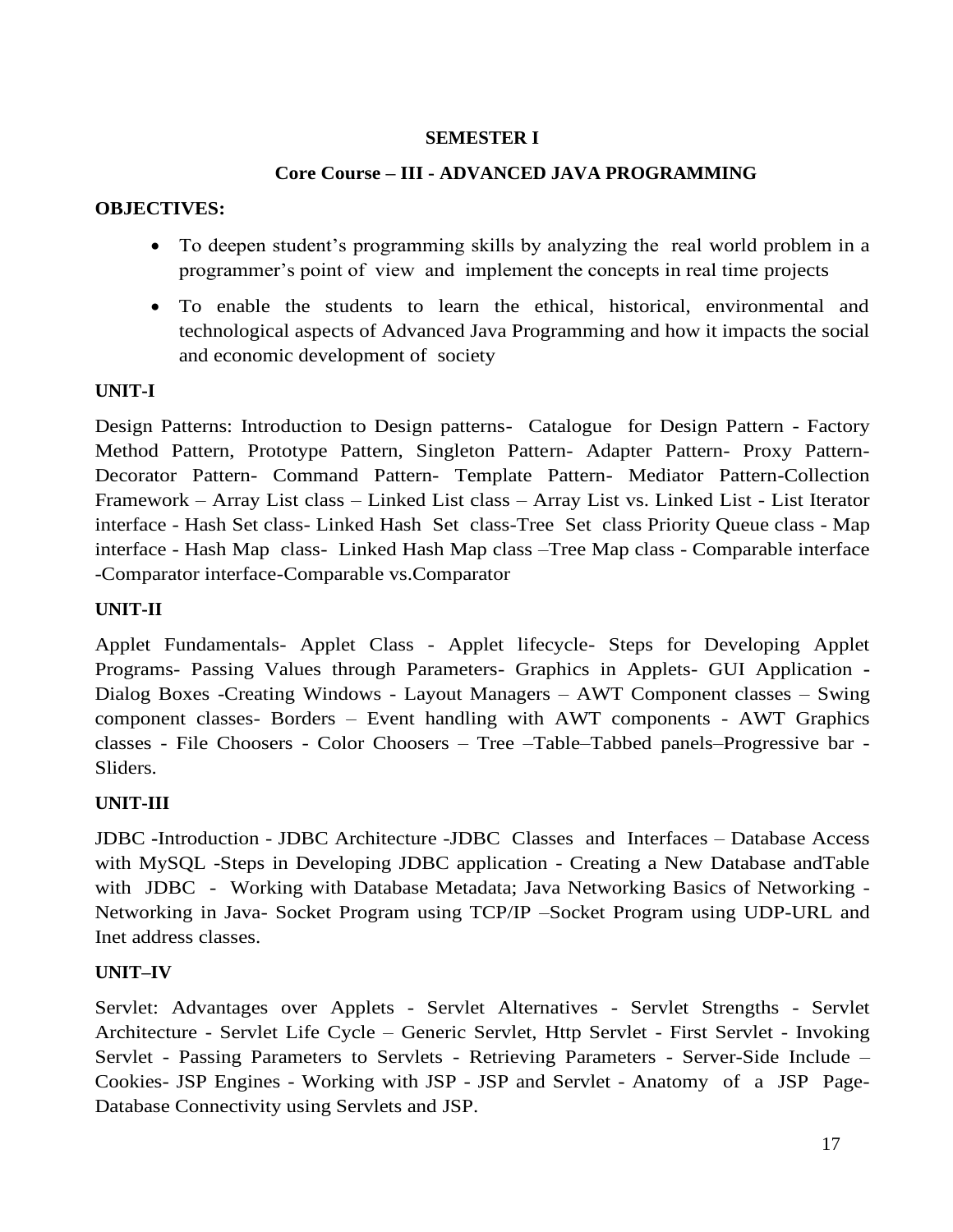**SEMESTER I**

**Core Course – III - ADVANCED JAVA PROGRAMMING**

**OBJECTIVES:**

- To deepen student's programming skills by analyzing the real world problem in a programmer's point of view and implement the concepts in real time projects
- To enable the students to learn the ethical, historical, environmental and technological aspects of Advanced Java Programming and how it impacts the social and economic development of society

**UNIT-I**

Design Patterns: Introduction to Design patterns- Catalogue for Design Pattern - Factory Method Pattern, Prototype Pattern, Singleton Pattern- Adapter Pattern- Proxy Pattern- Decorator Pattern- Command Pattern- Template Pattern- Mediator Pattern-Collection Framework – Array List class – Linked List class – Array List vs. Linked List - List Iterator interface - Hash Set class- Linked Hash Set class-Tree Set class Priority Queue class - Map interface - Hash Map class- Linked Hash Map class –Tree Map class - Comparable interface -Comparator interface-Comparable vs.Comparator

**UNIT-II**

Applet Fundamentals- Applet Class - Applet lifecycle- Steps for Developing Applet Programs- Passing Values through Parameters- Graphics in Applets- GUI Application - Dialog Boxes -Creating Windows - Layout Managers – AWT Component classes – Swing component classes- Borders – Event handling with AWT components - AWT Graphics classes - File Choosers - Color Choosers – Tree –Table–Tabbed panels–Progressive bar - Sliders.

**UNIT-III**

JDBC -Introduction - JDBC Architecture -JDBC Classes and Interfaces – Database Access with MySQL -Steps in Developing JDBC application - Creating a New Database andTable with JDBC - Working with Database Metadata; Java Networking Basics of Networking - Networking in Java- Socket Program using TCP/IP –Socket Program using UDP-URL and Inet address classes.

**UNIT–IV**

Servlet: Advantages over Applets - Servlet Alternatives - Servlet Strengths - Servlet Architecture - Servlet Life Cycle – Generic Servlet, Http Servlet - First Servlet - Invoking Servlet - Passing Parameters to Servlets - Retrieving Parameters - Server-Side Include – Cookies- JSP Engines - Working with JSP - JSP and Servlet - Anatomy of a JSP Page- Database Connectivity using Servlets and JSP.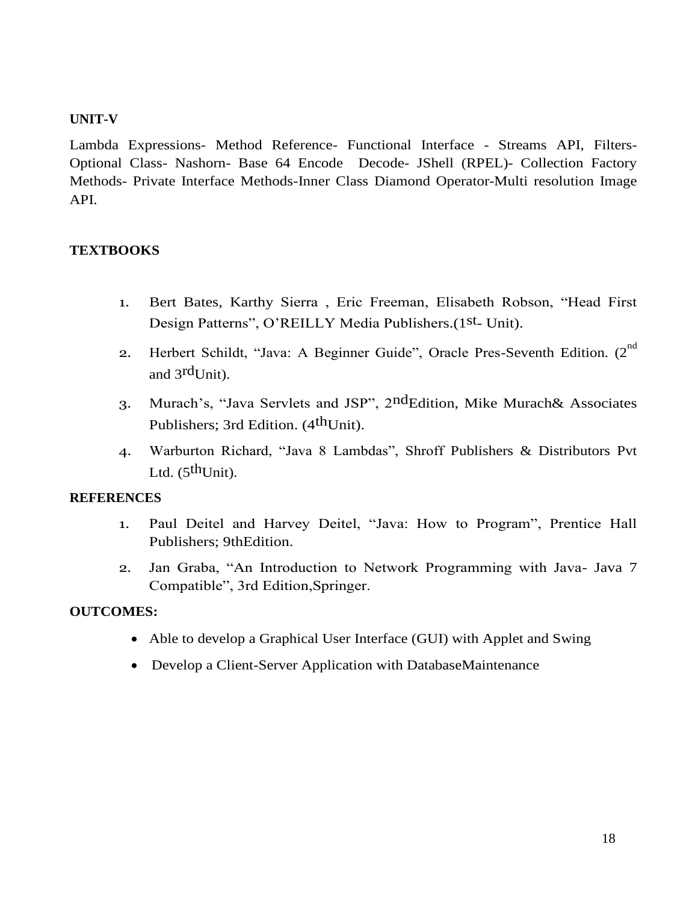**UNIT-V**

Lambda Expressions- Method Reference- Functional Interface - Streams API, Filters- Optional Class- Nashorn- Base 64 Encode Decode- JShell (RPEL)- Collection Factory Methods- Private Interface Methods-Inner Class Diamond Operator-Multi resolution Image API.

**TEXTBOOKS**

1. Bert Bates, Karthy Sierra , Eric Freeman, Elisabeth Robson, "Head First Design Patterns", O'REILLY Media Publishers.(1st- Unit).
2. Herbert Schildt, "Java: A Beginner Guide", Oracle Pres-Seventh Edition. (2nd and 3rdUnit).
3. Murach's, "Java Servlets and JSP", 2ndEdition, Mike Murach& Associates Publishers; 3rd Edition. (4thUnit).
4. Warburton Richard, "Java 8 Lambdas", Shroff Publishers & Distributors Pvt Ltd. (5thUnit).

**REFERENCES**

1. Paul Deitel and Harvey Deitel, "Java: How to Program", Prentice Hall Publishers; 9thEdition.
2. Jan Graba, "An Introduction to Network Programming with Java- Java 7 Compatible", 3rd Edition,Springer.

**OUTCOMES:**

- Able to develop a Graphical User Interface (GUI) with Applet and Swing
- Develop a Client-Server Application with DatabaseMaintenance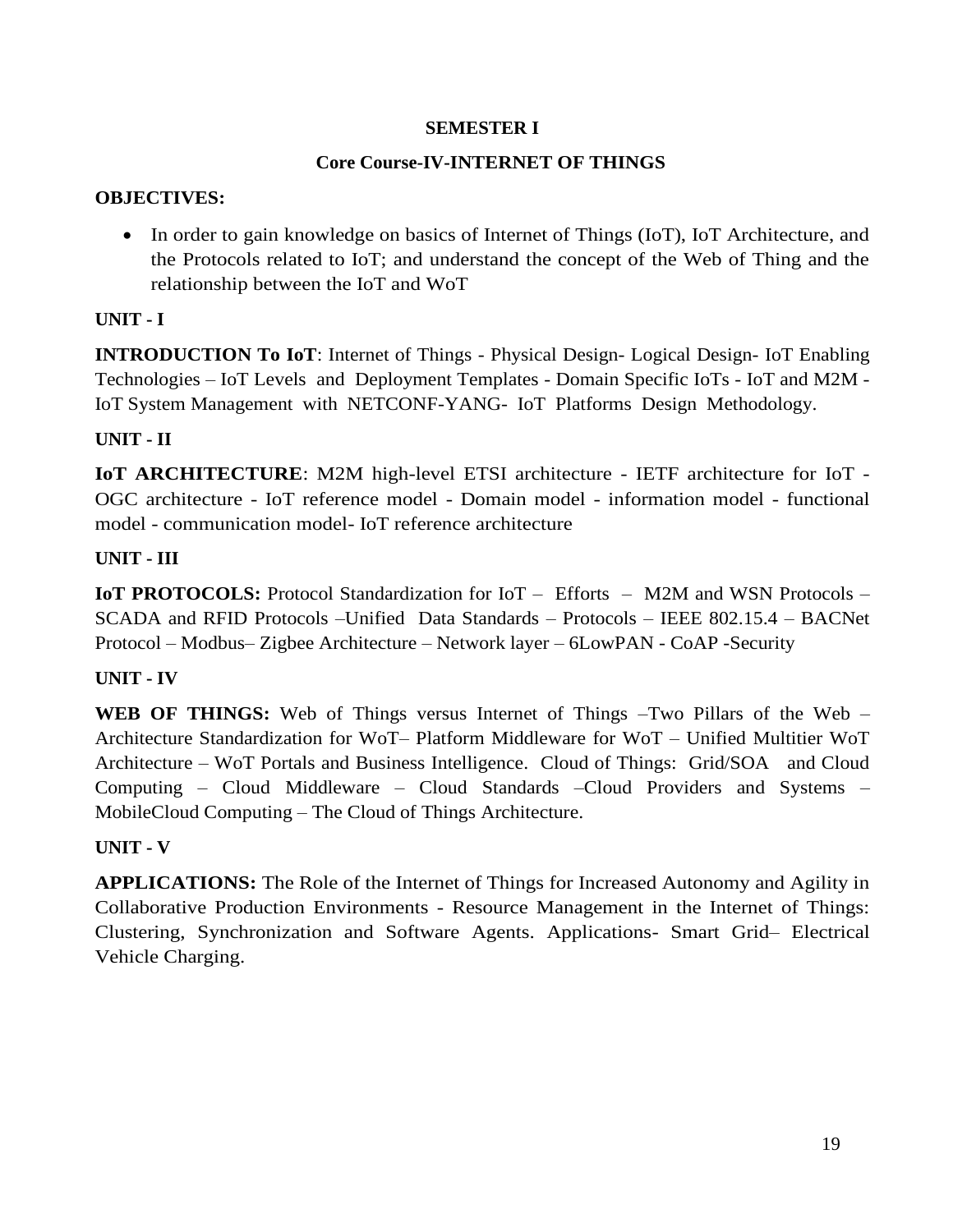**SEMESTER I**

**Core Course-IV-INTERNET OF THINGS**

**OBJECTIVES:**

- In order to gain knowledge on basics of Internet of Things (IoT), IoT Architecture, and the Protocols related to IoT; and understand the concept of the Web of Thing and the relationship between the IoT and WoT

**UNIT - I**

**INTRODUCTION To IoT**: Internet of Things - Physical Design- Logical Design- IoT Enabling Technologies – IoT Levels and Deployment Templates - Domain Specific IoTs - IoT and M2M - IoT System Management with NETCONF-YANG- IoT Platforms Design Methodology.

**UNIT - II**

**IoT ARCHITECTURE**: M2M high-level ETSI architecture - IETF architecture for IoT - OGC architecture - IoT reference model - Domain model - information model - functional model - communication model- IoT reference architecture

**UNIT - III**

**IoT PROTOCOLS:** Protocol Standardization for IoT – Efforts – M2M and WSN Protocols – SCADA and RFID Protocols –Unified Data Standards – Protocols – IEEE 802.15.4 – BACNet Protocol – Modbus– Zigbee Architecture – Network layer – 6LowPAN - CoAP -Security

**UNIT - IV**

**WEB OF THINGS:** Web of Things versus Internet of Things –Two Pillars of the Web – Architecture Standardization for WoT– Platform Middleware for WoT – Unified Multitier WoT Architecture – WoT Portals and Business Intelligence. Cloud of Things: Grid/SOA and Cloud Computing – Cloud Middleware – Cloud Standards –Cloud Providers and Systems – MobileCloud Computing – The Cloud of Things Architecture.

**UNIT - V**

**APPLICATIONS:** The Role of the Internet of Things for Increased Autonomy and Agility in Collaborative Production Environments - Resource Management in the Internet of Things: Clustering, Synchronization and Software Agents. Applications- Smart Grid– Electrical Vehicle Charging.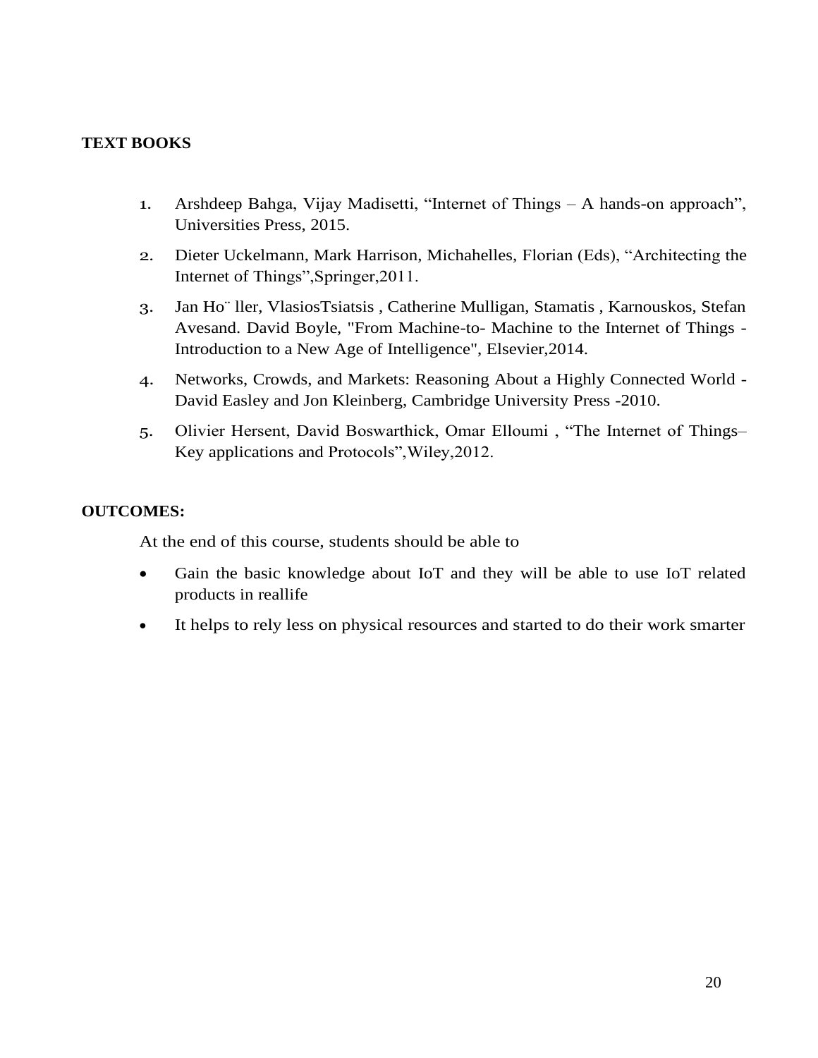**TEXT BOOKS**

1. Arshdeep Bahga, Vijay Madisetti, “Internet of Things – A hands-on approach”, Universities Press, 2015.
2. Dieter Uckelmann, Mark Harrison, Michahelles, Florian (Eds), “Architecting the Internet of Things”,Springer,2011.
3. Jan Ho¨ ller, VlasiosTsiatsis , Catherine Mulligan, Stamatis , Karnouskos, Stefan Avesand. David Boyle, "From Machine-to- Machine to the Internet of Things - Introduction to a New Age of Intelligence", Elsevier,2014.
4. Networks, Crowds, and Markets: Reasoning About a Highly Connected World - David Easley and Jon Kleinberg, Cambridge University Press -2010.
5. Olivier Hersent, David Boswarthick, Omar Elloumi , “The Internet of Things– Key applications and Protocols”,Wiley,2012.

**OUTCOMES:**

At the end of this course, students should be able to

- Gain the basic knowledge about IoT and they will be able to use IoT related products in reallife
- It helps to rely less on physical resources and started to do their work smarter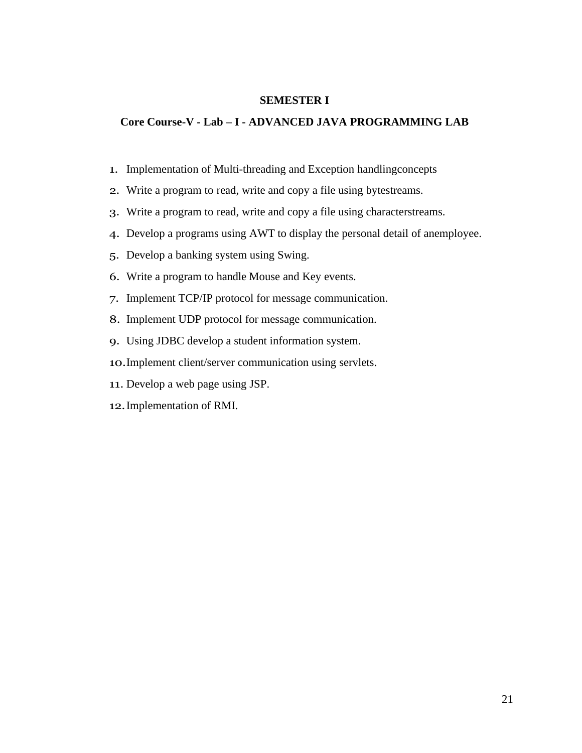**SEMESTER I**

**Core Course-V - Lab – I - ADVANCED JAVA PROGRAMMING LAB**

1. Implementation of Multi-threading and Exception handlingconcepts
2. Write a program to read, write and copy a file using bytestreams.
3. Write a program to read, write and copy a file using characterstreams.
4. Develop a programs using AWT to display the personal detail of anemployee.
5. Develop a banking system using Swing.
6. Write a program to handle Mouse and Key events.
7. Implement TCP/IP protocol for message communication.
8. Implement UDP protocol for message communication.
9. Using JDBC develop a student information system.
10. Implement client/server communication using servlets.
11. Develop a web page using JSP.
12. Implementation of RMI.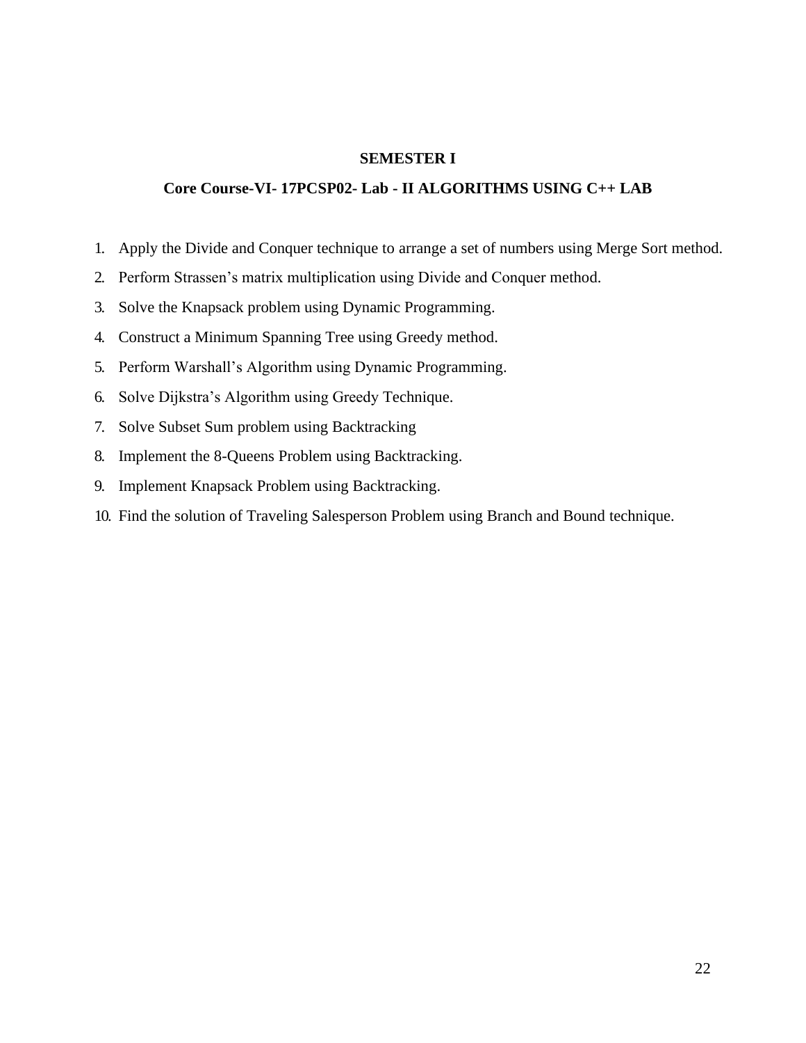**SEMESTER I**

**Core Course-VI- 17PCSP02- Lab - II ALGORITHMS USING C++ LAB**

1. Apply the Divide and Conquer technique to arrange a set of numbers using Merge Sort method.
2. Perform Strassen's matrix multiplication using Divide and Conquer method.
3. Solve the Knapsack problem using Dynamic Programming.
4. Construct a Minimum Spanning Tree using Greedy method.
5. Perform Warshall's Algorithm using Dynamic Programming.
6. Solve Dijkstra's Algorithm using Greedy Technique.
7. Solve Subset Sum problem using Backtracking
8. Implement the 8-Queens Problem using Backtracking.
9. Implement Knapsack Problem using Backtracking.
10. Find the solution of Traveling Salesperson Problem using Branch and Bound technique.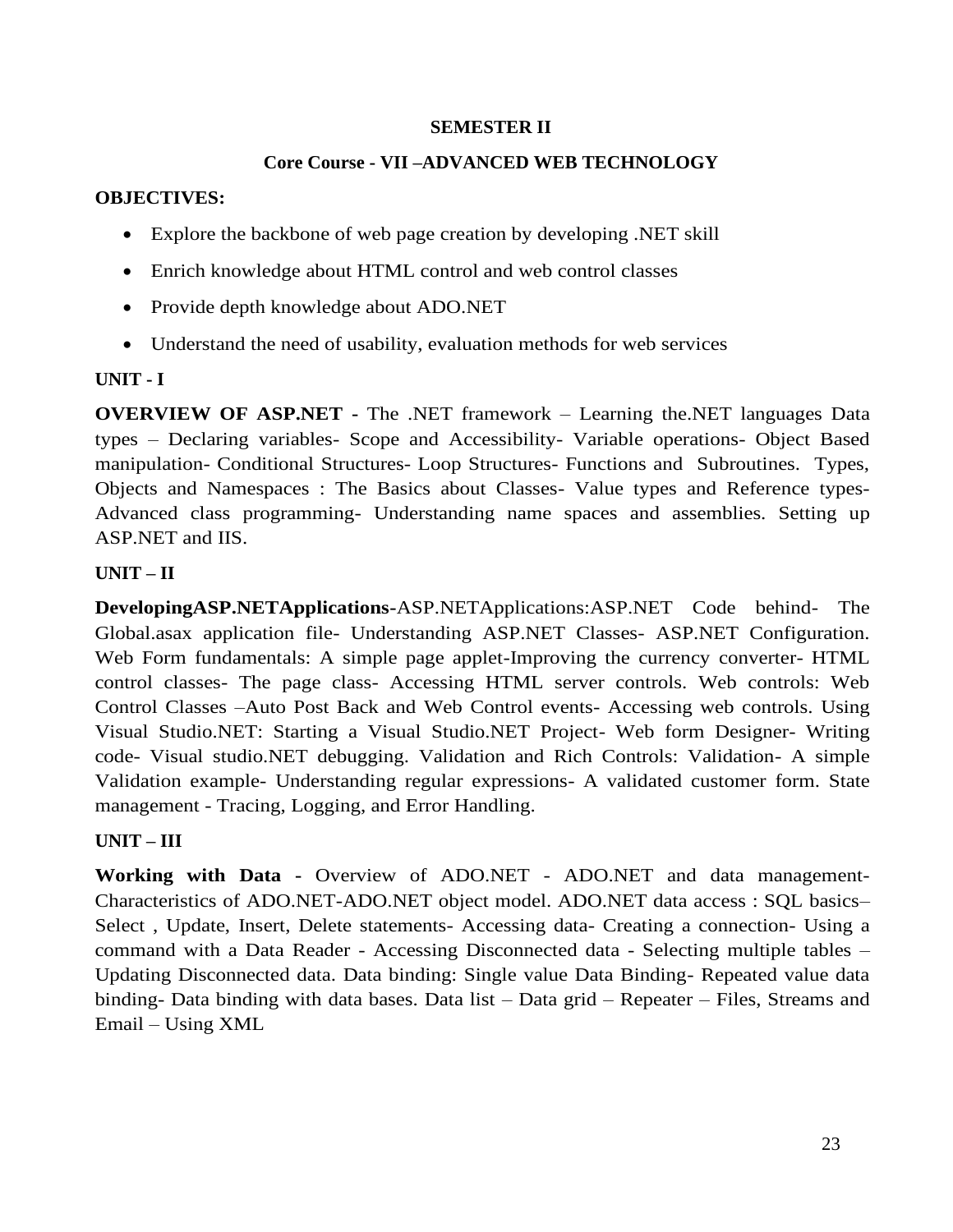**SEMESTER II**

**Core Course - VII –ADVANCED WEB TECHNOLOGY**

**OBJECTIVES:**

- Explore the backbone of web page creation by developing .NET skill
- Enrich knowledge about HTML control and web control classes
- Provide depth knowledge about ADO.NET
- Understand the need of usability, evaluation methods for web services

**UNIT - I**

**OVERVIEW OF ASP.NET -** The .NET framework – Learning the.NET languages Data types – Declaring variables- Scope and Accessibility- Variable operations- Object Based manipulation- Conditional Structures- Loop Structures- Functions and Subroutines. Types, Objects and Namespaces : The Basics about Classes- Value types and Reference types- Advanced class programming- Understanding name spaces and assemblies. Setting up ASP.NET and IIS.

**UNIT – II**

**DevelopingASP.NETApplications-**ASP.NETApplications:ASP.NET Code behind- The Global.asax application file- Understanding ASP.NET Classes- ASP.NET Configuration. Web Form fundamentals: A simple page applet-Improving the currency converter- HTML control classes- The page class- Accessing HTML server controls. Web controls: Web Control Classes –Auto Post Back and Web Control events- Accessing web controls. Using Visual Studio.NET: Starting a Visual Studio.NET Project- Web form Designer- Writing code- Visual studio.NET debugging. Validation and Rich Controls: Validation- A simple Validation example- Understanding regular expressions- A validated customer form. State management - Tracing, Logging, and Error Handling.

**UNIT – III**

**Working with Data -** Overview of ADO.NET - ADO.NET and data management-Characteristics of ADO.NET-ADO.NET object model. ADO.NET data access : SQL basics– Select , Update, Insert, Delete statements- Accessing data- Creating a connection- Using a command with a Data Reader - Accessing Disconnected data - Selecting multiple tables – Updating Disconnected data. Data binding: Single value Data Binding- Repeated value data binding- Data binding with data bases. Data list – Data grid – Repeater – Files, Streams and Email – Using XML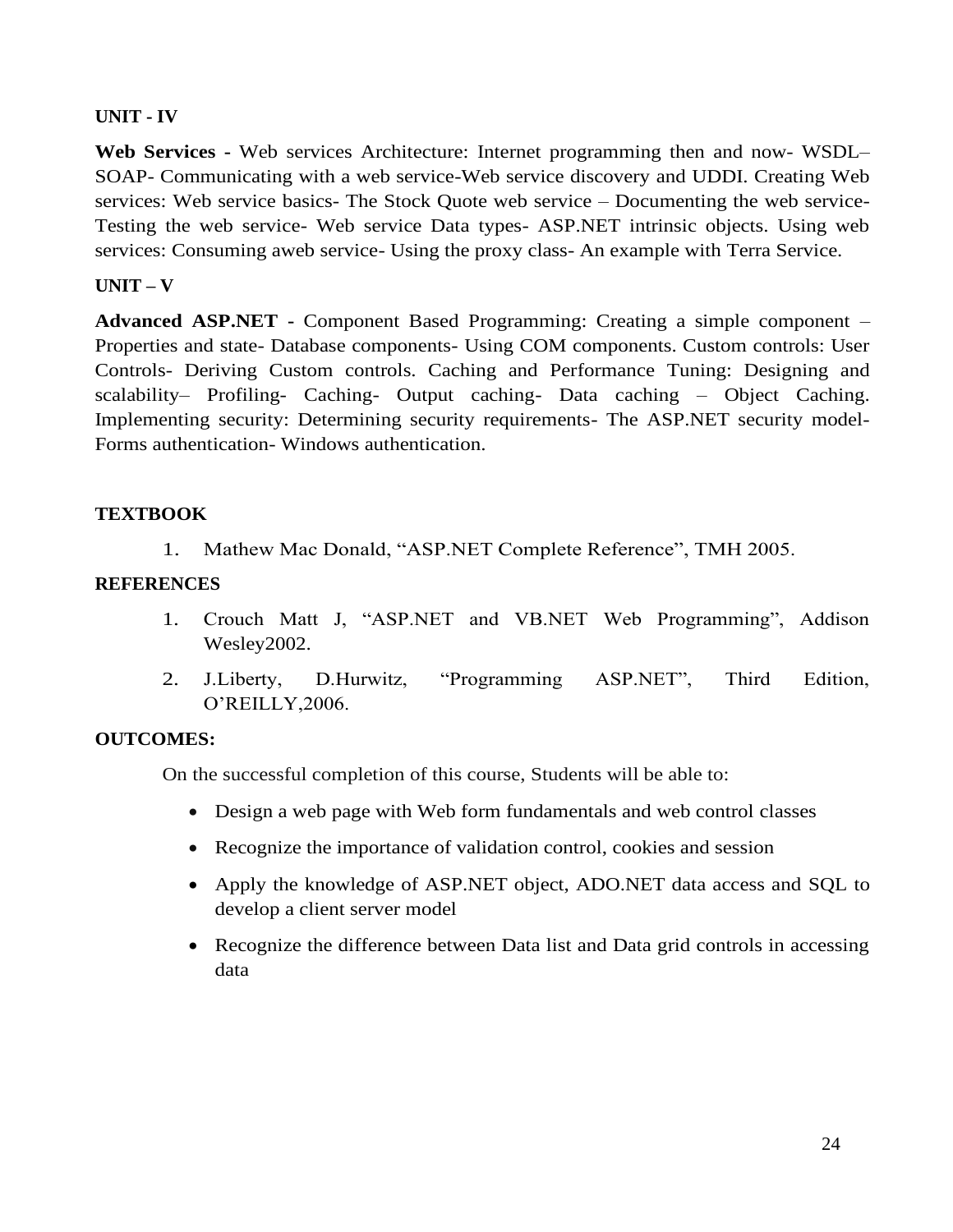**UNIT - IV**

**Web Services -** Web services Architecture: Internet programming then and now- WSDL– SOAP- Communicating with a web service-Web service discovery and UDDI. Creating Web services: Web service basics- The Stock Quote web service – Documenting the web service-Testing the web service- Web service Data types- ASP.NET intrinsic objects. Using web services: Consuming aweb service- Using the proxy class- An example with Terra Service.

**UNIT – V**

**Advanced ASP.NET -** Component Based Programming: Creating a simple component – Properties and state- Database components- Using COM components. Custom controls: User Controls- Deriving Custom controls. Caching and Performance Tuning: Designing and scalability– Profiling- Caching- Output caching- Data caching – Object Caching. Implementing security: Determining security requirements- The ASP.NET security model-Forms authentication- Windows authentication.

**TEXTBOOK**

1. Mathew Mac Donald, "ASP.NET Complete Reference", TMH 2005.

**REFERENCES**

1. Crouch Matt J, "ASP.NET and VB.NET Web Programming", Addison Wesley2002.
2. J.Liberty, D.Hurwitz, "Programming ASP.NET", Third Edition, O'REILLY,2006.

**OUTCOMES:**

On the successful completion of this course, Students will be able to:

- Design a web page with Web form fundamentals and web control classes
- Recognize the importance of validation control, cookies and session
- Apply the knowledge of ASP.NET object, ADO.NET data access and SQL to develop a client server model
- Recognize the difference between Data list and Data grid controls in accessing data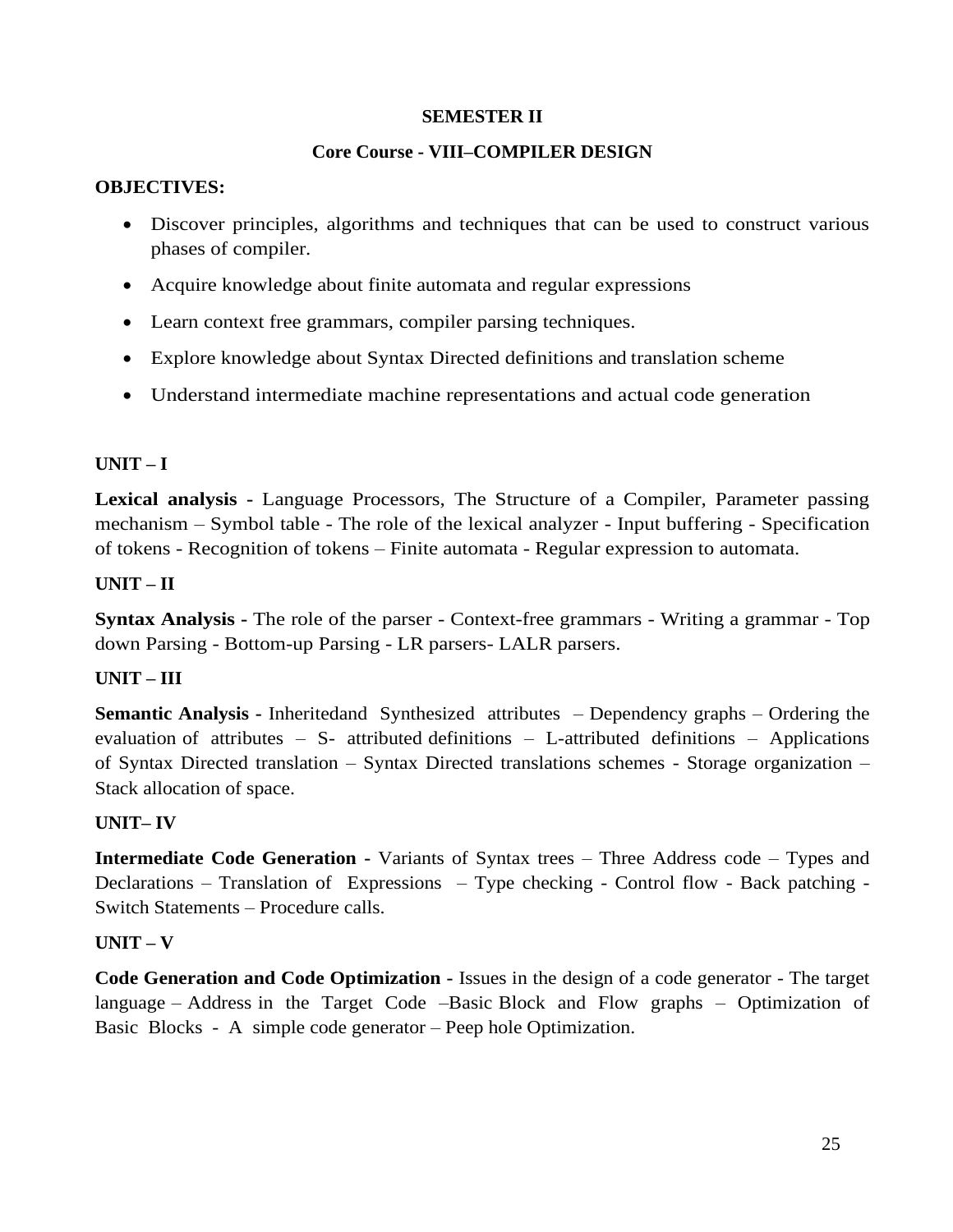## SEMESTER II

### Core Course - VIII–COMPILER DESIGN

**OBJECTIVES:**

- Discover principles, algorithms and techniques that can be used to construct various phases of compiler.
- Acquire knowledge about finite automata and regular expressions
- Learn context free grammars, compiler parsing techniques.
- Explore knowledge about Syntax Directed definitions and translation scheme
- Understand intermediate machine representations and actual code generation

**UNIT – I**

**Lexical analysis -** Language Processors, The Structure of a Compiler, Parameter passing mechanism – Symbol table - The role of the lexical analyzer - Input buffering - Specification of tokens - Recognition of tokens – Finite automata - Regular expression to automata.

**UNIT – II**

**Syntax Analysis -** The role of the parser - Context-free grammars - Writing a grammar - Top down Parsing - Bottom-up Parsing - LR parsers- LALR parsers.

**UNIT – III**

**Semantic Analysis -** Inheritedand Synthesized attributes – Dependency graphs – Ordering the evaluation of attributes – S- attributed definitions – L-attributed definitions – Applications of Syntax Directed translation – Syntax Directed translations schemes - Storage organization – Stack allocation of space.

**UNIT– IV**

**Intermediate Code Generation -** Variants of Syntax trees – Three Address code – Types and Declarations – Translation of Expressions – Type checking - Control flow - Back patching - Switch Statements – Procedure calls.

**UNIT – V**

**Code Generation and Code Optimization -** Issues in the design of a code generator - The target language – Address in the Target Code –Basic Block and Flow graphs – Optimization of Basic Blocks - A simple code generator – Peep hole Optimization.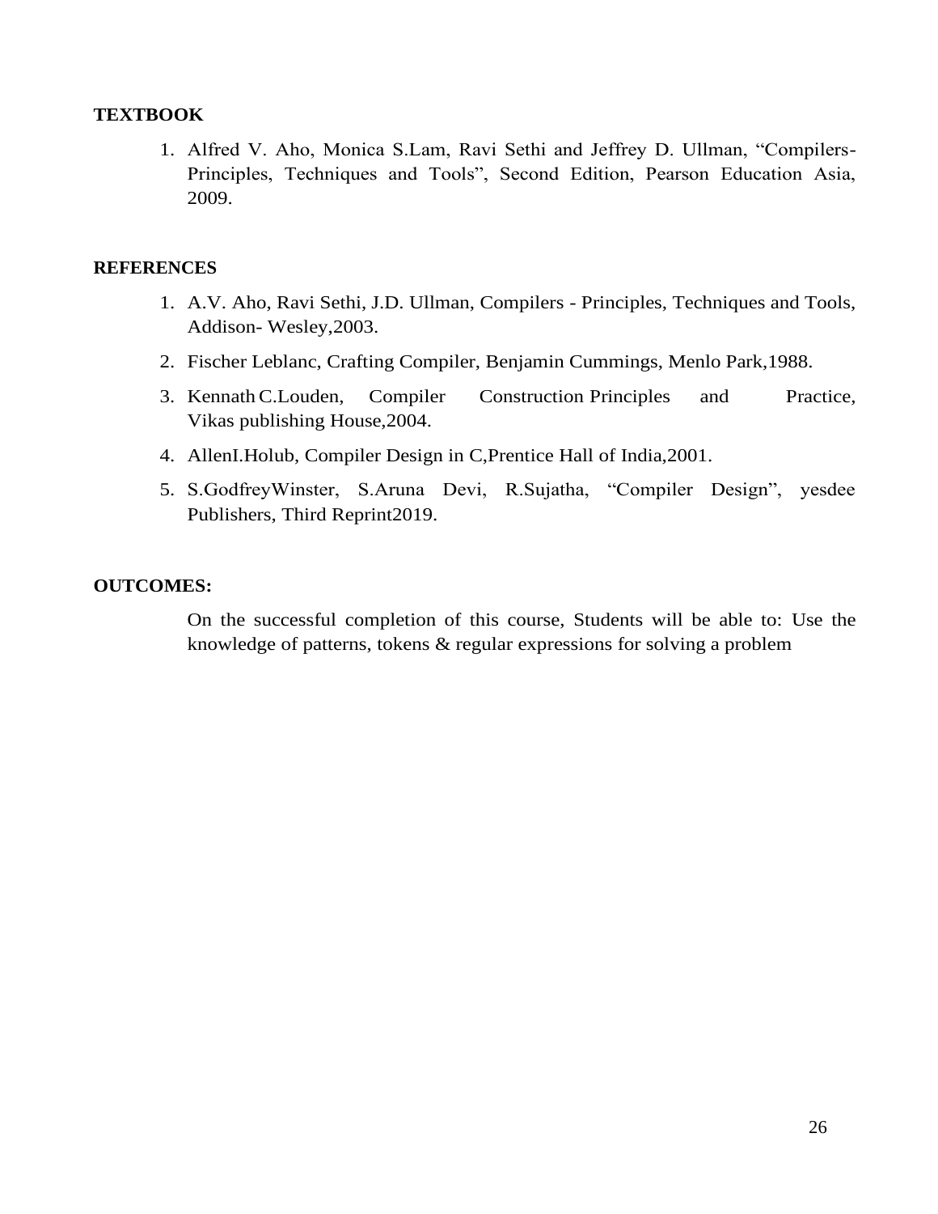**TEXTBOOK**

1. Alfred V. Aho, Monica S.Lam, Ravi Sethi and Jeffrey D. Ullman, “Compilers-Principles, Techniques and Tools”, Second Edition, Pearson Education Asia, 2009.

**REFERENCES**

1. A.V. Aho, Ravi Sethi, J.D. Ullman, Compilers - Principles, Techniques and Tools, Addison- Wesley,2003.
2. Fischer Leblanc, Crafting Compiler, Benjamin Cummings, Menlo Park,1988.
3. Kennath C.Louden, Compiler Construction Principles and Practice, Vikas publishing House,2004.
4. AllenI.Holub, Compiler Design in C,Prentice Hall of India,2001.
5. S.GodfreyWinster, S.Aruna Devi, R.Sujatha, “Compiler Design”, yesdee Publishers, Third Reprint2019.

**OUTCOMES:**

On the successful completion of this course, Students will be able to: Use the knowledge of patterns, tokens & regular expressions for solving a problem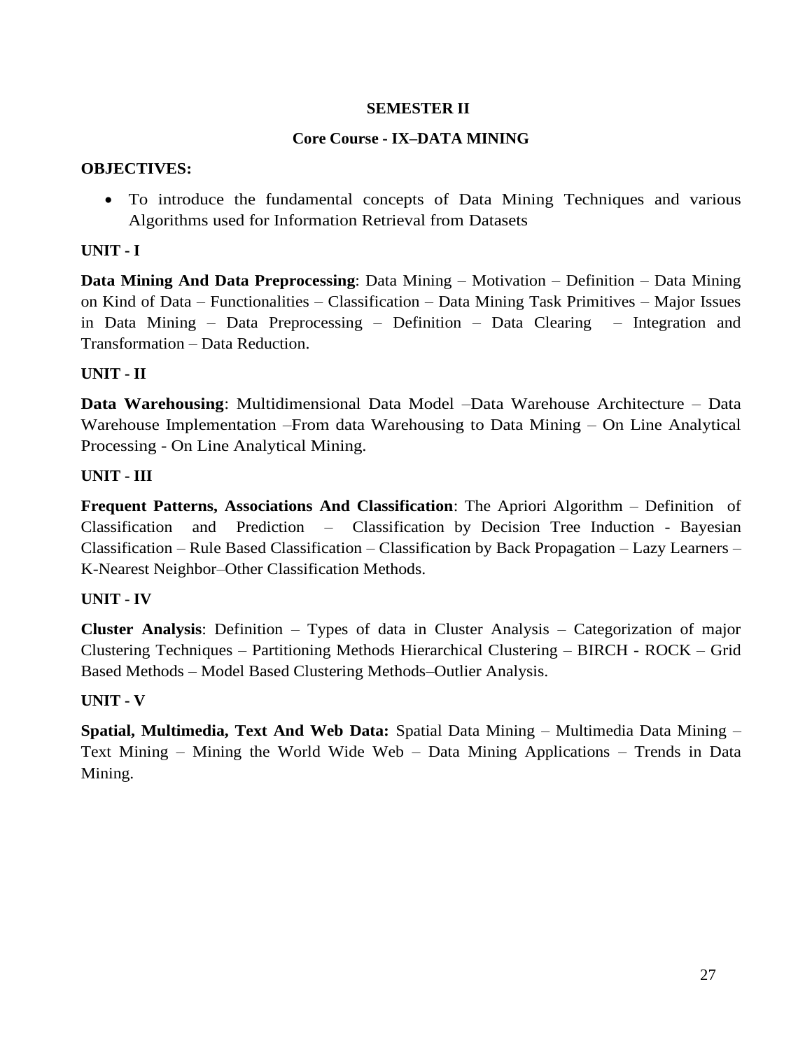## SEMESTER II

## Core Course - IX–DATA MINING

**OBJECTIVES:**

- To introduce the fundamental concepts of Data Mining Techniques and various Algorithms used for Information Retrieval from Datasets

**UNIT - I**

**Data Mining And Data Preprocessing**: Data Mining – Motivation – Definition – Data Mining on Kind of Data – Functionalities – Classification – Data Mining Task Primitives – Major Issues in Data Mining – Data Preprocessing – Definition – Data Clearing – Integration and Transformation – Data Reduction.

**UNIT - II**

**Data Warehousing**: Multidimensional Data Model –Data Warehouse Architecture – Data Warehouse Implementation –From data Warehousing to Data Mining – On Line Analytical Processing - On Line Analytical Mining.

**UNIT - III**

**Frequent Patterns, Associations And Classification**: The Apriori Algorithm – Definition of Classification and Prediction – Classification by Decision Tree Induction - Bayesian Classification – Rule Based Classification – Classification by Back Propagation – Lazy Learners – K-Nearest Neighbor–Other Classification Methods.

**UNIT - IV**

**Cluster Analysis**: Definition – Types of data in Cluster Analysis – Categorization of major Clustering Techniques – Partitioning Methods Hierarchical Clustering – BIRCH - ROCK – Grid Based Methods – Model Based Clustering Methods–Outlier Analysis.

**UNIT - V**

**Spatial, Multimedia, Text And Web Data:** Spatial Data Mining – Multimedia Data Mining – Text Mining – Mining the World Wide Web – Data Mining Applications – Trends in Data Mining.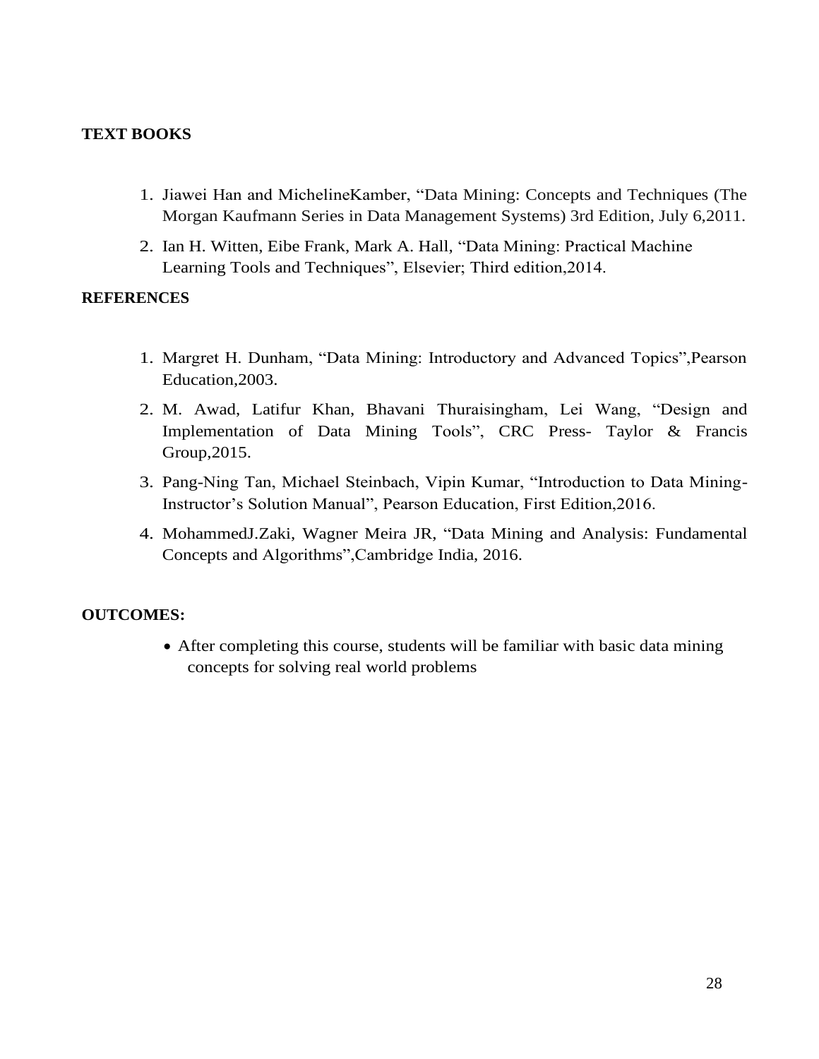**TEXT BOOKS**

1. Jiawei Han and MichelineKamber, "Data Mining: Concepts and Techniques (The Morgan Kaufmann Series in Data Management Systems) 3rd Edition, July 6,2011.
2. Ian H. Witten, Eibe Frank, Mark A. Hall, "Data Mining: Practical Machine Learning Tools and Techniques", Elsevier; Third edition,2014.

**REFERENCES**

1. Margret H. Dunham, "Data Mining: Introductory and Advanced Topics",Pearson Education,2003.
2. M. Awad, Latifur Khan, Bhavani Thuraisingham, Lei Wang, "Design and Implementation of Data Mining Tools", CRC Press- Taylor & Francis Group,2015.
3. Pang-Ning Tan, Michael Steinbach, Vipin Kumar, "Introduction to Data Mining-Instructor's Solution Manual", Pearson Education, First Edition,2016.
4. MohammedJ.Zaki, Wagner Meira JR, "Data Mining and Analysis: Fundamental Concepts and Algorithms",Cambridge India, 2016.

**OUTCOMES:**

- After completing this course, students will be familiar with basic data mining concepts for solving real world problems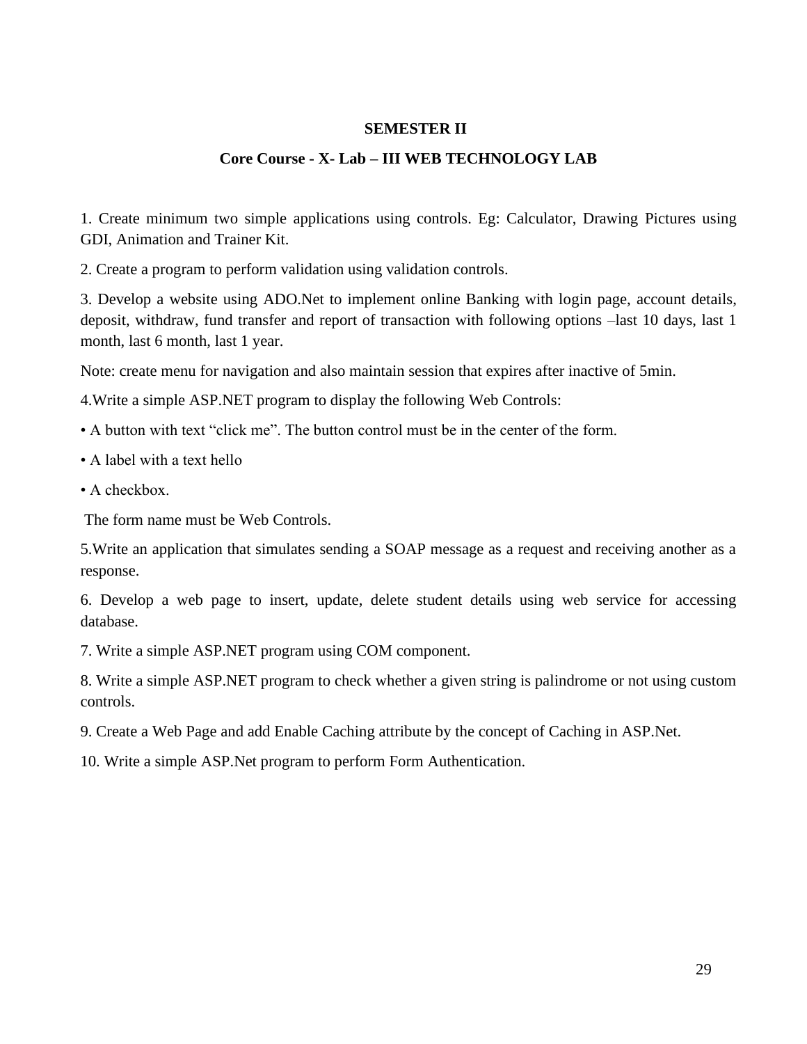**SEMESTER II**

**Core Course - X- Lab – III WEB TECHNOLOGY LAB**

1. Create minimum two simple applications using controls. Eg: Calculator, Drawing Pictures using GDI, Animation and Trainer Kit.

2. Create a program to perform validation using validation controls.

3. Develop a website using ADO.Net to implement online Banking with login page, account details, deposit, withdraw, fund transfer and report of transaction with following options –last 10 days, last 1 month, last 6 month, last 1 year.

Note: create menu for navigation and also maintain session that expires after inactive of 5min.

4.Write a simple ASP.NET program to display the following Web Controls:

- A button with text “click me”. The button control must be in the center of the form.
- A label with a text hello
- A checkbox.

The form name must be Web Controls.

5.Write an application that simulates sending a SOAP message as a request and receiving another as a response.

6. Develop a web page to insert, update, delete student details using web service for accessing database.

7. Write a simple ASP.NET program using COM component.

8. Write a simple ASP.NET program to check whether a given string is palindrome or not using custom controls.

9. Create a Web Page and add Enable Caching attribute by the concept of Caching in ASP.Net.

10. Write a simple ASP.Net program to perform Form Authentication.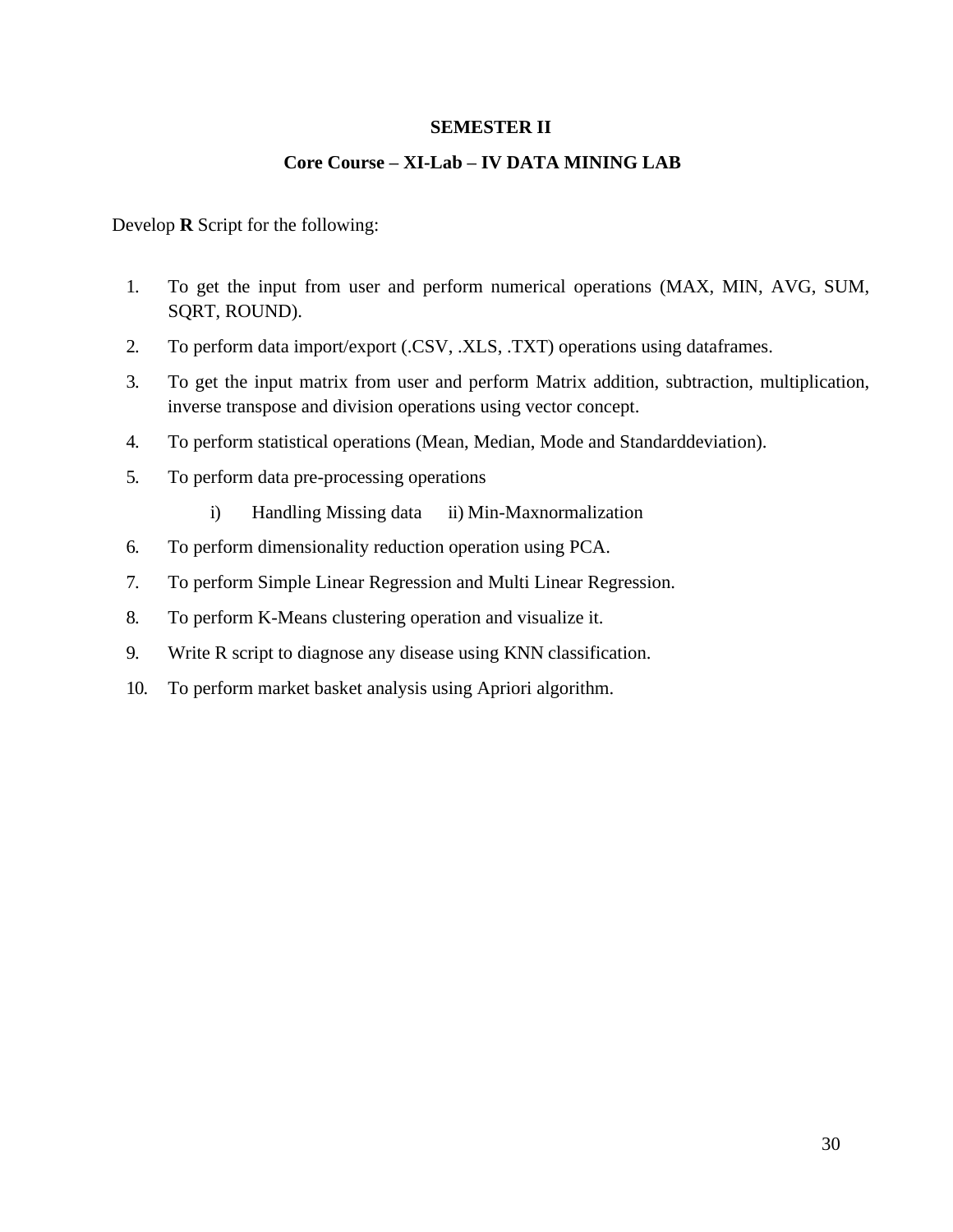## SEMESTER II

## Core Course – XI-Lab – IV DATA MINING LAB

Develop **R** Script for the following:

1. To get the input from user and perform numerical operations (MAX, MIN, AVG, SUM, SQRT, ROUND).
2. To perform data import/export (.CSV, .XLS, .TXT) operations using dataframes.
3. To get the input matrix from user and perform Matrix addition, subtraction, multiplication, inverse transpose and division operations using vector concept.
4. To perform statistical operations (Mean, Median, Mode and Standarddeviation).
5. To perform data pre-processing operations
   i) Handling Missing data   ii) Min-Maxnormalization
6. To perform dimensionality reduction operation using PCA.
7. To perform Simple Linear Regression and Multi Linear Regression.
8. To perform K-Means clustering operation and visualize it.
9. Write R script to diagnose any disease using KNN classification.
10. To perform market basket analysis using Apriori algorithm.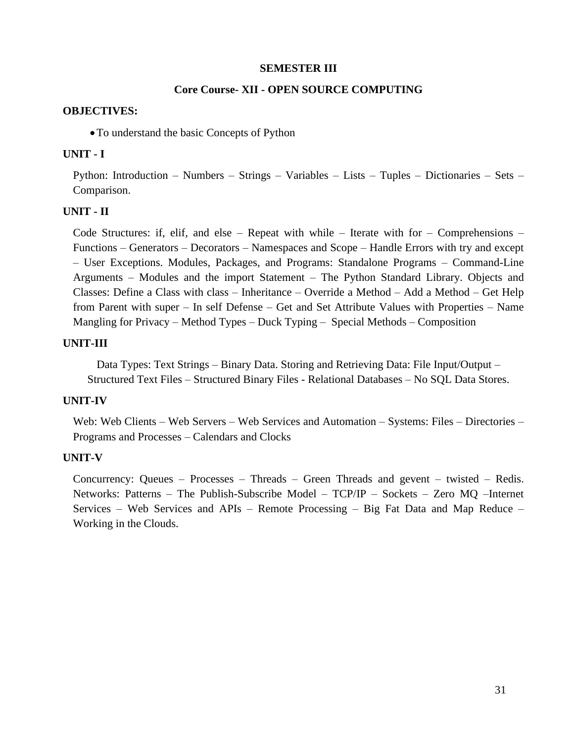## SEMESTER III

## Core Course- XII - OPEN SOURCE COMPUTING

**OBJECTIVES:**

- To understand the basic Concepts of Python

**UNIT - I**

Python: Introduction – Numbers – Strings – Variables – Lists – Tuples – Dictionaries – Sets – Comparison.

**UNIT - II**

Code Structures: if, elif, and else – Repeat with while – Iterate with for – Comprehensions – Functions – Generators – Decorators – Namespaces and Scope – Handle Errors with try and except – User Exceptions. Modules, Packages, and Programs: Standalone Programs – Command-Line Arguments – Modules and the import Statement – The Python Standard Library. Objects and Classes: Define a Class with class – Inheritance – Override a Method – Add a Method – Get Help from Parent with super – In self Defense – Get and Set Attribute Values with Properties – Name Mangling for Privacy – Method Types – Duck Typing – Special Methods – Composition

**UNIT-III**

Data Types: Text Strings – Binary Data. Storing and Retrieving Data: File Input/Output – Structured Text Files – Structured Binary Files - Relational Databases – No SQL Data Stores.

**UNIT-IV**

Web: Web Clients – Web Servers – Web Services and Automation – Systems: Files – Directories – Programs and Processes – Calendars and Clocks

**UNIT-V**

Concurrency: Queues – Processes – Threads – Green Threads and gevent – twisted – Redis. Networks: Patterns – The Publish-Subscribe Model – TCP/IP – Sockets – Zero MQ –Internet Services – Web Services and APIs – Remote Processing – Big Fat Data and Map Reduce – Working in the Clouds.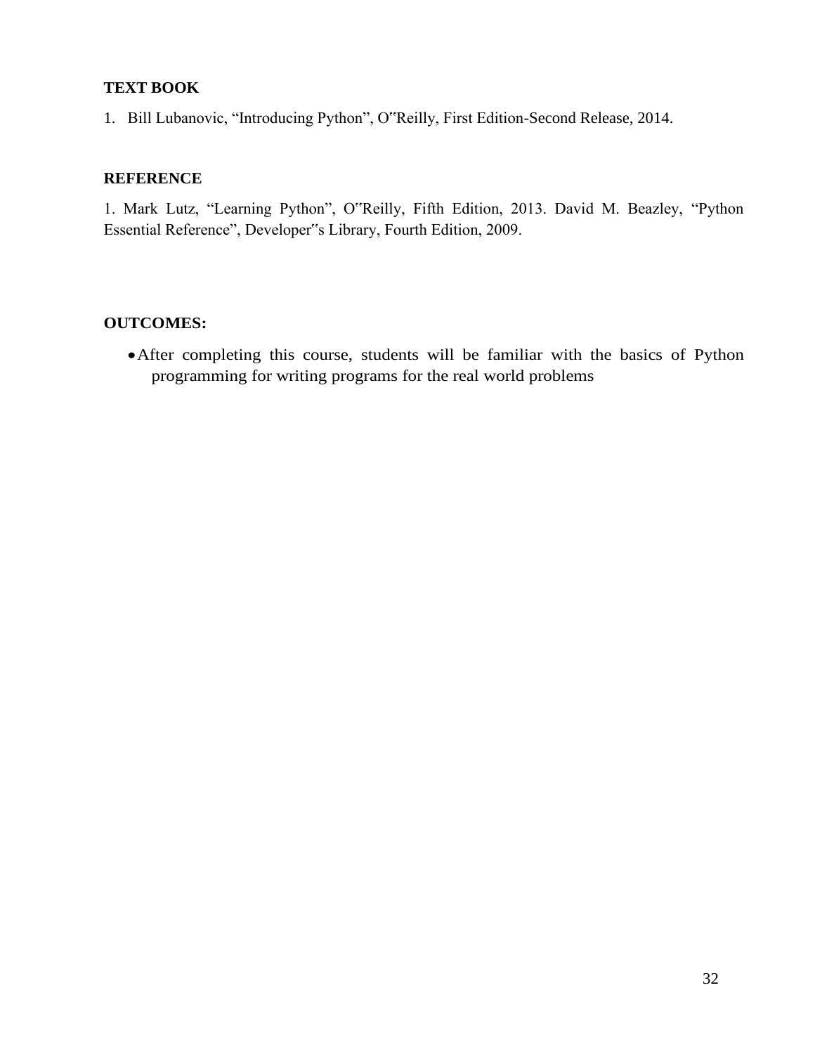**TEXT BOOK**

1. Bill Lubanovic, “Introducing Python”, O‟Reilly, First Edition-Second Release, 2014.

**REFERENCE**

1. Mark Lutz, “Learning Python”, O‟Reilly, Fifth Edition, 2013. David M. Beazley, “Python Essential Reference”, Developer‟s Library, Fourth Edition, 2009.

**OUTCOMES:**

- After completing this course, students will be familiar with the basics of Python programming for writing programs for the real world problems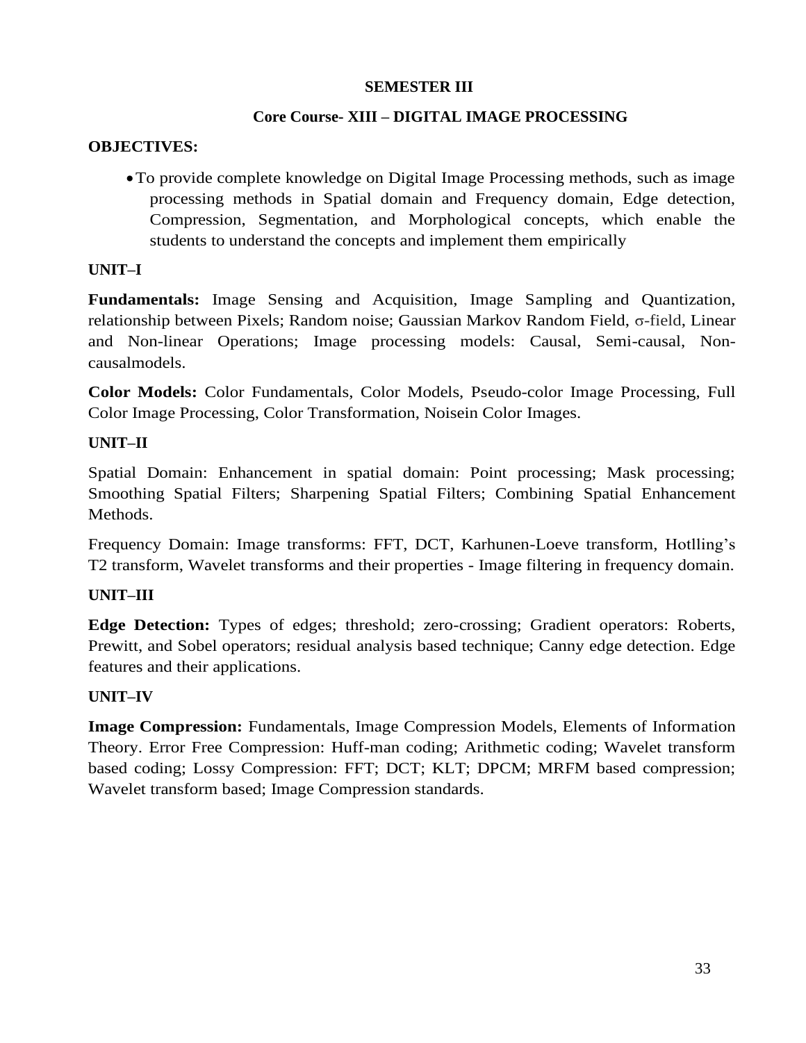**SEMESTER III**

**Core Course- XIII – DIGITAL IMAGE PROCESSING**

**OBJECTIVES:**

- To provide complete knowledge on Digital Image Processing methods, such as image processing methods in Spatial domain and Frequency domain, Edge detection, Compression, Segmentation, and Morphological concepts, which enable the students to understand the concepts and implement them empirically

**UNIT–I**

**Fundamentals:** Image Sensing and Acquisition, Image Sampling and Quantization, relationship between Pixels; Random noise; Gaussian Markov Random Field, σ-field, Linear and Non-linear Operations; Image processing models: Causal, Semi-causal, Non-causalmodels.

**Color Models:** Color Fundamentals, Color Models, Pseudo-color Image Processing, Full Color Image Processing, Color Transformation, Noisein Color Images.

**UNIT–II**

Spatial Domain: Enhancement in spatial domain: Point processing; Mask processing; Smoothing Spatial Filters; Sharpening Spatial Filters; Combining Spatial Enhancement Methods.

Frequency Domain: Image transforms: FFT, DCT, Karhunen-Loeve transform, Hotlling's T2 transform, Wavelet transforms and their properties - Image filtering in frequency domain.

**UNIT–III**

**Edge Detection:** Types of edges; threshold; zero-crossing; Gradient operators: Roberts, Prewitt, and Sobel operators; residual analysis based technique; Canny edge detection. Edge features and their applications.

**UNIT–IV**

**Image Compression:** Fundamentals, Image Compression Models, Elements of Information Theory. Error Free Compression: Huff-man coding; Arithmetic coding; Wavelet transform based coding; Lossy Compression: FFT; DCT; KLT; DPCM; MRFM based compression; Wavelet transform based; Image Compression standards.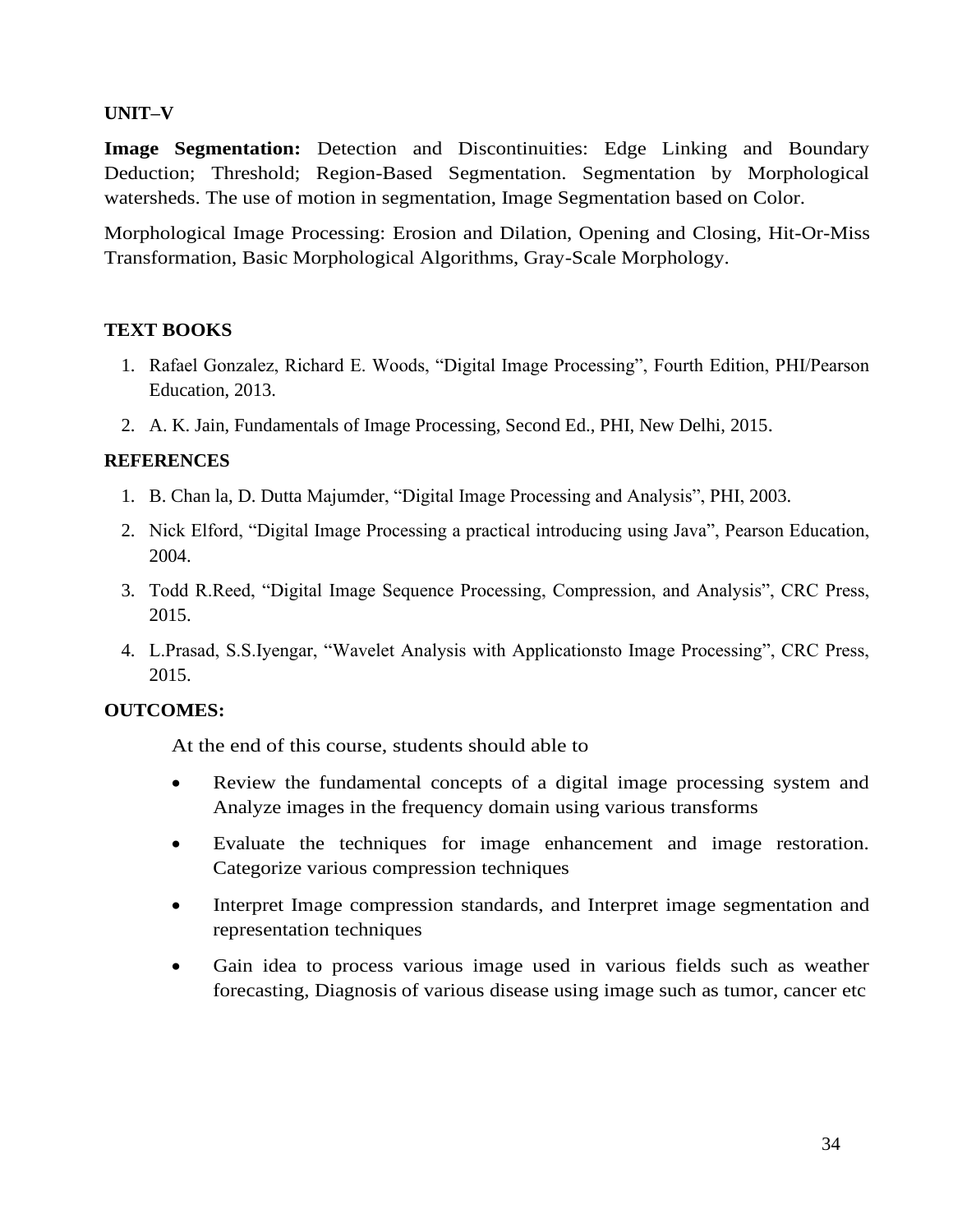**UNIT–V**

**Image Segmentation:** Detection and Discontinuities: Edge Linking and Boundary Deduction; Threshold; Region-Based Segmentation. Segmentation by Morphological watersheds. The use of motion in segmentation, Image Segmentation based on Color.

Morphological Image Processing: Erosion and Dilation, Opening and Closing, Hit-Or-Miss Transformation, Basic Morphological Algorithms, Gray-Scale Morphology.

**TEXT BOOKS**

1. Rafael Gonzalez, Richard E. Woods, "Digital Image Processing", Fourth Edition, PHI/Pearson Education, 2013.
2. A. K. Jain, Fundamentals of Image Processing, Second Ed., PHI, New Delhi, 2015.

**REFERENCES**

1. B. Chan la, D. Dutta Majumder, "Digital Image Processing and Analysis", PHI, 2003.
2. Nick Elford, "Digital Image Processing a practical introducing using Java", Pearson Education, 2004.
3. Todd R.Reed, "Digital Image Sequence Processing, Compression, and Analysis", CRC Press, 2015.
4. L.Prasad, S.S.Iyengar, "Wavelet Analysis with Applicationsto Image Processing", CRC Press, 2015.

**OUTCOMES:**

At the end of this course, students should able to

- Review the fundamental concepts of a digital image processing system and Analyze images in the frequency domain using various transforms
- Evaluate the techniques for image enhancement and image restoration. Categorize various compression techniques
- Interpret Image compression standards, and Interpret image segmentation and representation techniques
- Gain idea to process various image used in various fields such as weather forecasting, Diagnosis of various disease using image such as tumor, cancer etc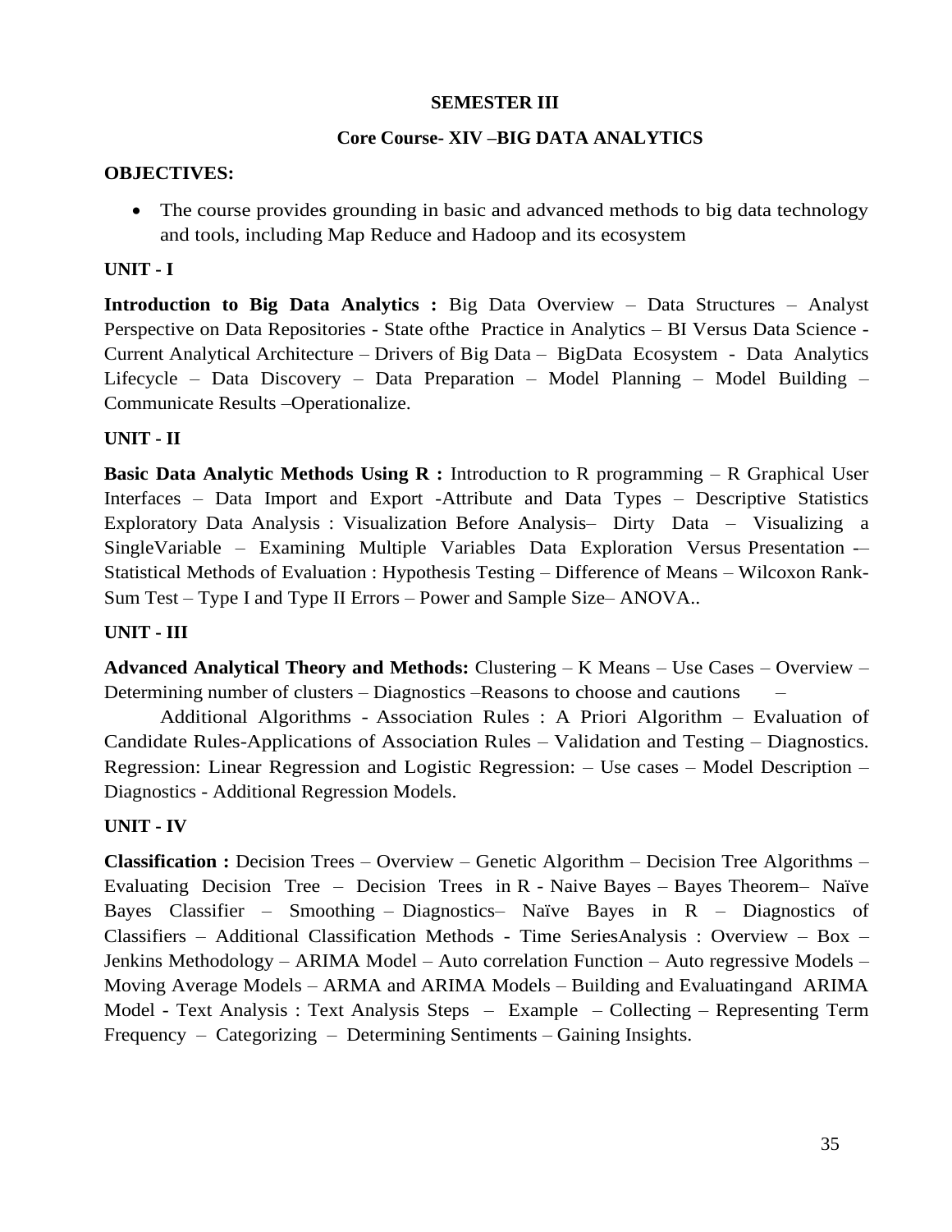**SEMESTER III**

**Core Course- XIV –BIG DATA ANALYTICS**

**OBJECTIVES:**

- The course provides grounding in basic and advanced methods to big data technology and tools, including Map Reduce and Hadoop and its ecosystem

**UNIT - I**

**Introduction to Big Data Analytics :** Big Data Overview – Data Structures – Analyst Perspective on Data Repositories - State ofthe Practice in Analytics – BI Versus Data Science - Current Analytical Architecture – Drivers of Big Data – BigData Ecosystem - Data Analytics Lifecycle – Data Discovery – Data Preparation – Model Planning – Model Building – Communicate Results –Operationalize.

**UNIT - II**

**Basic Data Analytic Methods Using R :** Introduction to R programming – R Graphical User Interfaces – Data Import and Export -Attribute and Data Types – Descriptive Statistics Exploratory Data Analysis : Visualization Before Analysis– Dirty Data – Visualizing a SingleVariable – Examining Multiple Variables Data Exploration Versus Presentation -– Statistical Methods of Evaluation : Hypothesis Testing – Difference of Means – Wilcoxon Rank-Sum Test – Type I and Type II Errors – Power and Sample Size– ANOVA..

**UNIT - III**

**Advanced Analytical Theory and Methods:** Clustering – K Means – Use Cases – Overview – Determining number of clusters – Diagnostics –Reasons to choose and cautions –

Additional Algorithms - Association Rules : A Priori Algorithm – Evaluation of Candidate Rules-Applications of Association Rules – Validation and Testing – Diagnostics. Regression: Linear Regression and Logistic Regression: – Use cases – Model Description – Diagnostics - Additional Regression Models.

**UNIT - IV**

**Classification :** Decision Trees – Overview – Genetic Algorithm – Decision Tree Algorithms – Evaluating Decision Tree – Decision Trees in R - Naive Bayes – Bayes Theorem– Naïve Bayes Classifier – Smoothing – Diagnostics– Naïve Bayes in R – Diagnostics of Classifiers – Additional Classification Methods - Time SeriesAnalysis : Overview – Box – Jenkins Methodology – ARIMA Model – Auto correlation Function – Auto regressive Models – Moving Average Models – ARMA and ARIMA Models – Building and Evaluatingand ARIMA Model - Text Analysis : Text Analysis Steps – Example – Collecting – Representing Term Frequency – Categorizing – Determining Sentiments – Gaining Insights.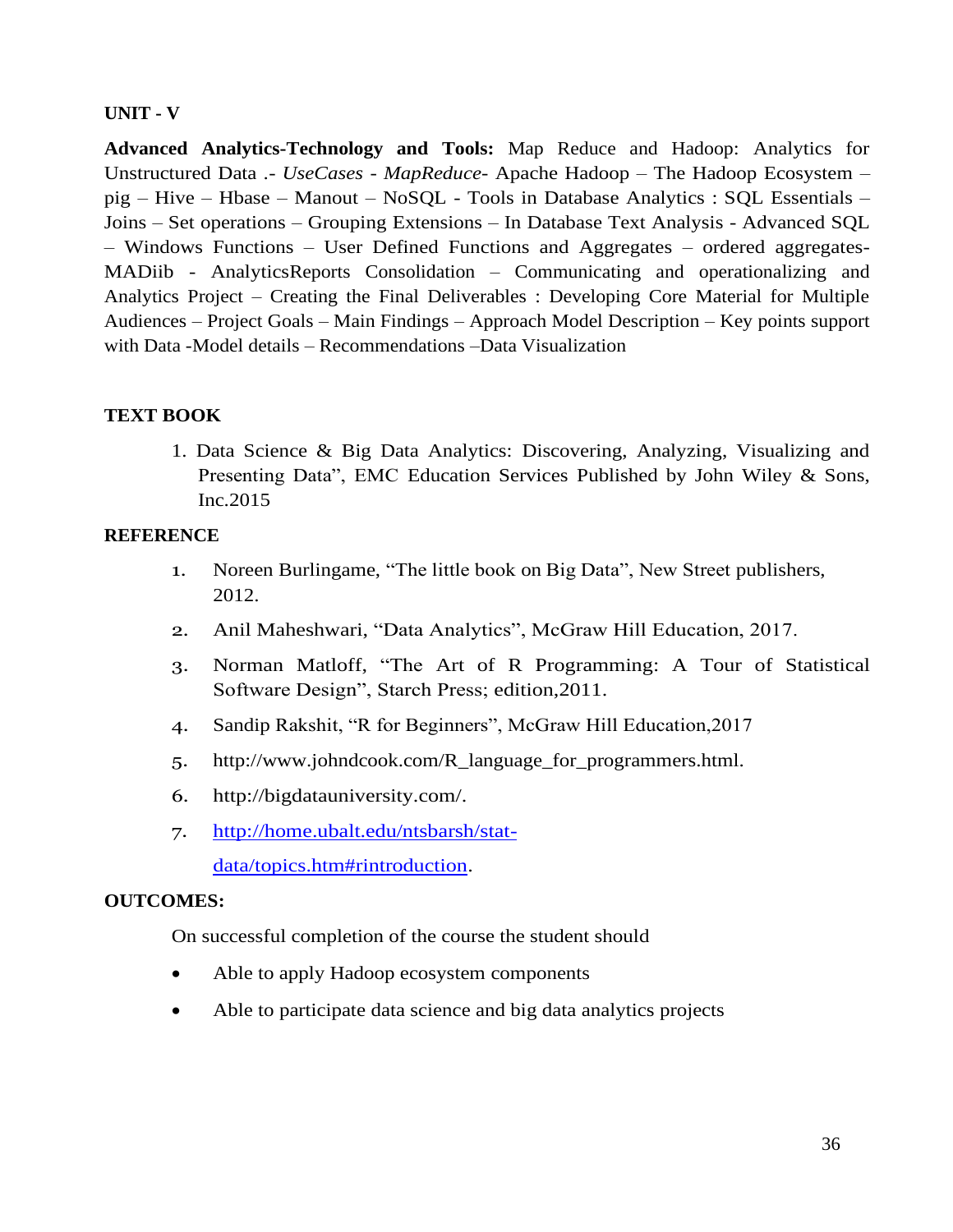**UNIT - V**

**Advanced Analytics-Technology and Tools:** Map Reduce and Hadoop: Analytics for Unstructured Data .- *UseCases* - *MapReduce*- Apache Hadoop – The Hadoop Ecosystem – pig – Hive – Hbase – Manout – NoSQL - Tools in Database Analytics : SQL Essentials – Joins – Set operations – Grouping Extensions – In Database Text Analysis - Advanced SQL – Windows Functions – User Defined Functions and Aggregates – ordered aggregates-MADiib - AnalyticsReports Consolidation – Communicating and operationalizing and Analytics Project – Creating the Final Deliverables : Developing Core Material for Multiple Audiences – Project Goals – Main Findings – Approach Model Description – Key points support with Data -Model details – Recommendations –Data Visualization

**TEXT BOOK**

1. Data Science & Big Data Analytics: Discovering, Analyzing, Visualizing and Presenting Data", EMC Education Services Published by John Wiley & Sons, Inc.2015

**REFERENCE**

1. Noreen Burlingame, "The little book on Big Data", New Street publishers, 2012.
2. Anil Maheshwari, "Data Analytics", McGraw Hill Education, 2017.
3. Norman Matloff, "The Art of R Programming: A Tour of Statistical Software Design", Starch Press; edition,2011.
4. Sandip Rakshit, "R for Beginners", McGraw Hill Education,2017
5. http://www.johndcook.com/R_language_for_programmers.html.
6. http://bigdatauniversity.com/.
7. [http://home.ubalt.edu/ntsbarsh/stat-data/topics.htm#rintroduction](http://home.ubalt.edu/ntsbarsh/stat-data/topics.htm#rintroduction).

**OUTCOMES:**

On successful completion of the course the student should

- Able to apply Hadoop ecosystem components
- Able to participate data science and big data analytics projects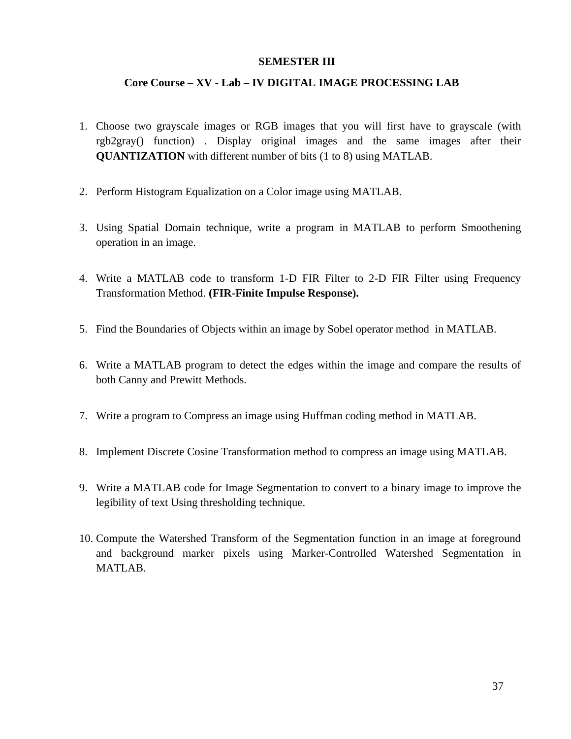**SEMESTER III**

**Core Course – XV - Lab – IV DIGITAL IMAGE PROCESSING LAB**

1. Choose two grayscale images or RGB images that you will first have to grayscale (with rgb2gray() function) . Display original images and the same images after their **QUANTIZATION** with different number of bits (1 to 8) using MATLAB.

2. Perform Histogram Equalization on a Color image using MATLAB.

3. Using Spatial Domain technique, write a program in MATLAB to perform Smoothening operation in an image.

4. Write a MATLAB code to transform 1-D FIR Filter to 2-D FIR Filter using Frequency Transformation Method. **(FIR-Finite Impulse Response).**

5. Find the Boundaries of Objects within an image by Sobel operator method in MATLAB.

6. Write a MATLAB program to detect the edges within the image and compare the results of both Canny and Prewitt Methods.

7. Write a program to Compress an image using Huffman coding method in MATLAB.

8. Implement Discrete Cosine Transformation method to compress an image using MATLAB.

9. Write a MATLAB code for Image Segmentation to convert to a binary image to improve the legibility of text Using thresholding technique.

10. Compute the Watershed Transform of the Segmentation function in an image at foreground and background marker pixels using Marker-Controlled Watershed Segmentation in MATLAB.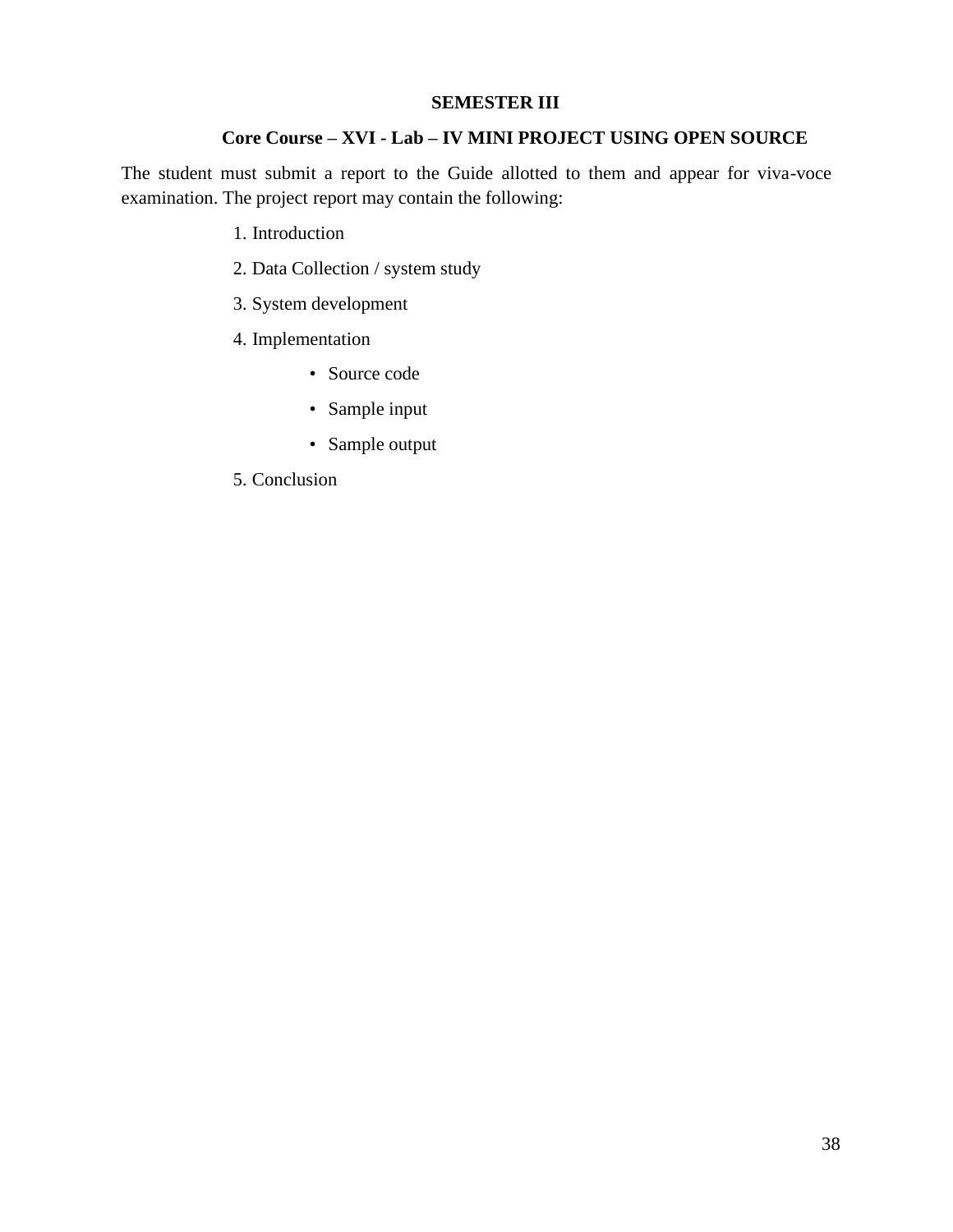## SEMESTER III

### Core Course – XVI - Lab – IV MINI PROJECT USING OPEN SOURCE

The student must submit a report to the Guide allotted to them and appear for viva-voce examination. The project report may contain the following:

1. Introduction
2. Data Collection / system study
3. System development
4. Implementation
   - Source code
   - Sample input
   - Sample output
5. Conclusion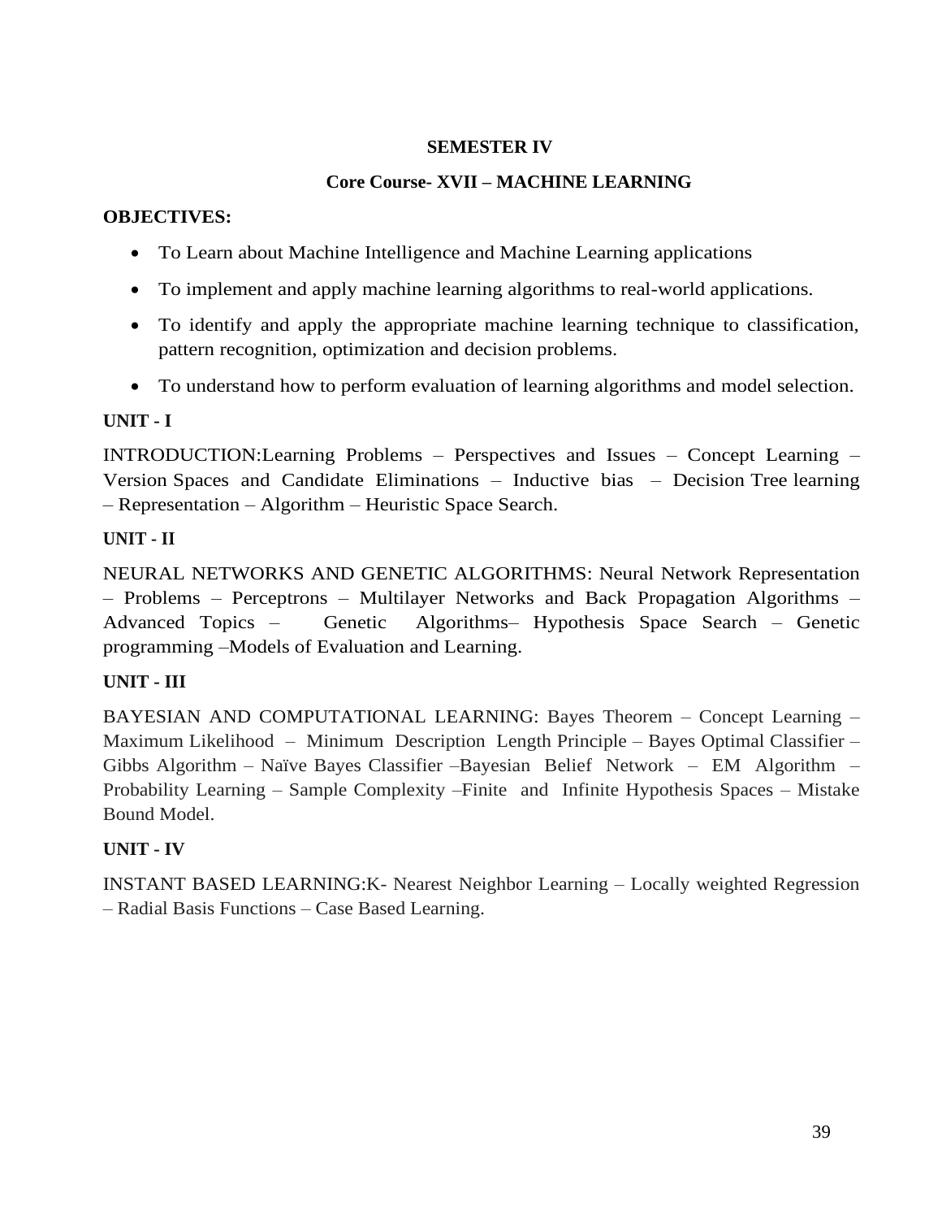**SEMESTER IV**

**Core Course- XVII – MACHINE LEARNING**

**OBJECTIVES:**

- To Learn about Machine Intelligence and Machine Learning applications
- To implement and apply machine learning algorithms to real-world applications.
- To identify and apply the appropriate machine learning technique to classification, pattern recognition, optimization and decision problems.
- To understand how to perform evaluation of learning algorithms and model selection.

**UNIT - I**

INTRODUCTION:Learning Problems – Perspectives and Issues – Concept Learning – Version Spaces and Candidate Eliminations – Inductive bias – Decision Tree learning – Representation – Algorithm – Heuristic Space Search.

**UNIT - II**

NEURAL NETWORKS AND GENETIC ALGORITHMS: Neural Network Representation – Problems – Perceptrons – Multilayer Networks and Back Propagation Algorithms – Advanced Topics – Genetic Algorithms– Hypothesis Space Search – Genetic programming –Models of Evaluation and Learning.

**UNIT - III**

BAYESIAN AND COMPUTATIONAL LEARNING: Bayes Theorem – Concept Learning – Maximum Likelihood – Minimum Description Length Principle – Bayes Optimal Classifier – Gibbs Algorithm – Naïve Bayes Classifier –Bayesian Belief Network – EM Algorithm – Probability Learning – Sample Complexity –Finite and Infinite Hypothesis Spaces – Mistake Bound Model.

**UNIT - IV**

INSTANT BASED LEARNING:K- Nearest Neighbor Learning – Locally weighted Regression – Radial Basis Functions – Case Based Learning.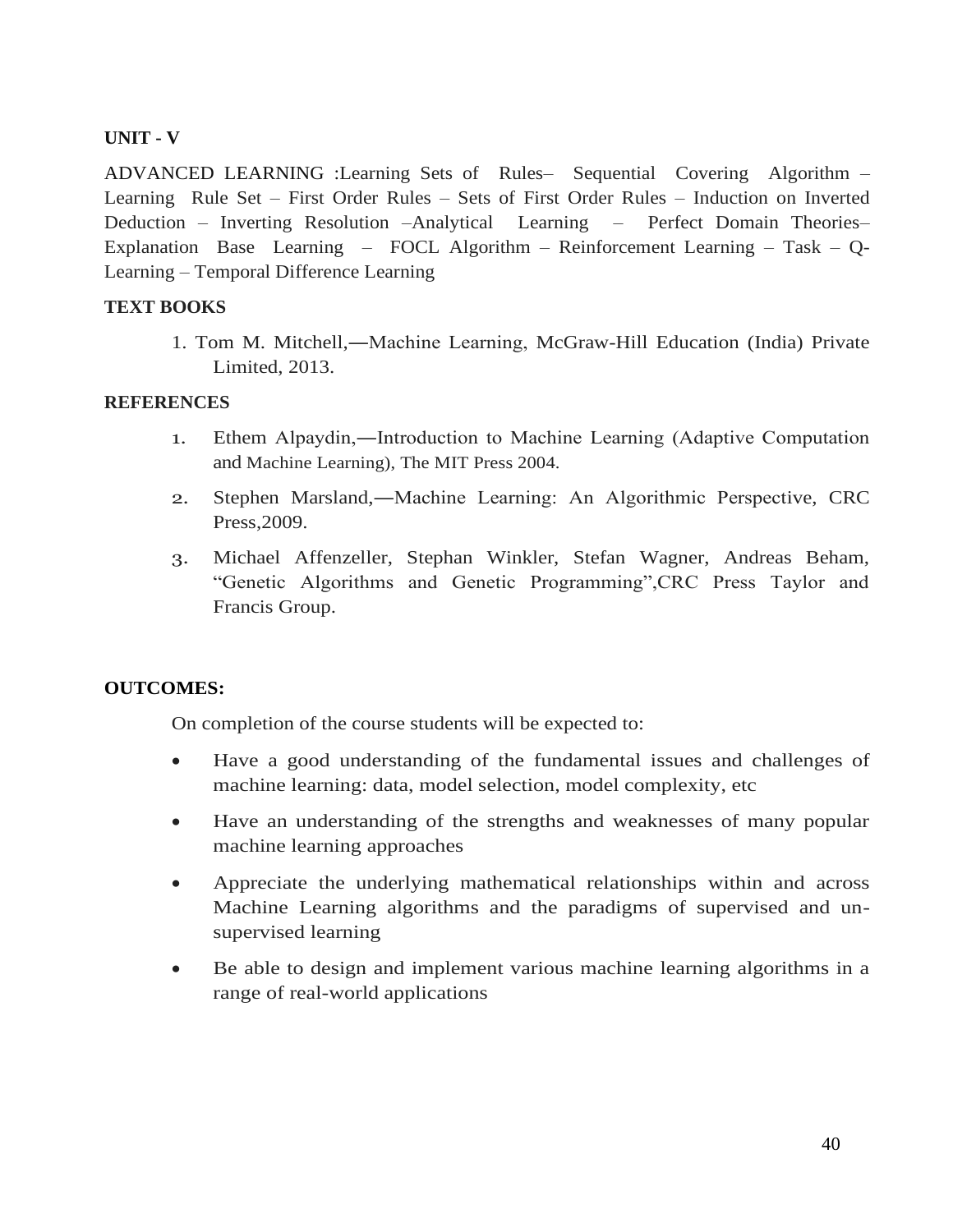**UNIT - V**

ADVANCED LEARNING :Learning Sets of Rules– Sequential Covering Algorithm – Learning Rule Set – First Order Rules – Sets of First Order Rules – Induction on Inverted Deduction – Inverting Resolution –Analytical Learning – Perfect Domain Theories– Explanation Base Learning – FOCL Algorithm – Reinforcement Learning – Task – Q-Learning – Temporal Difference Learning

**TEXT BOOKS**

1. Tom M. Mitchell,―Machine Learning, McGraw-Hill Education (India) Private Limited, 2013.

**REFERENCES**

1. Ethem Alpaydin,―Introduction to Machine Learning (Adaptive Computation and Machine Learning), The MIT Press 2004.
2. Stephen Marsland,―Machine Learning: An Algorithmic Perspective, CRC Press,2009.
3. Michael Affenzeller, Stephan Winkler, Stefan Wagner, Andreas Beham, "Genetic Algorithms and Genetic Programming",CRC Press Taylor and Francis Group.

**OUTCOMES:**

On completion of the course students will be expected to:

- Have a good understanding of the fundamental issues and challenges of machine learning: data, model selection, model complexity, etc
- Have an understanding of the strengths and weaknesses of many popular machine learning approaches
- Appreciate the underlying mathematical relationships within and across Machine Learning algorithms and the paradigms of supervised and un-supervised learning
- Be able to design and implement various machine learning algorithms in a range of real-world applications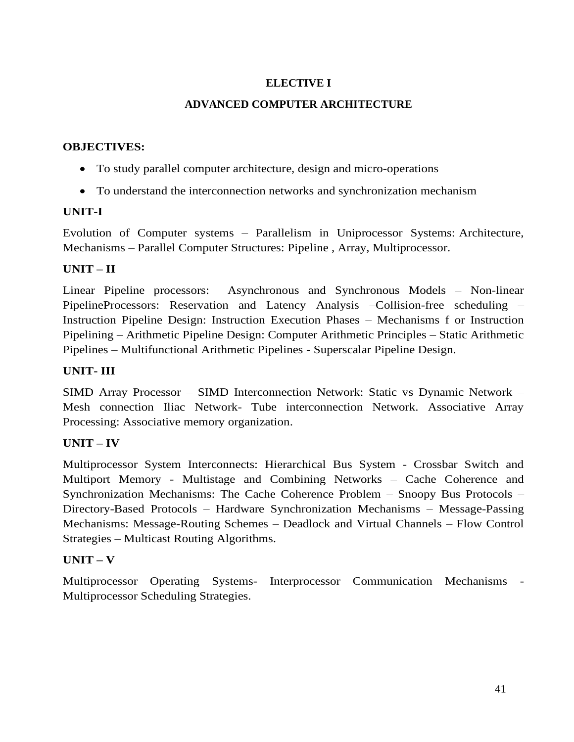## ELECTIVE I

## ADVANCED COMPUTER ARCHITECTURE

**OBJECTIVES:**

- To study parallel computer architecture, design and micro-operations
- To understand the interconnection networks and synchronization mechanism

**UNIT-I**

Evolution of Computer systems – Parallelism in Uniprocessor Systems: Architecture, Mechanisms – Parallel Computer Structures: Pipeline , Array, Multiprocessor.

**UNIT – II**

Linear Pipeline processors: Asynchronous and Synchronous Models – Non-linear PipelineProcessors: Reservation and Latency Analysis –Collision-free scheduling – Instruction Pipeline Design: Instruction Execution Phases – Mechanisms f or Instruction Pipelining – Arithmetic Pipeline Design: Computer Arithmetic Principles – Static Arithmetic Pipelines – Multifunctional Arithmetic Pipelines - Superscalar Pipeline Design.

**UNIT- III**

SIMD Array Processor – SIMD Interconnection Network: Static vs Dynamic Network – Mesh connection Iliac Network- Tube interconnection Network. Associative Array Processing: Associative memory organization.

**UNIT – IV**

Multiprocessor System Interconnects: Hierarchical Bus System - Crossbar Switch and Multiport Memory - Multistage and Combining Networks – Cache Coherence and Synchronization Mechanisms: The Cache Coherence Problem – Snoopy Bus Protocols – Directory-Based Protocols – Hardware Synchronization Mechanisms – Message-Passing Mechanisms: Message-Routing Schemes – Deadlock and Virtual Channels – Flow Control Strategies – Multicast Routing Algorithms.

**UNIT – V**

Multiprocessor Operating Systems- Interprocessor Communication Mechanisms - Multiprocessor Scheduling Strategies.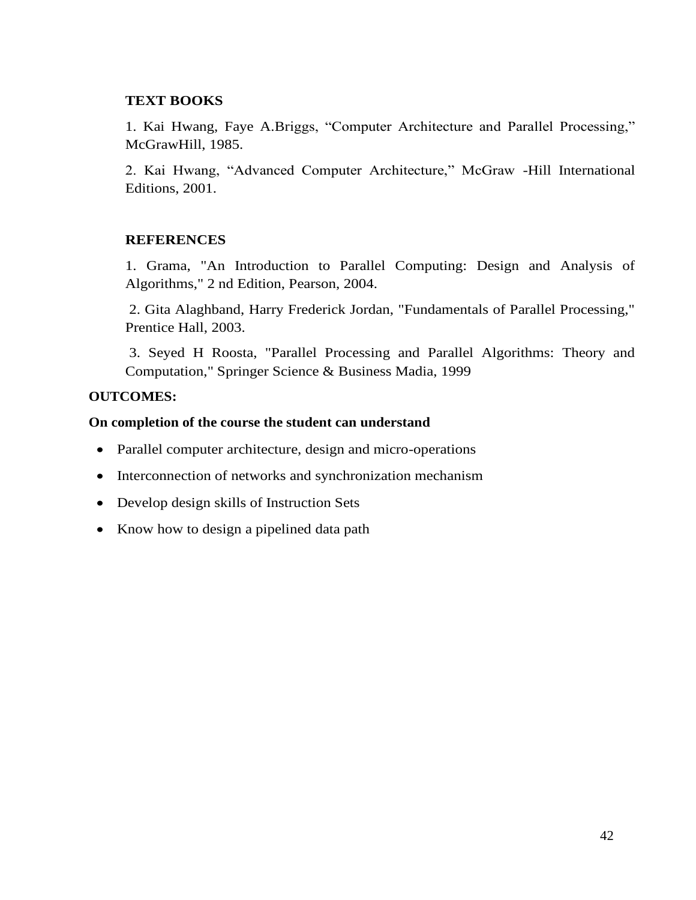### TEXT BOOKS

1. Kai Hwang, Faye A.Briggs, "Computer Architecture and Parallel Processing," McGrawHill, 1985.

2. Kai Hwang, "Advanced Computer Architecture," McGraw -Hill International Editions, 2001.

### REFERENCES

1. Grama, "An Introduction to Parallel Computing: Design and Analysis of Algorithms," 2 nd Edition, Pearson, 2004.

2. Gita Alaghband, Harry Frederick Jordan, "Fundamentals of Parallel Processing," Prentice Hall, 2003.

3. Seyed H Roosta, "Parallel Processing and Parallel Algorithms: Theory and Computation," Springer Science & Business Madia, 1999

**OUTCOMES:**

**On completion of the course the student can understand**

- Parallel computer architecture, design and micro-operations
- Interconnection of networks and synchronization mechanism
- Develop design skills of Instruction Sets
- Know how to design a pipelined data path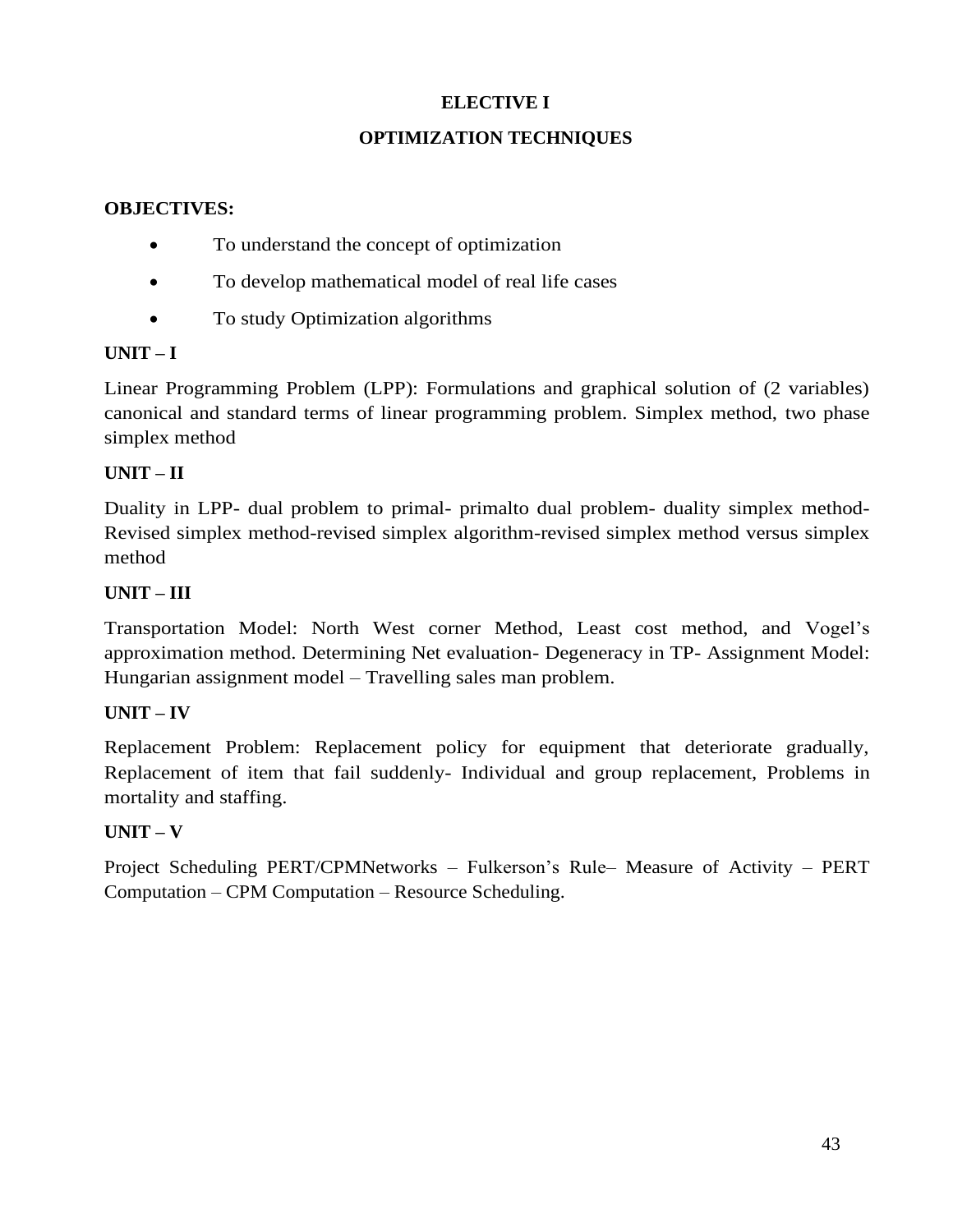# ELECTIVE I

## OPTIMIZATION TECHNIQUES

**OBJECTIVES:**

- To understand the concept of optimization
- To develop mathematical model of real life cases
- To study Optimization algorithms

### UNIT – I

Linear Programming Problem (LPP): Formulations and graphical solution of (2 variables) canonical and standard terms of linear programming problem. Simplex method, two phase simplex method

### UNIT – II

Duality in LPP- dual problem to primal- primalto dual problem- duality simplex method- Revised simplex method-revised simplex algorithm-revised simplex method versus simplex method

### UNIT – III

Transportation Model: North West corner Method, Least cost method, and Vogel's approximation method. Determining Net evaluation- Degeneracy in TP- Assignment Model: Hungarian assignment model – Travelling sales man problem.

### UNIT – IV

Replacement Problem: Replacement policy for equipment that deteriorate gradually, Replacement of item that fail suddenly- Individual and group replacement, Problems in mortality and staffing.

### UNIT – V

Project Scheduling PERT/CPMNetworks – Fulkerson's Rule– Measure of Activity – PERT Computation – CPM Computation – Resource Scheduling.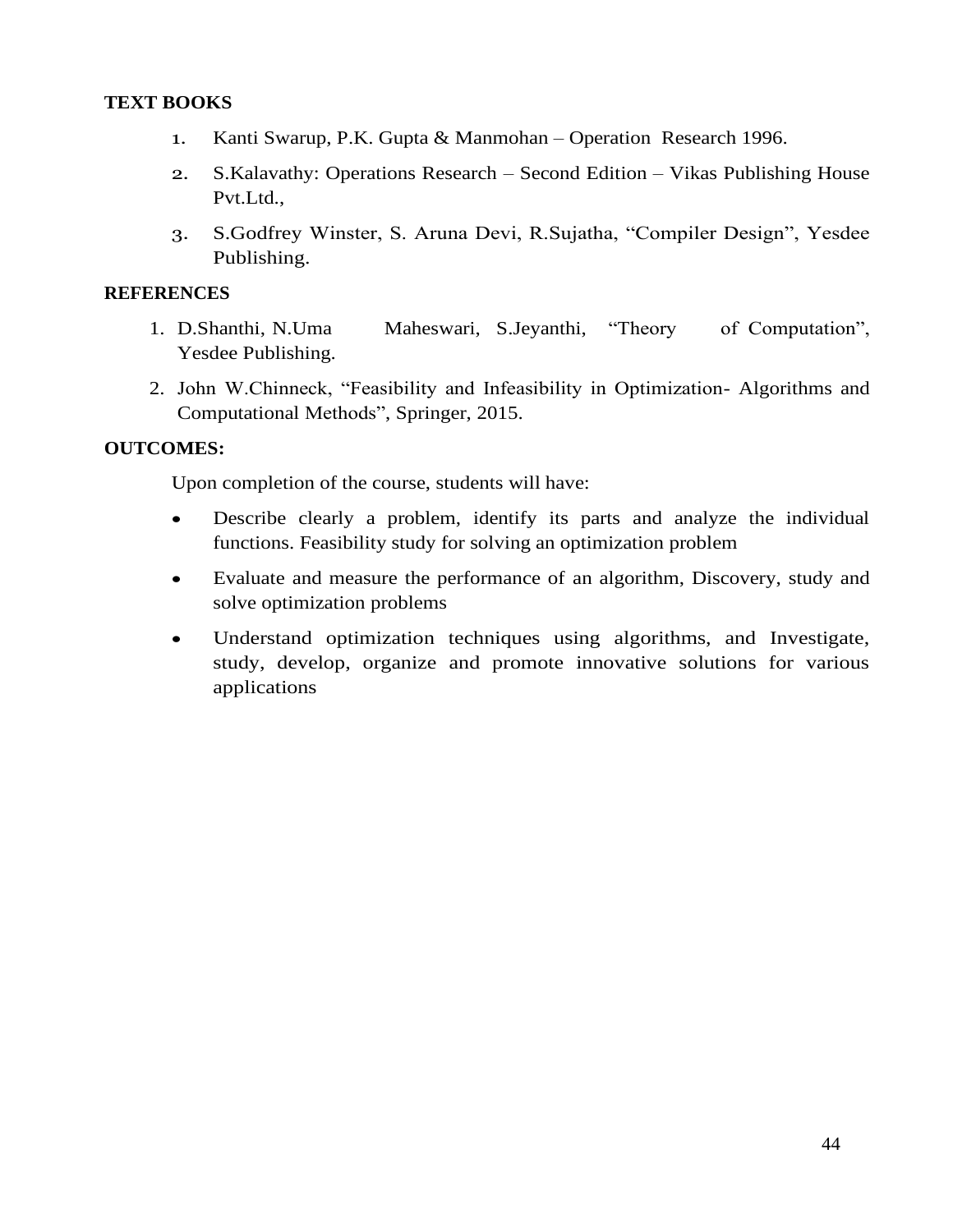**TEXT BOOKS**

1. Kanti Swarup, P.K. Gupta & Manmohan – Operation Research 1996.
2. S.Kalavathy: Operations Research – Second Edition – Vikas Publishing House Pvt.Ltd.,
3. S.Godfrey Winster, S. Aruna Devi, R.Sujatha, "Compiler Design", Yesdee Publishing.

**REFERENCES**

1. D.Shanthi, N.Uma Maheswari, S.Jeyanthi, "Theory of Computation", Yesdee Publishing.
2. John W.Chinneck, "Feasibility and Infeasibility in Optimization- Algorithms and Computational Methods", Springer, 2015.

**OUTCOMES:**

Upon completion of the course, students will have:

- Describe clearly a problem, identify its parts and analyze the individual functions. Feasibility study for solving an optimization problem
- Evaluate and measure the performance of an algorithm, Discovery, study and solve optimization problems
- Understand optimization techniques using algorithms, and Investigate, study, develop, organize and promote innovative solutions for various applications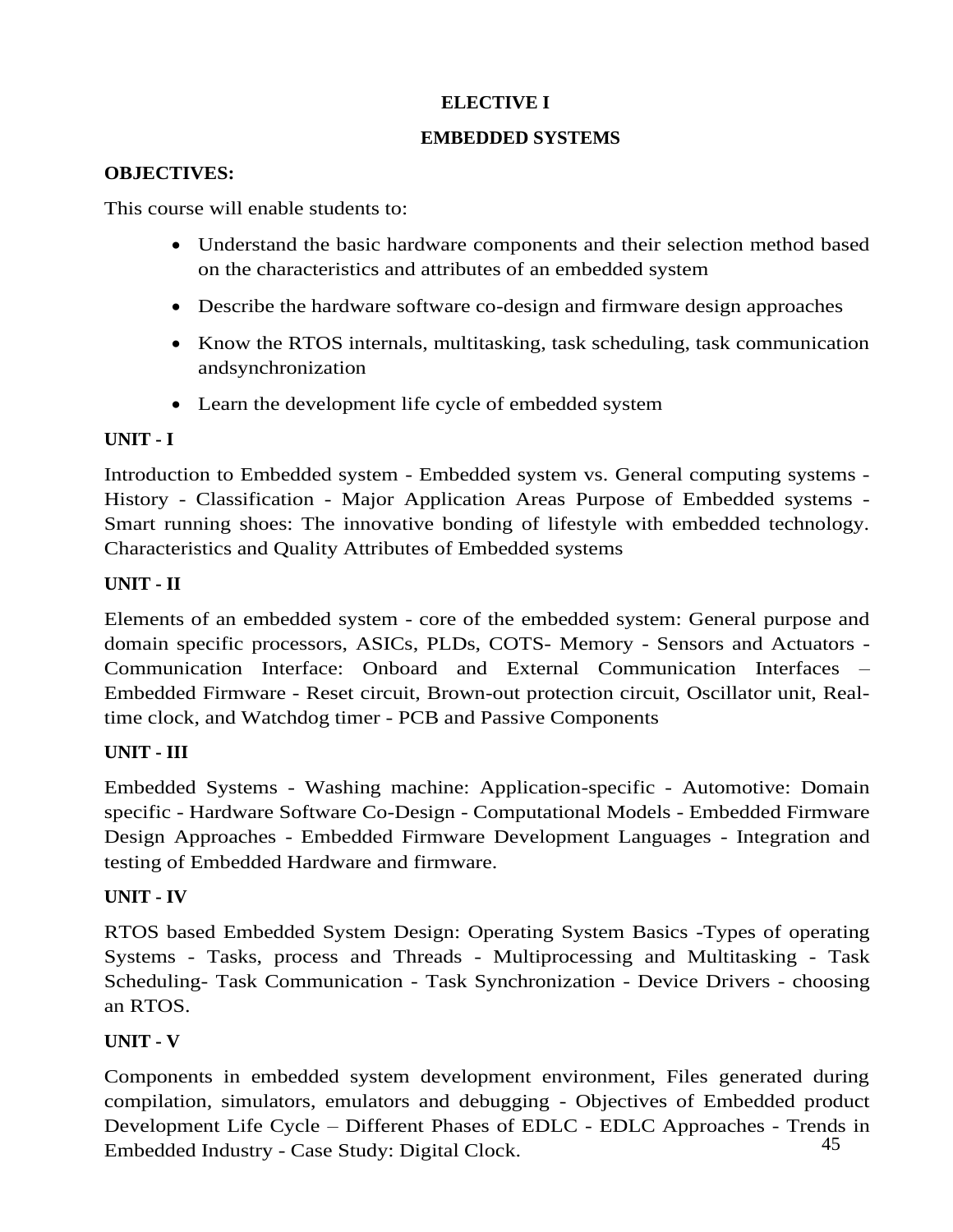# ELECTIVE I

## EMBEDDED SYSTEMS

**OBJECTIVES:**

This course will enable students to:

- Understand the basic hardware components and their selection method based on the characteristics and attributes of an embedded system
- Describe the hardware software co-design and firmware design approaches
- Know the RTOS internals, multitasking, task scheduling, task communication andsynchronization
- Learn the development life cycle of embedded system

**UNIT - I**

Introduction to Embedded system - Embedded system vs. General computing systems - History - Classification - Major Application Areas Purpose of Embedded systems - Smart running shoes: The innovative bonding of lifestyle with embedded technology. Characteristics and Quality Attributes of Embedded systems

**UNIT - II**

Elements of an embedded system - core of the embedded system: General purpose and domain specific processors, ASICs, PLDs, COTS- Memory - Sensors and Actuators - Communication Interface: Onboard and External Communication Interfaces – Embedded Firmware - Reset circuit, Brown-out protection circuit, Oscillator unit, Real-time clock, and Watchdog timer - PCB and Passive Components

**UNIT - III**

Embedded Systems - Washing machine: Application-specific - Automotive: Domain specific - Hardware Software Co-Design - Computational Models - Embedded Firmware Design Approaches - Embedded Firmware Development Languages - Integration and testing of Embedded Hardware and firmware.

**UNIT - IV**

RTOS based Embedded System Design: Operating System Basics -Types of operating Systems - Tasks, process and Threads - Multiprocessing and Multitasking - Task Scheduling- Task Communication - Task Synchronization - Device Drivers - choosing an RTOS.

**UNIT - V**

Components in embedded system development environment, Files generated during compilation, simulators, emulators and debugging - Objectives of Embedded product Development Life Cycle – Different Phases of EDLC - EDLC Approaches - Trends in Embedded Industry - Case Study: Digital Clock.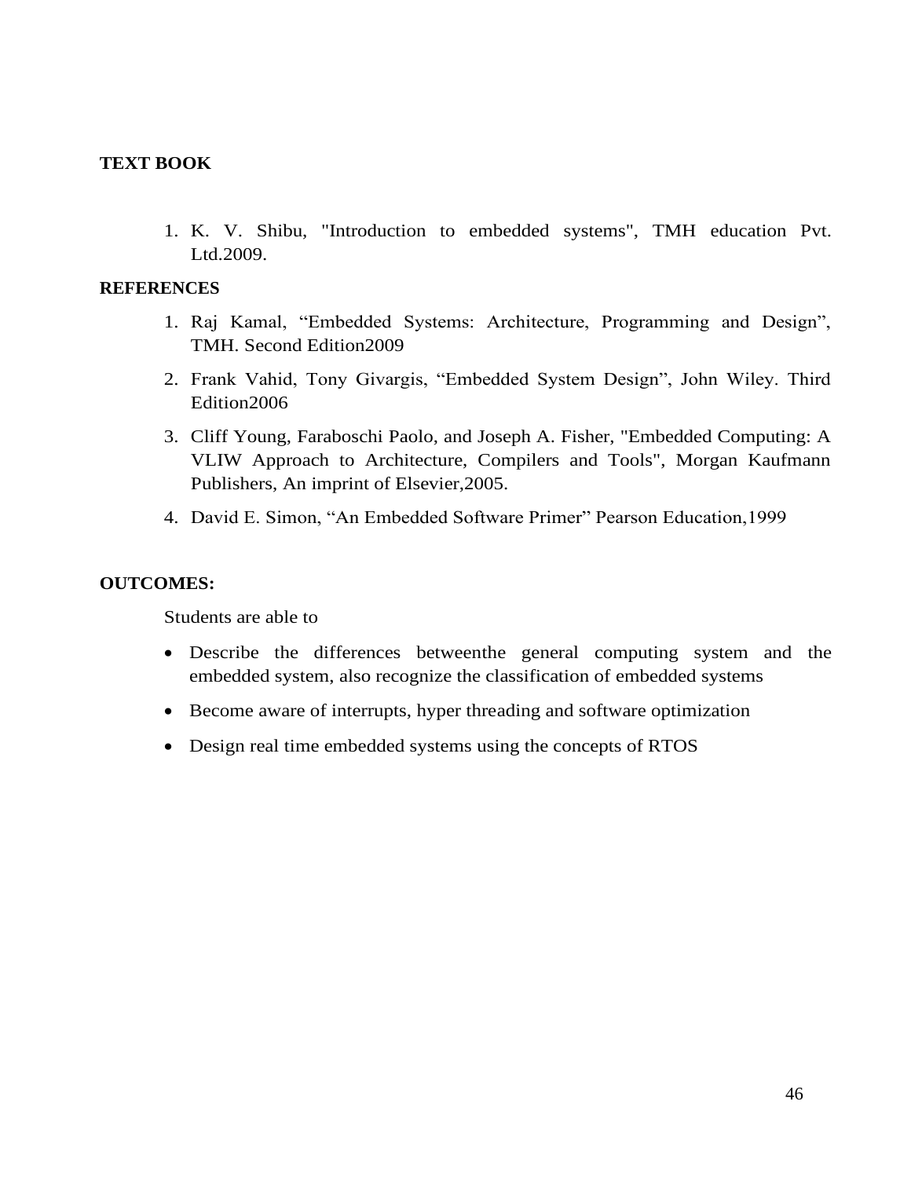**TEXT BOOK**

1. K. V. Shibu, "Introduction to embedded systems", TMH education Pvt. Ltd.2009.

**REFERENCES**

1. Raj Kamal, “Embedded Systems: Architecture, Programming and Design”, TMH. Second Edition2009
2. Frank Vahid, Tony Givargis, “Embedded System Design”, John Wiley. Third Edition2006
3. Cliff Young, Faraboschi Paolo, and Joseph A. Fisher, "Embedded Computing: A VLIW Approach to Architecture, Compilers and Tools", Morgan Kaufmann Publishers, An imprint of Elsevier,2005.
4. David E. Simon, “An Embedded Software Primer” Pearson Education,1999

**OUTCOMES:**

Students are able to

- Describe the differences betweenthe general computing system and the embedded system, also recognize the classification of embedded systems
- Become aware of interrupts, hyper threading and software optimization
- Design real time embedded systems using the concepts of RTOS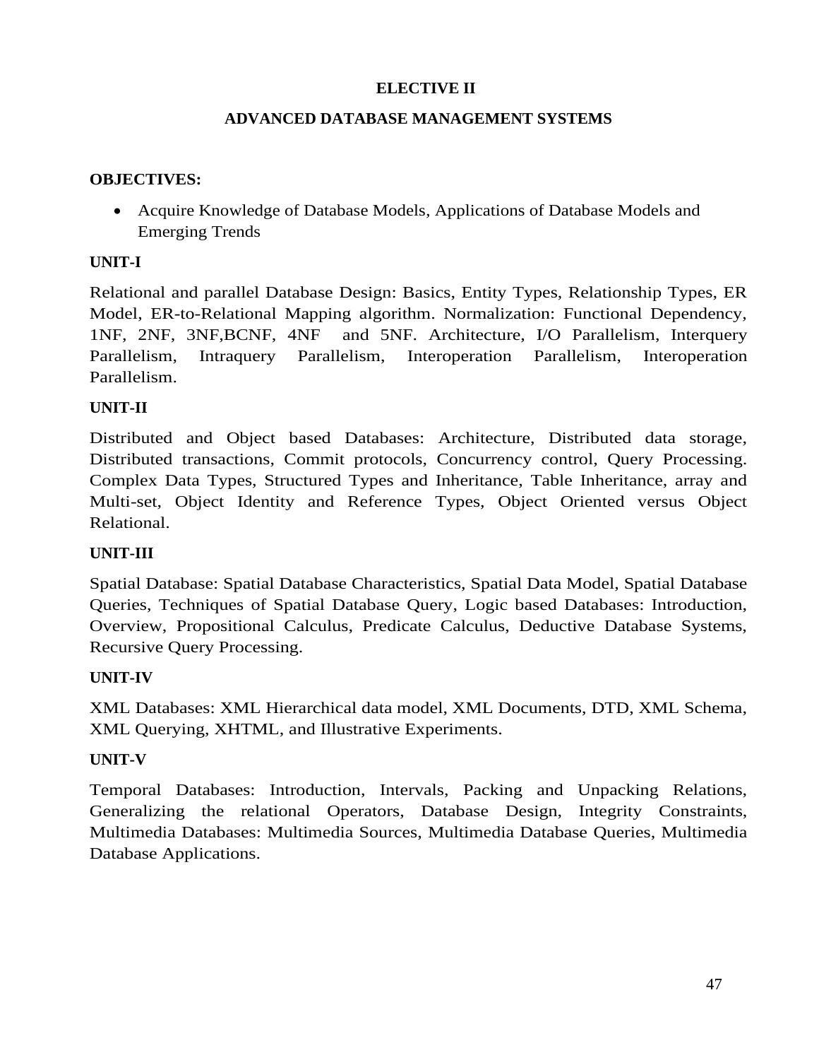**ELECTIVE II**

**ADVANCED DATABASE MANAGEMENT SYSTEMS**

**OBJECTIVES:**

- Acquire Knowledge of Database Models, Applications of Database Models and Emerging Trends

**UNIT-I**

Relational and parallel Database Design: Basics, Entity Types, Relationship Types, ER Model, ER-to-Relational Mapping algorithm. Normalization: Functional Dependency, 1NF, 2NF, 3NF,BCNF, 4NF and 5NF. Architecture, I/O Parallelism, Interquery Parallelism, Intraquery Parallelism, Interoperation Parallelism, Interoperation Parallelism.

**UNIT-II**

Distributed and Object based Databases: Architecture, Distributed data storage, Distributed transactions, Commit protocols, Concurrency control, Query Processing. Complex Data Types, Structured Types and Inheritance, Table Inheritance, array and Multi-set, Object Identity and Reference Types, Object Oriented versus Object Relational.

**UNIT-III**

Spatial Database: Spatial Database Characteristics, Spatial Data Model, Spatial Database Queries, Techniques of Spatial Database Query, Logic based Databases: Introduction, Overview, Propositional Calculus, Predicate Calculus, Deductive Database Systems, Recursive Query Processing.

**UNIT-IV**

XML Databases: XML Hierarchical data model, XML Documents, DTD, XML Schema, XML Querying, XHTML, and Illustrative Experiments.

**UNIT-V**

Temporal Databases: Introduction, Intervals, Packing and Unpacking Relations, Generalizing the relational Operators, Database Design, Integrity Constraints, Multimedia Databases: Multimedia Sources, Multimedia Database Queries, Multimedia Database Applications.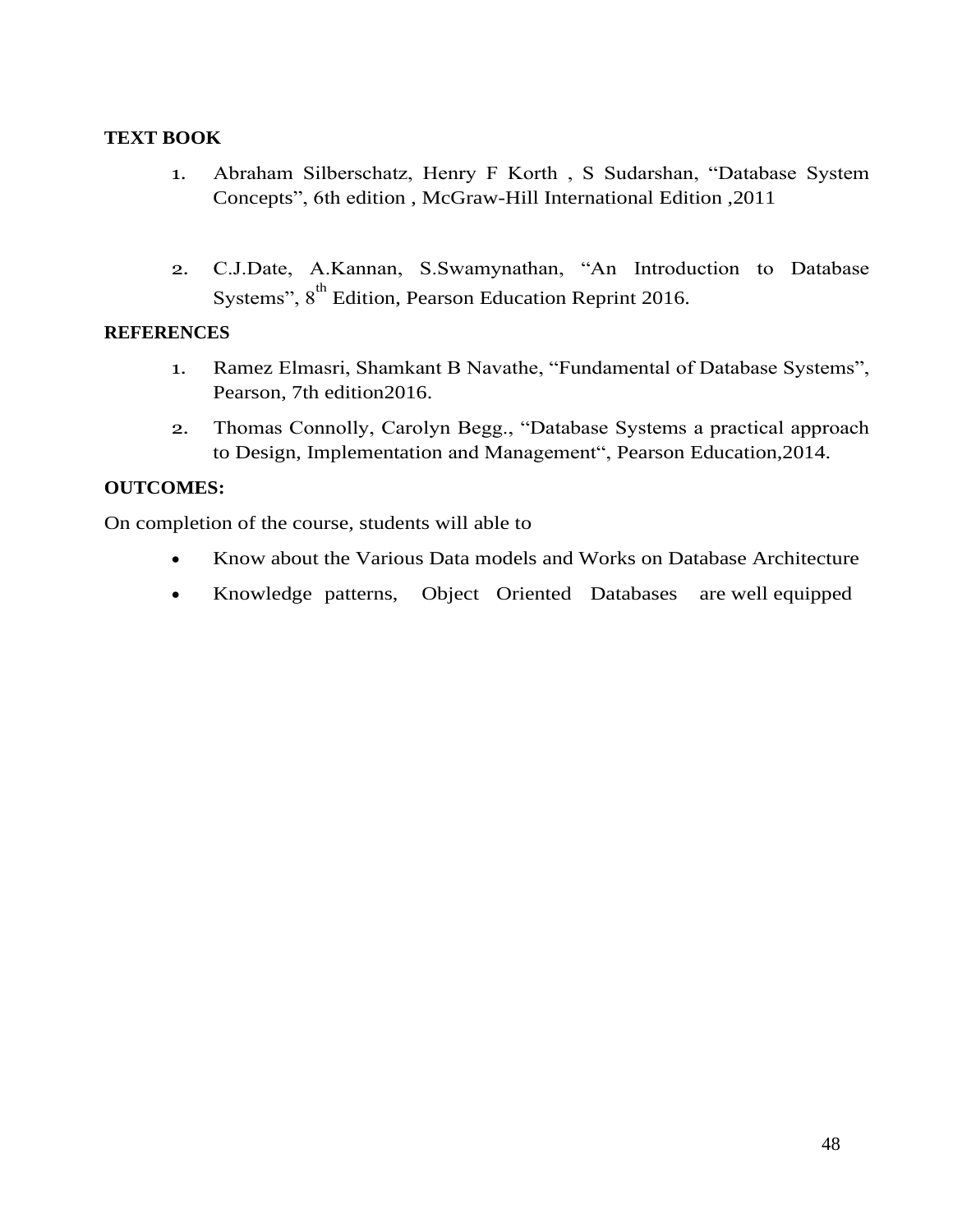**TEXT BOOK**

1. Abraham Silberschatz, Henry F Korth , S Sudarshan, "Database System Concepts", 6th edition , McGraw-Hill International Edition ,2011

2. C.J.Date, A.Kannan, S.Swamynathan, "An Introduction to Database Systems", 8th Edition, Pearson Education Reprint 2016.

**REFERENCES**

1. Ramez Elmasri, Shamkant B Navathe, "Fundamental of Database Systems", Pearson, 7th edition2016.
2. Thomas Connolly, Carolyn Begg., "Database Systems a practical approach to Design, Implementation and Management", Pearson Education,2014.

**OUTCOMES:**

On completion of the course, students will able to

- Know about the Various Data models and Works on Database Architecture
- Knowledge patterns, Object Oriented Databases are well equipped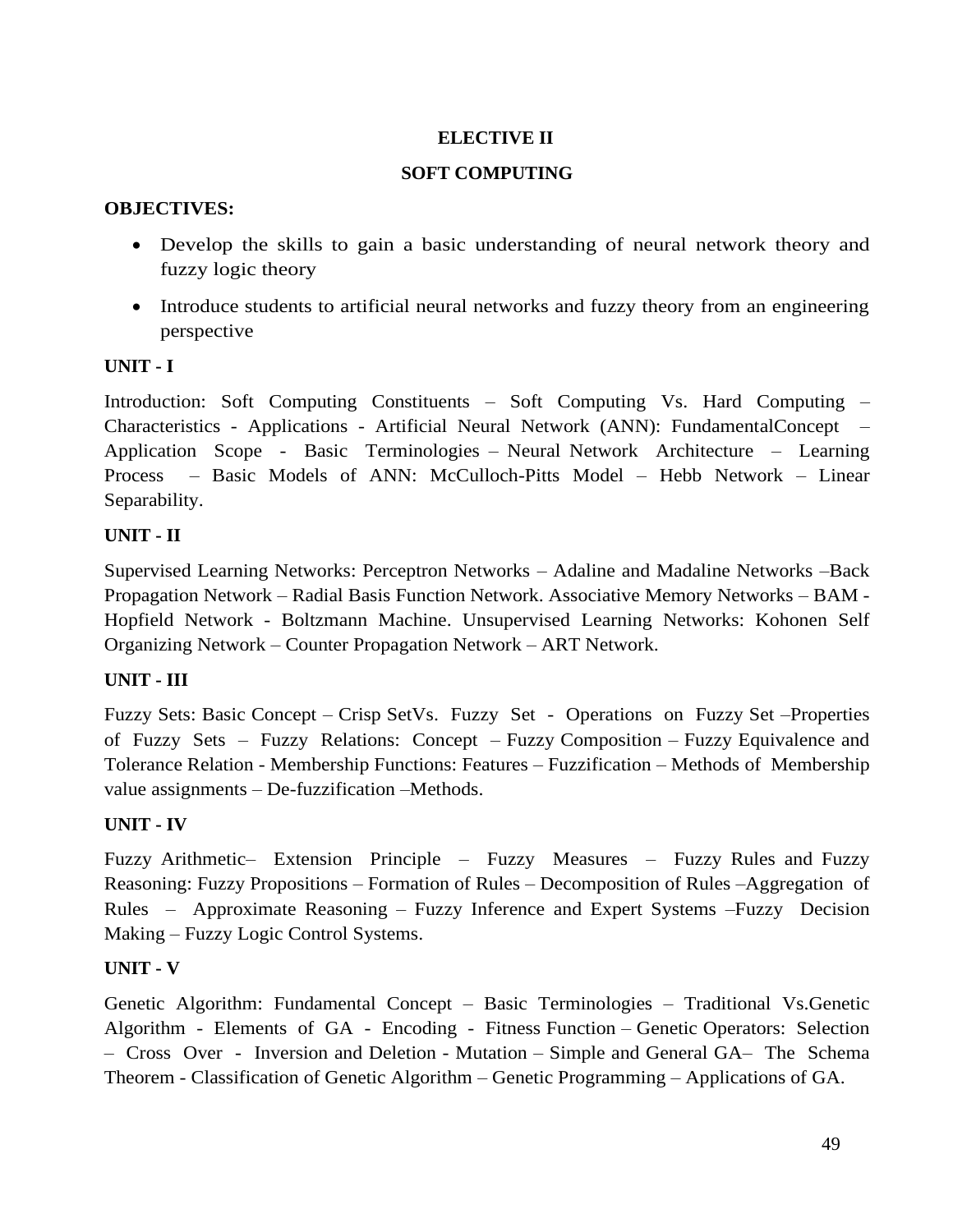## ELECTIVE II

## SOFT COMPUTING

**OBJECTIVES:**

- Develop the skills to gain a basic understanding of neural network theory and fuzzy logic theory
- Introduce students to artificial neural networks and fuzzy theory from an engineering perspective

**UNIT - I**

Introduction: Soft Computing Constituents – Soft Computing Vs. Hard Computing – Characteristics - Applications - Artificial Neural Network (ANN): FundamentalConcept – Application Scope - Basic Terminologies – Neural Network Architecture – Learning Process – Basic Models of ANN: McCulloch-Pitts Model – Hebb Network – Linear Separability.

**UNIT - II**

Supervised Learning Networks: Perceptron Networks – Adaline and Madaline Networks –Back Propagation Network – Radial Basis Function Network. Associative Memory Networks – BAM - Hopfield Network - Boltzmann Machine. Unsupervised Learning Networks: Kohonen Self Organizing Network – Counter Propagation Network – ART Network.

**UNIT - III**

Fuzzy Sets: Basic Concept – Crisp SetVs. Fuzzy Set - Operations on Fuzzy Set –Properties of Fuzzy Sets – Fuzzy Relations: Concept – Fuzzy Composition – Fuzzy Equivalence and Tolerance Relation - Membership Functions: Features – Fuzzification – Methods of Membership value assignments – De-fuzzification –Methods.

**UNIT - IV**

Fuzzy Arithmetic– Extension Principle – Fuzzy Measures – Fuzzy Rules and Fuzzy Reasoning: Fuzzy Propositions – Formation of Rules – Decomposition of Rules –Aggregation of Rules – Approximate Reasoning – Fuzzy Inference and Expert Systems –Fuzzy Decision Making – Fuzzy Logic Control Systems.

**UNIT - V**

Genetic Algorithm: Fundamental Concept – Basic Terminologies – Traditional Vs.Genetic Algorithm - Elements of GA - Encoding - Fitness Function – Genetic Operators: Selection – Cross Over - Inversion and Deletion - Mutation – Simple and General GA– The Schema Theorem - Classification of Genetic Algorithm – Genetic Programming – Applications of GA.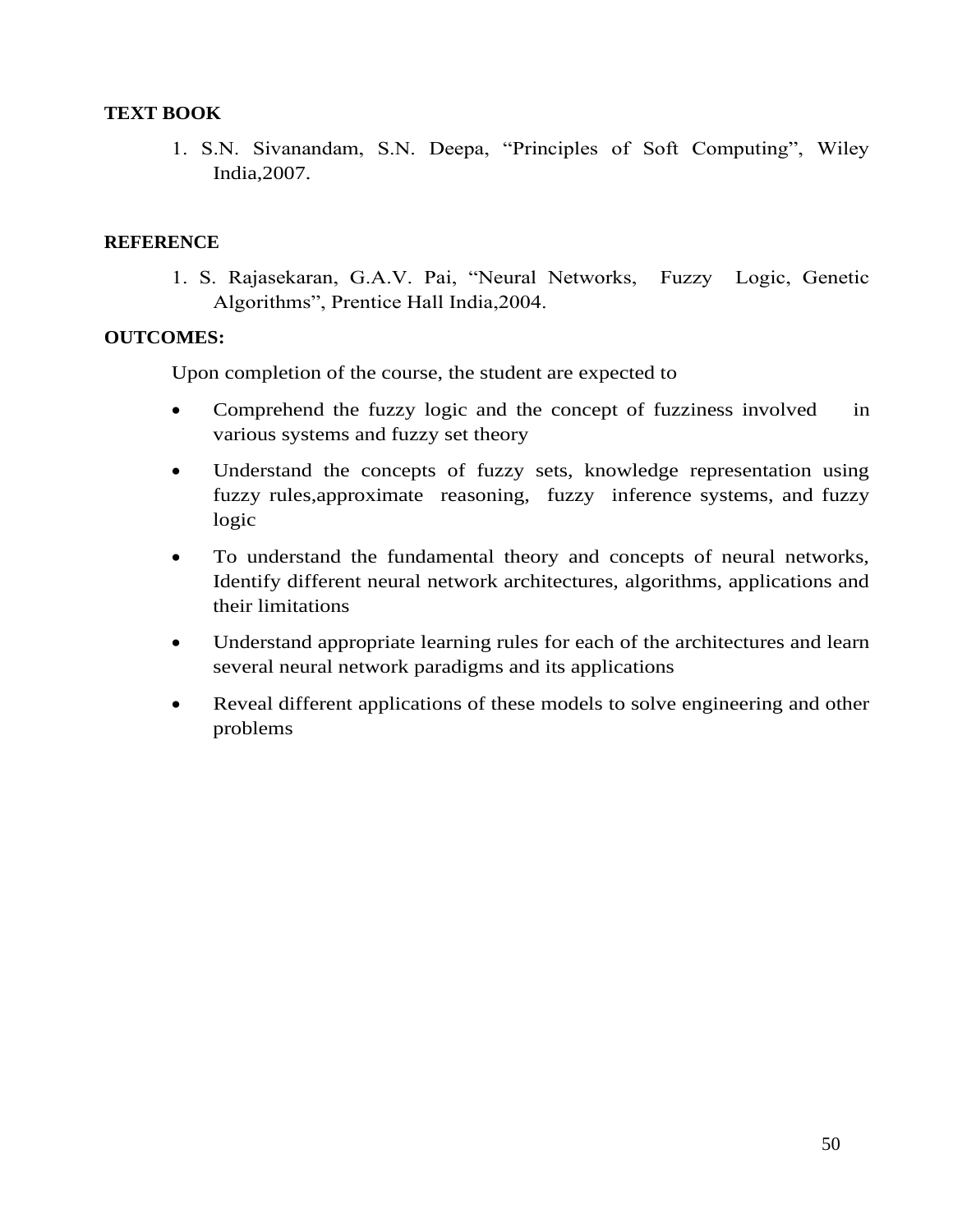**TEXT BOOK**

1. S.N. Sivanandam, S.N. Deepa, "Principles of Soft Computing", Wiley India,2007.

**REFERENCE**

1. S. Rajasekaran, G.A.V. Pai, "Neural Networks, Fuzzy Logic, Genetic Algorithms", Prentice Hall India,2004.

**OUTCOMES:**

Upon completion of the course, the student are expected to

- Comprehend the fuzzy logic and the concept of fuzziness involved in various systems and fuzzy set theory
- Understand the concepts of fuzzy sets, knowledge representation using fuzzy rules,approximate reasoning, fuzzy inference systems, and fuzzy logic
- To understand the fundamental theory and concepts of neural networks, Identify different neural network architectures, algorithms, applications and their limitations
- Understand appropriate learning rules for each of the architectures and learn several neural network paradigms and its applications
- Reveal different applications of these models to solve engineering and other problems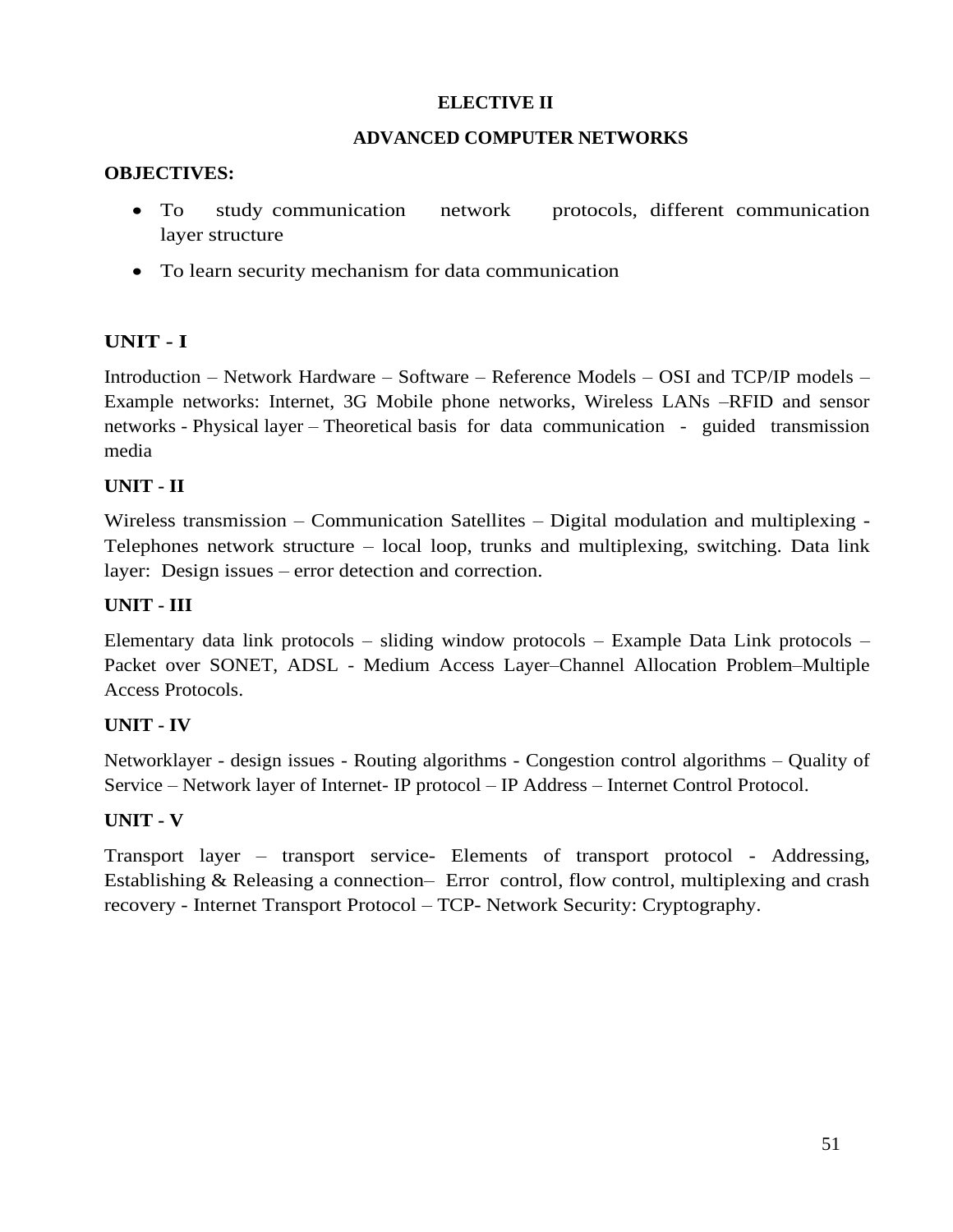**ELECTIVE II**

**ADVANCED COMPUTER NETWORKS**

**OBJECTIVES:**

- To study communication network protocols, different communication layer structure
- To learn security mechanism for data communication

## UNIT - I

Introduction – Network Hardware – Software – Reference Models – OSI and TCP/IP models – Example networks: Internet, 3G Mobile phone networks, Wireless LANs –RFID and sensor networks - Physical layer – Theoretical basis for data communication - guided transmission media

## UNIT - II

Wireless transmission – Communication Satellites – Digital modulation and multiplexing - Telephones network structure – local loop, trunks and multiplexing, switching. Data link layer: Design issues – error detection and correction.

## UNIT - III

Elementary data link protocols – sliding window protocols – Example Data Link protocols – Packet over SONET, ADSL - Medium Access Layer–Channel Allocation Problem–Multiple Access Protocols.

## UNIT - IV

Networklayer - design issues - Routing algorithms - Congestion control algorithms – Quality of Service – Network layer of Internet- IP protocol – IP Address – Internet Control Protocol.

## UNIT - V

Transport layer – transport service- Elements of transport protocol - Addressing, Establishing & Releasing a connection– Error control, flow control, multiplexing and crash recovery - Internet Transport Protocol – TCP- Network Security: Cryptography.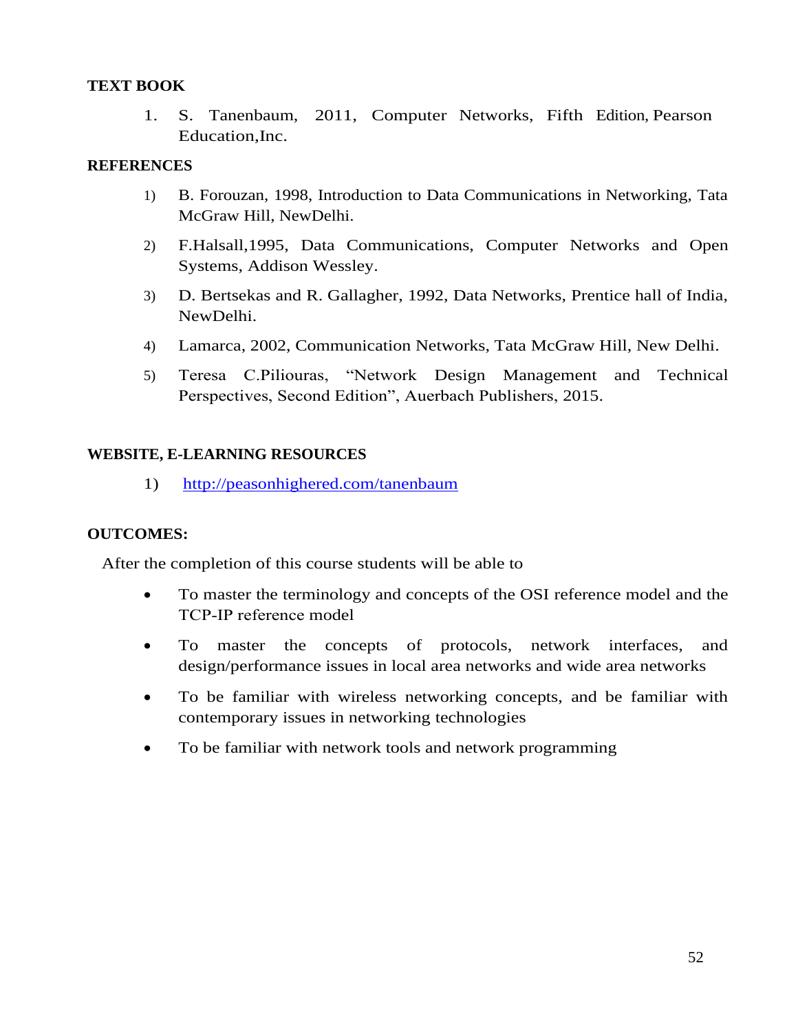**TEXT BOOK**

1. S. Tanenbaum, 2011, Computer Networks, Fifth Edition, Pearson Education,Inc.

**REFERENCES**

1) B. Forouzan, 1998, Introduction to Data Communications in Networking, Tata McGraw Hill, NewDelhi.
2) F.Halsall,1995, Data Communications, Computer Networks and Open Systems, Addison Wessley.
3) D. Bertsekas and R. Gallagher, 1992, Data Networks, Prentice hall of India, NewDelhi.
4) Lamarca, 2002, Communication Networks, Tata McGraw Hill, New Delhi.
5) Teresa C.Piliouras, "Network Design Management and Technical Perspectives, Second Edition", Auerbach Publishers, 2015.

**WEBSITE, E-LEARNING RESOURCES**

1) http://peasonhighered.com/tanenbaum

**OUTCOMES:**

After the completion of this course students will be able to

- To master the terminology and concepts of the OSI reference model and the TCP-IP reference model
- To master the concepts of protocols, network interfaces, and design/performance issues in local area networks and wide area networks
- To be familiar with wireless networking concepts, and be familiar with contemporary issues in networking technologies
- To be familiar with network tools and network programming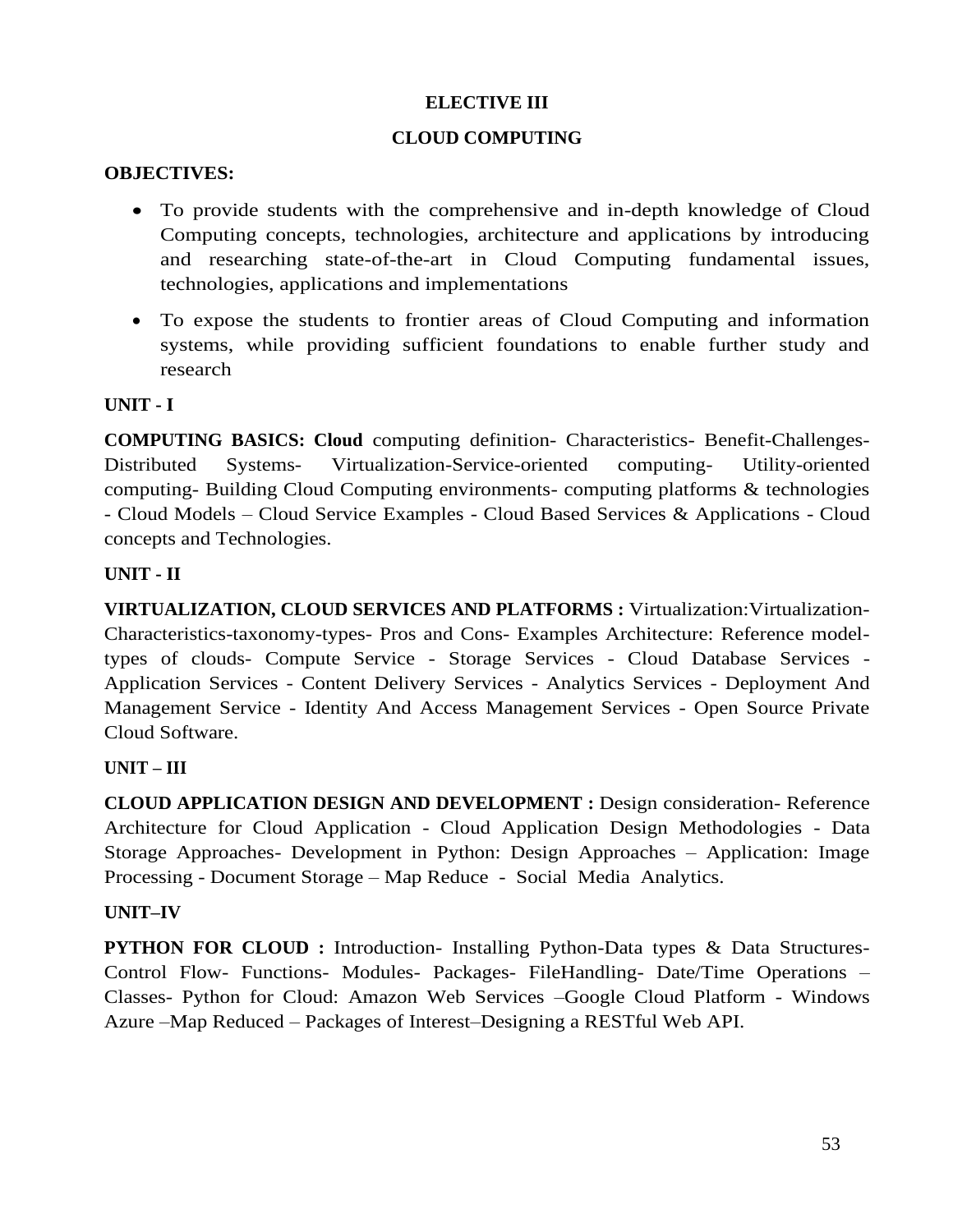**ELECTIVE III**

**CLOUD COMPUTING**

**OBJECTIVES:**

- To provide students with the comprehensive and in-depth knowledge of Cloud Computing concepts, technologies, architecture and applications by introducing and researching state-of-the-art in Cloud Computing fundamental issues, technologies, applications and implementations
- To expose the students to frontier areas of Cloud Computing and information systems, while providing sufficient foundations to enable further study and research

**UNIT - I**

**COMPUTING BASICS: Cloud** computing definition- Characteristics- Benefit-Challenges- Distributed Systems- Virtualization-Service-oriented computing- Utility-oriented computing- Building Cloud Computing environments- computing platforms & technologies - Cloud Models – Cloud Service Examples - Cloud Based Services & Applications - Cloud concepts and Technologies.

**UNIT - II**

**VIRTUALIZATION, CLOUD SERVICES AND PLATFORMS :** Virtualization:Virtualization-Characteristics-taxonomy-types- Pros and Cons- Examples Architecture: Reference model-types of clouds- Compute Service - Storage Services - Cloud Database Services - Application Services - Content Delivery Services - Analytics Services - Deployment And Management Service - Identity And Access Management Services - Open Source Private Cloud Software.

**UNIT – III**

**CLOUD APPLICATION DESIGN AND DEVELOPMENT :** Design consideration- Reference Architecture for Cloud Application - Cloud Application Design Methodologies - Data Storage Approaches- Development in Python: Design Approaches – Application: Image Processing - Document Storage – Map Reduce - Social Media Analytics.

**UNIT–IV**

**PYTHON FOR CLOUD :** Introduction- Installing Python-Data types & Data Structures-Control Flow- Functions- Modules- Packages- FileHandling- Date/Time Operations – Classes- Python for Cloud: Amazon Web Services –Google Cloud Platform - Windows Azure –Map Reduced – Packages of Interest–Designing a RESTful Web API.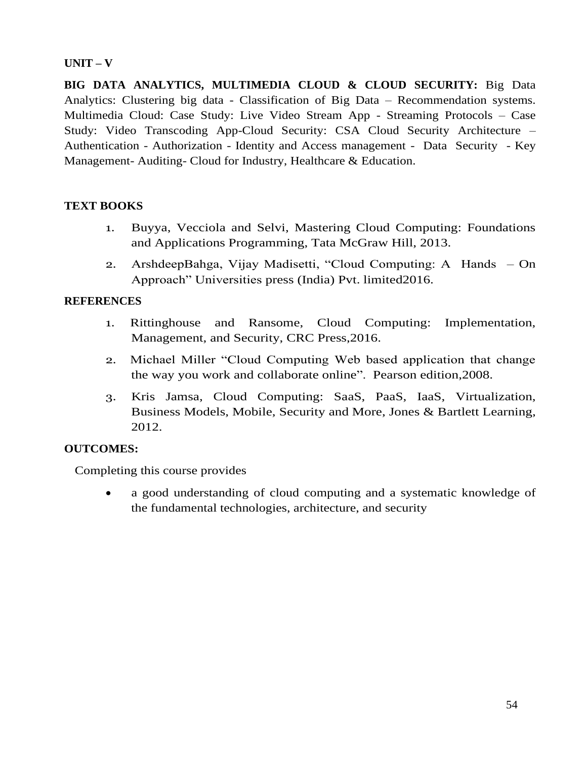**UNIT – V**

**BIG DATA ANALYTICS, MULTIMEDIA CLOUD & CLOUD SECURITY:** Big Data Analytics: Clustering big data - Classification of Big Data – Recommendation systems. Multimedia Cloud: Case Study: Live Video Stream App - Streaming Protocols – Case Study: Video Transcoding App-Cloud Security: CSA Cloud Security Architecture – Authentication - Authorization - Identity and Access management - Data Security - Key Management- Auditing- Cloud for Industry, Healthcare & Education.

**TEXT BOOKS**

1. Buyya, Vecciola and Selvi, Mastering Cloud Computing: Foundations and Applications Programming, Tata McGraw Hill, 2013.
2. ArshdeepBahga, Vijay Madisetti, "Cloud Computing: A Hands – On Approach" Universities press (India) Pvt. limited2016.

**REFERENCES**

1. Rittinghouse and Ransome, Cloud Computing: Implementation, Management, and Security, CRC Press,2016.
2. Michael Miller "Cloud Computing Web based application that change the way you work and collaborate online". Pearson edition,2008.
3. Kris Jamsa, Cloud Computing: SaaS, PaaS, IaaS, Virtualization, Business Models, Mobile, Security and More, Jones & Bartlett Learning, 2012.

**OUTCOMES:**

Completing this course provides

- a good understanding of cloud computing and a systematic knowledge of the fundamental technologies, architecture, and security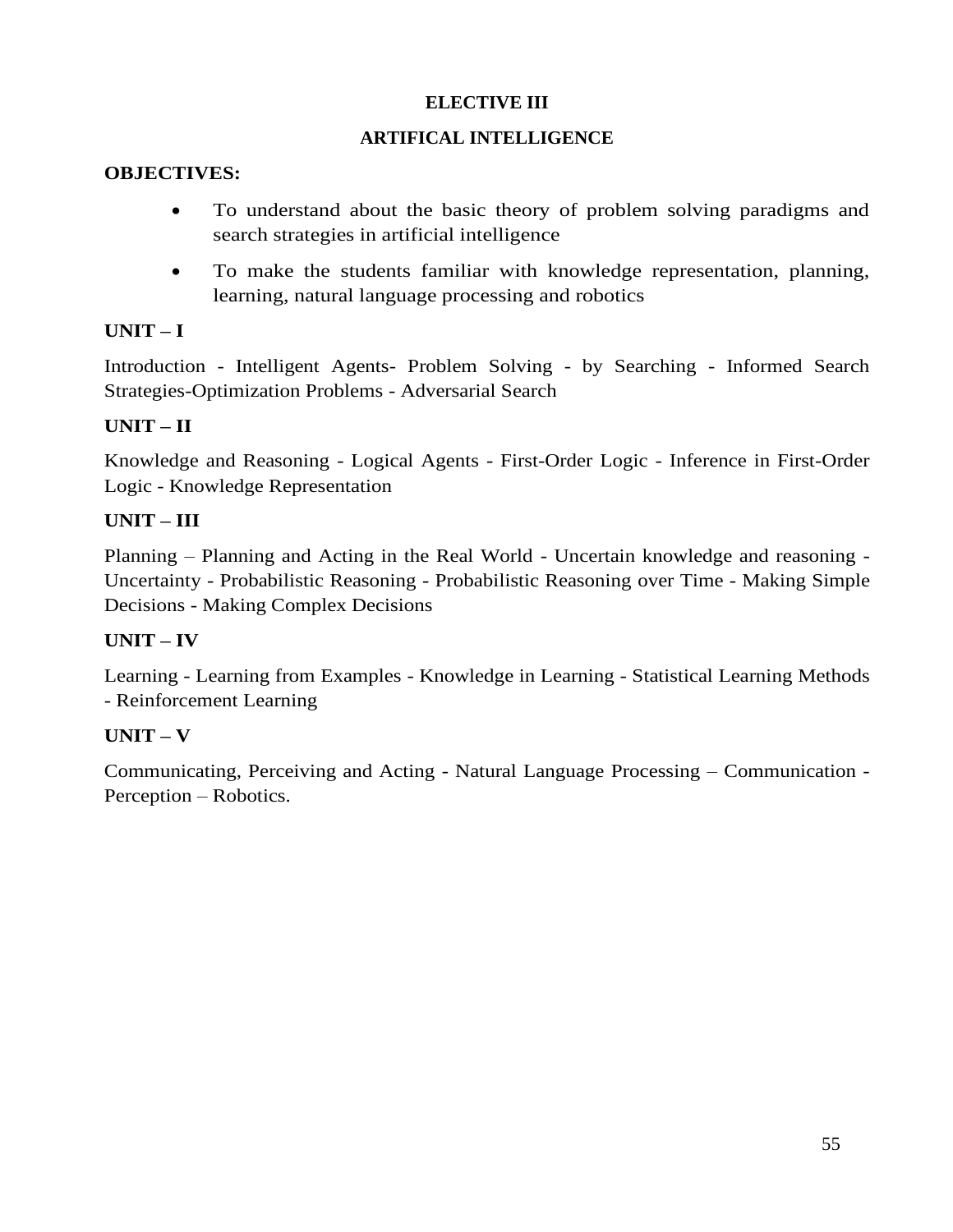## ELECTIVE III

## ARTIFICAL INTELLIGENCE

**OBJECTIVES:**

- To understand about the basic theory of problem solving paradigms and search strategies in artificial intelligence
- To make the students familiar with knowledge representation, planning, learning, natural language processing and robotics

### UNIT – I

Introduction - Intelligent Agents- Problem Solving - by Searching - Informed Search Strategies-Optimization Problems - Adversarial Search

### UNIT – II

Knowledge and Reasoning - Logical Agents - First-Order Logic - Inference in First-Order Logic - Knowledge Representation

### UNIT – III

Planning – Planning and Acting in the Real World - Uncertain knowledge and reasoning - Uncertainty - Probabilistic Reasoning - Probabilistic Reasoning over Time - Making Simple Decisions - Making Complex Decisions

### UNIT – IV

Learning - Learning from Examples - Knowledge in Learning - Statistical Learning Methods - Reinforcement Learning

### UNIT – V

Communicating, Perceiving and Acting - Natural Language Processing – Communication - Perception – Robotics.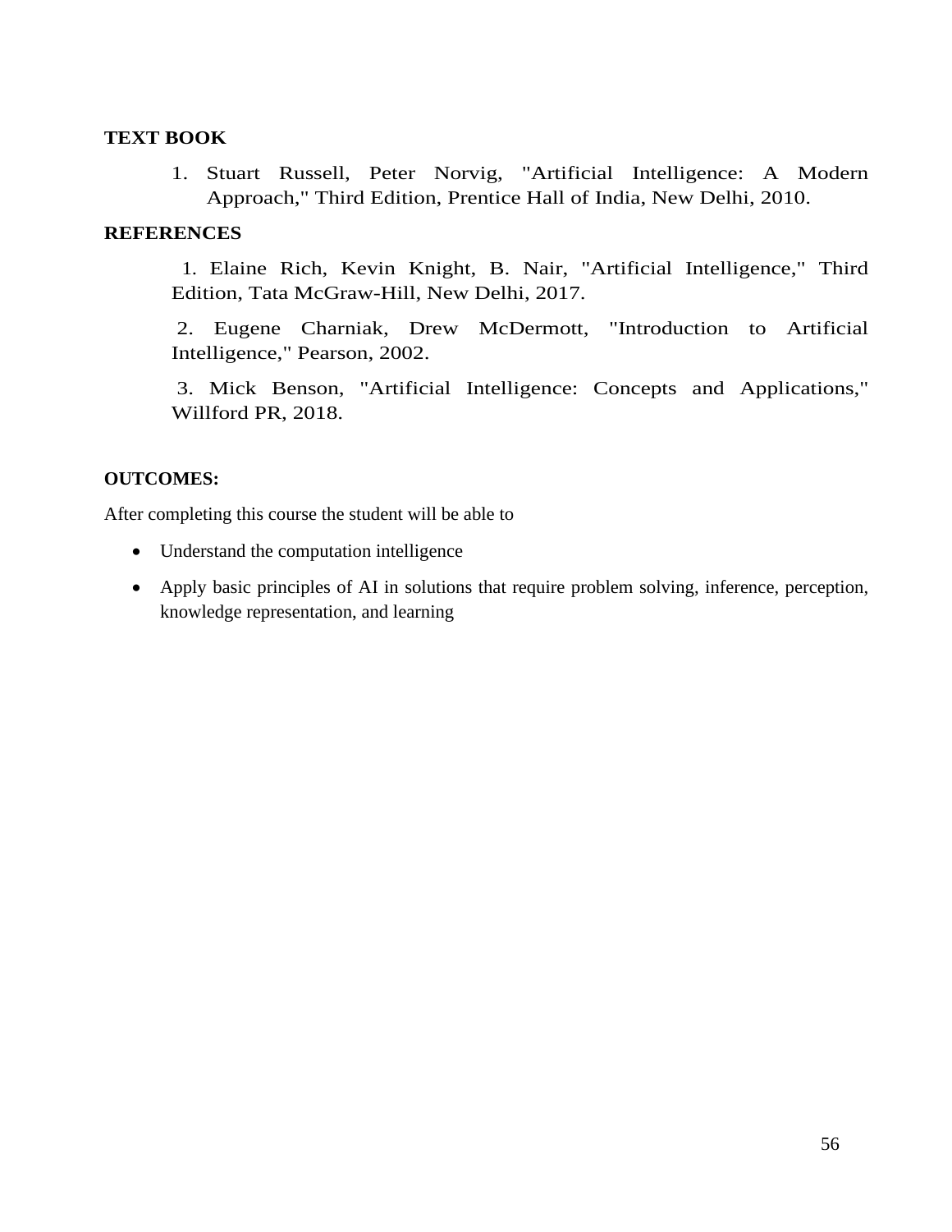**TEXT BOOK**

1. Stuart Russell, Peter Norvig, "Artificial Intelligence: A Modern Approach," Third Edition, Prentice Hall of India, New Delhi, 2010.

**REFERENCES**

1. Elaine Rich, Kevin Knight, B. Nair, "Artificial Intelligence," Third Edition, Tata McGraw-Hill, New Delhi, 2017.
2. Eugene Charniak, Drew McDermott, "Introduction to Artificial Intelligence," Pearson, 2002.
3. Mick Benson, "Artificial Intelligence: Concepts and Applications," Willford PR, 2018.

**OUTCOMES:**

After completing this course the student will be able to

- Understand the computation intelligence
- Apply basic principles of AI in solutions that require problem solving, inference, perception, knowledge representation, and learning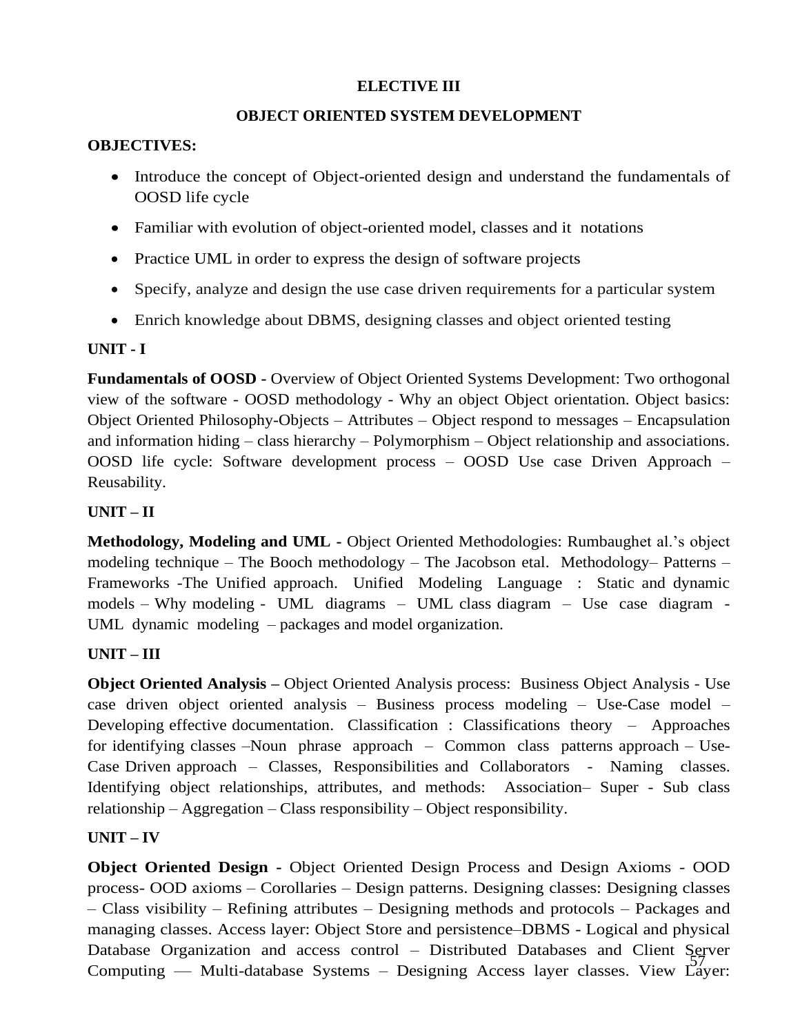**ELECTIVE III**

**OBJECT ORIENTED SYSTEM DEVELOPMENT**

**OBJECTIVES:**

- Introduce the concept of Object-oriented design and understand the fundamentals of OOSD life cycle
- Familiar with evolution of object-oriented model, classes and it notations
- Practice UML in order to express the design of software projects
- Specify, analyze and design the use case driven requirements for a particular system
- Enrich knowledge about DBMS, designing classes and object oriented testing

**UNIT - I**

**Fundamentals of OOSD -** Overview of Object Oriented Systems Development: Two orthogonal view of the software - OOSD methodology - Why an object Object orientation. Object basics: Object Oriented Philosophy-Objects – Attributes – Object respond to messages – Encapsulation and information hiding – class hierarchy – Polymorphism – Object relationship and associations. OOSD life cycle: Software development process – OOSD Use case Driven Approach – Reusability.

**UNIT – II**

**Methodology, Modeling and UML -** Object Oriented Methodologies: Rumbaughet al.'s object modeling technique – The Booch methodology – The Jacobson etal. Methodology– Patterns – Frameworks -The Unified approach. Unified Modeling Language : Static and dynamic models – Why modeling - UML diagrams – UML class diagram – Use case diagram - UML dynamic modeling – packages and model organization.

**UNIT – III**

**Object Oriented Analysis –** Object Oriented Analysis process: Business Object Analysis - Use case driven object oriented analysis – Business process modeling – Use-Case model – Developing effective documentation. Classification : Classifications theory – Approaches for identifying classes –Noun phrase approach – Common class patterns approach – Use-Case Driven approach – Classes, Responsibilities and Collaborators - Naming classes. Identifying object relationships, attributes, and methods: Association– Super - Sub class relationship – Aggregation – Class responsibility – Object responsibility.

**UNIT – IV**

**Object Oriented Design -** Object Oriented Design Process and Design Axioms - OOD process- OOD axioms – Corollaries – Design patterns. Designing classes: Designing classes – Class visibility – Refining attributes – Designing methods and protocols – Packages and managing classes. Access layer: Object Store and persistence–DBMS - Logical and physical Database Organization and access control – Distributed Databases and Client Server Computing –– Multi-database Systems – Designing Access layer classes. View Layer: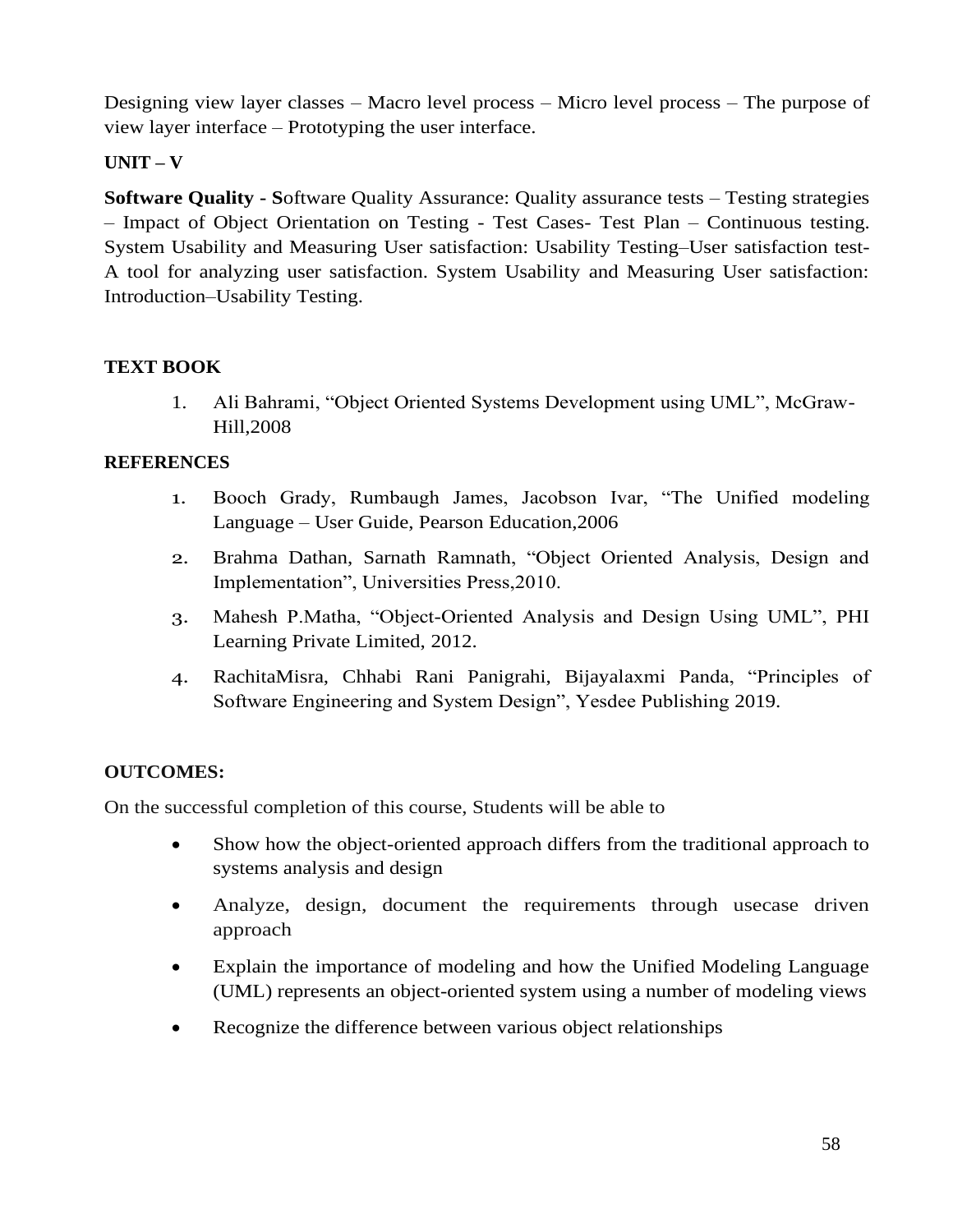Designing view layer classes – Macro level process – Micro level process – The purpose of view layer interface – Prototyping the user interface.

**UNIT – V**

**Software Quality - S**oftware Quality Assurance: Quality assurance tests – Testing strategies – Impact of Object Orientation on Testing - Test Cases- Test Plan – Continuous testing. System Usability and Measuring User satisfaction: Usability Testing–User satisfaction test- A tool for analyzing user satisfaction. System Usability and Measuring User satisfaction: Introduction–Usability Testing.

**TEXT BOOK**

1. Ali Bahrami, "Object Oriented Systems Development using UML", McGraw-Hill,2008

**REFERENCES**

1. Booch Grady, Rumbaugh James, Jacobson Ivar, "The Unified modeling Language – User Guide, Pearson Education,2006
2. Brahma Dathan, Sarnath Ramnath, "Object Oriented Analysis, Design and Implementation", Universities Press,2010.
3. Mahesh P.Matha, "Object-Oriented Analysis and Design Using UML", PHI Learning Private Limited, 2012.
4. RachitaMisra, Chhabi Rani Panigrahi, Bijayalaxmi Panda, "Principles of Software Engineering and System Design", Yesdee Publishing 2019.

**OUTCOMES:**

On the successful completion of this course, Students will be able to

- Show how the object-oriented approach differs from the traditional approach to systems analysis and design
- Analyze, design, document the requirements through usecase driven approach
- Explain the importance of modeling and how the Unified Modeling Language (UML) represents an object-oriented system using a number of modeling views
- Recognize the difference between various object relationships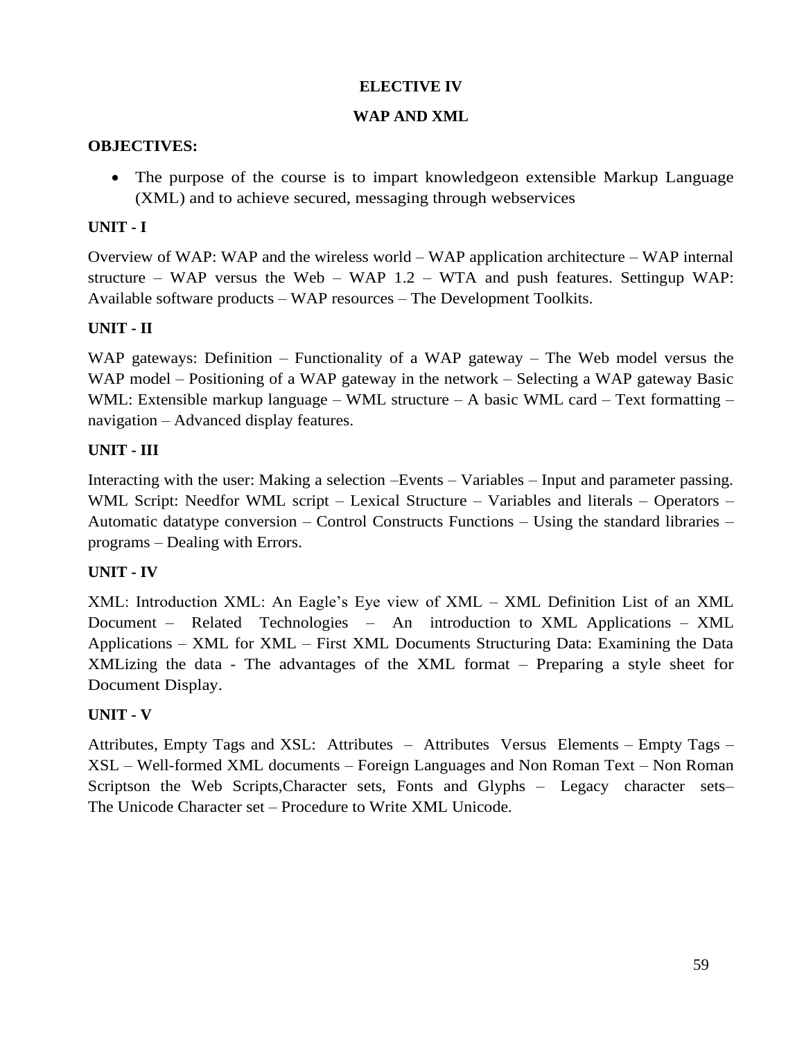**ELECTIVE IV**

**WAP AND XML**

**OBJECTIVES:**

- The purpose of the course is to impart knowledgeon extensible Markup Language (XML) and to achieve secured, messaging through webservices

**UNIT - I**

Overview of WAP: WAP and the wireless world – WAP application architecture – WAP internal structure – WAP versus the Web – WAP 1.2 – WTA and push features. Settingup WAP: Available software products – WAP resources – The Development Toolkits.

**UNIT - II**

WAP gateways: Definition – Functionality of a WAP gateway – The Web model versus the WAP model – Positioning of a WAP gateway in the network – Selecting a WAP gateway Basic WML: Extensible markup language – WML structure – A basic WML card – Text formatting – navigation – Advanced display features.

**UNIT - III**

Interacting with the user: Making a selection –Events – Variables – Input and parameter passing. WML Script: Needfor WML script – Lexical Structure – Variables and literals – Operators – Automatic datatype conversion – Control Constructs Functions – Using the standard libraries – programs – Dealing with Errors.

**UNIT - IV**

XML: Introduction XML: An Eagle's Eye view of XML – XML Definition List of an XML Document – Related Technologies – An introduction to XML Applications – XML Applications – XML for XML – First XML Documents Structuring Data: Examining the Data XMLizing the data - The advantages of the XML format – Preparing a style sheet for Document Display.

**UNIT - V**

Attributes, Empty Tags and XSL: Attributes – Attributes Versus Elements – Empty Tags – XSL – Well-formed XML documents – Foreign Languages and Non Roman Text – Non Roman Scriptson the Web Scripts,Character sets, Fonts and Glyphs – Legacy character sets– The Unicode Character set – Procedure to Write XML Unicode.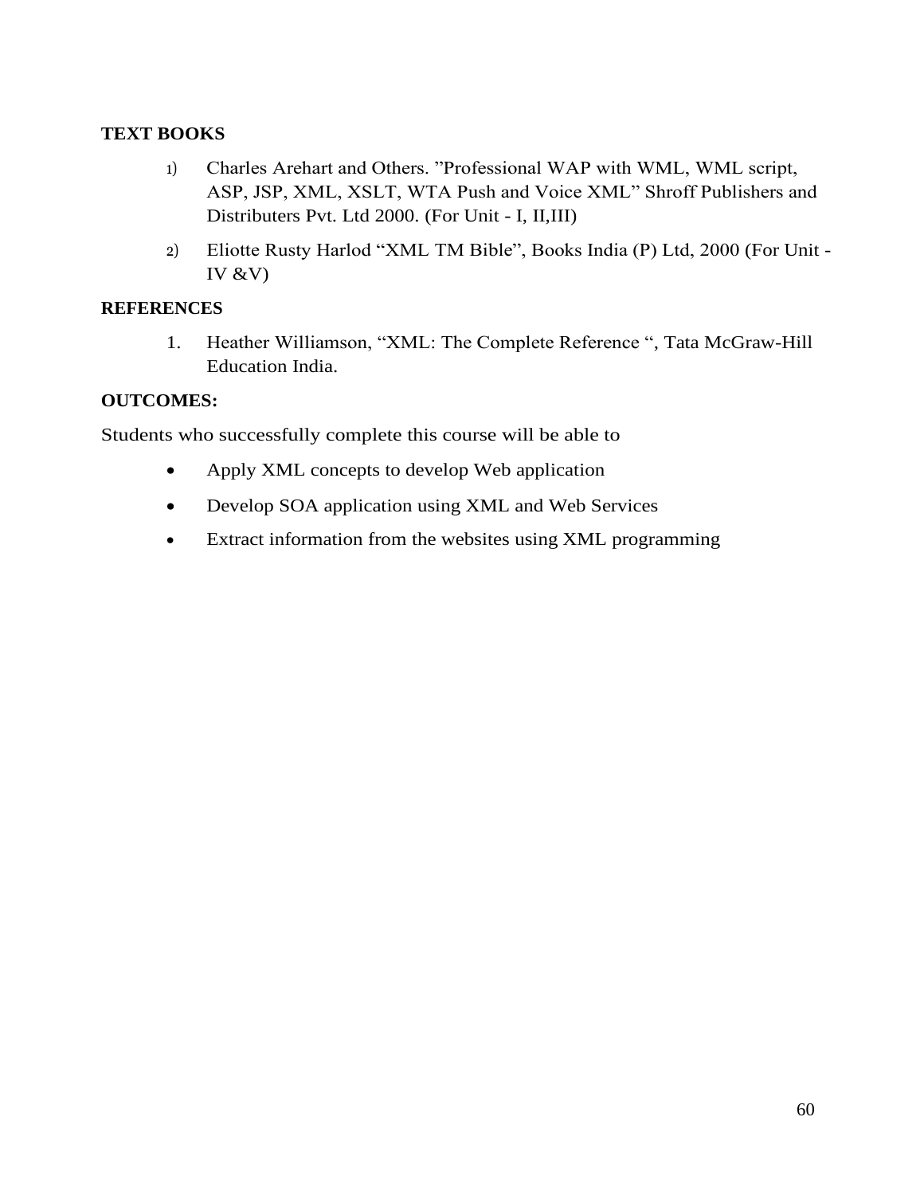**TEXT BOOKS**

1) Charles Arehart and Others. "Professional WAP with WML, WML script, ASP, JSP, XML, XSLT, WTA Push and Voice XML" Shroff Publishers and Distributers Pvt. Ltd 2000. (For Unit - I, II,III)
2) Eliotte Rusty Harlod "XML TM Bible", Books India (P) Ltd, 2000 (For Unit - IV &V)

**REFERENCES**

1. Heather Williamson, "XML: The Complete Reference ", Tata McGraw-Hill Education India.

**OUTCOMES:**

Students who successfully complete this course will be able to

- Apply XML concepts to develop Web application
- Develop SOA application using XML and Web Services
- Extract information from the websites using XML programming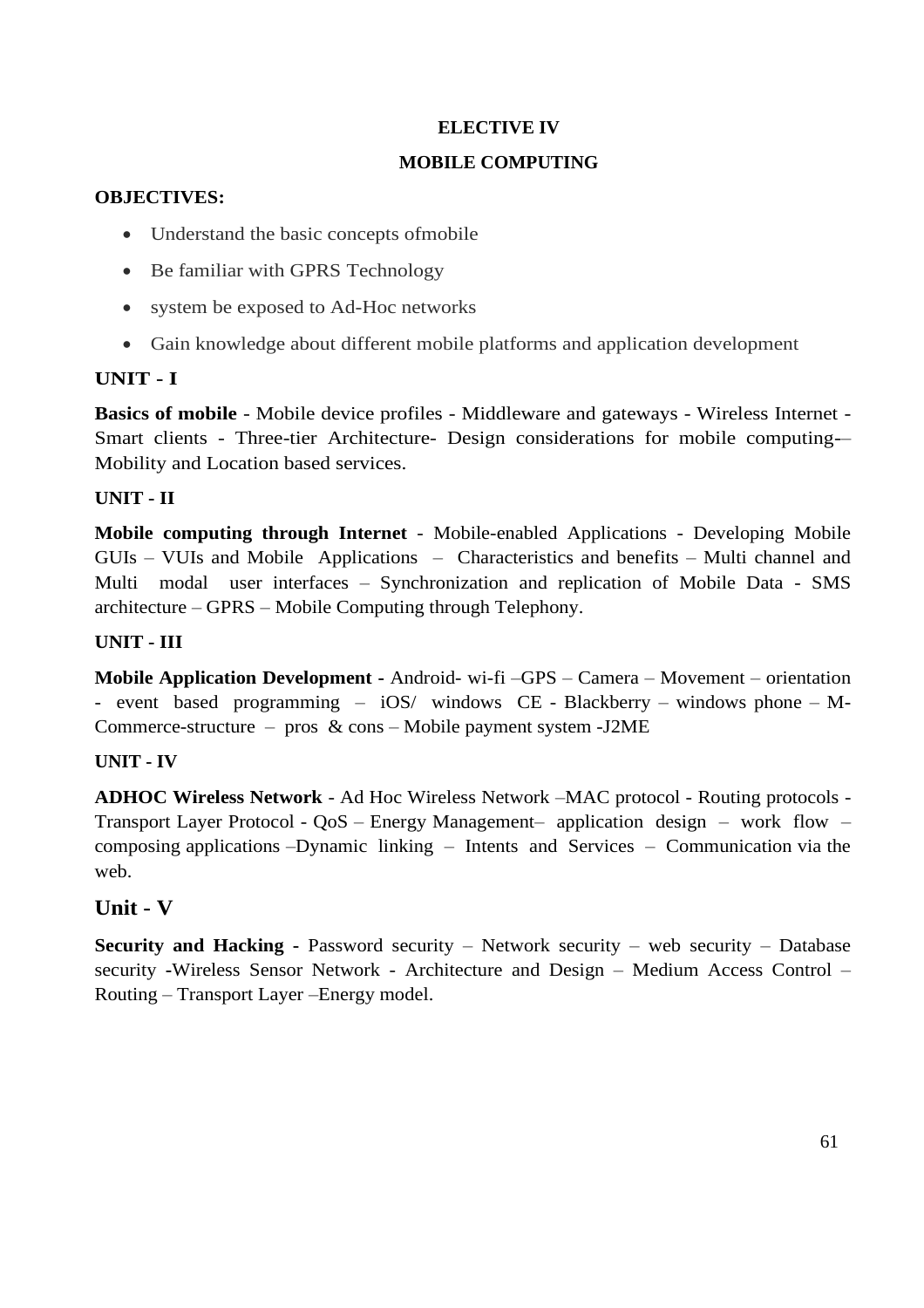## ELECTIVE IV

## MOBILE COMPUTING

**OBJECTIVES:**

- Understand the basic concepts ofmobile
- Be familiar with GPRS Technology
- system be exposed to Ad-Hoc networks
- Gain knowledge about different mobile platforms and application development

### UNIT - I

**Basics of mobile** - Mobile device profiles - Middleware and gateways - Wireless Internet - Smart clients - Three-tier Architecture- Design considerations for mobile computing-– Mobility and Location based services.

### UNIT - II

**Mobile computing through Internet** - Mobile-enabled Applications - Developing Mobile GUIs – VUIs and Mobile Applications – Characteristics and benefits – Multi channel and Multi modal user interfaces – Synchronization and replication of Mobile Data - SMS architecture – GPRS – Mobile Computing through Telephony.

### UNIT - III

**Mobile Application Development -** Android- wi-fi –GPS – Camera – Movement – orientation - event based programming – iOS/ windows CE - Blackberry – windows phone – M-Commerce-structure – pros & cons – Mobile payment system -J2ME

### UNIT - IV

**ADHOC Wireless Network** - Ad Hoc Wireless Network –MAC protocol - Routing protocols - Transport Layer Protocol - QoS – Energy Management– application design – work flow – composing applications –Dynamic linking – Intents and Services – Communication via the web.

### Unit - V

**Security and Hacking -** Password security – Network security – web security – Database security -Wireless Sensor Network - Architecture and Design – Medium Access Control – Routing – Transport Layer –Energy model.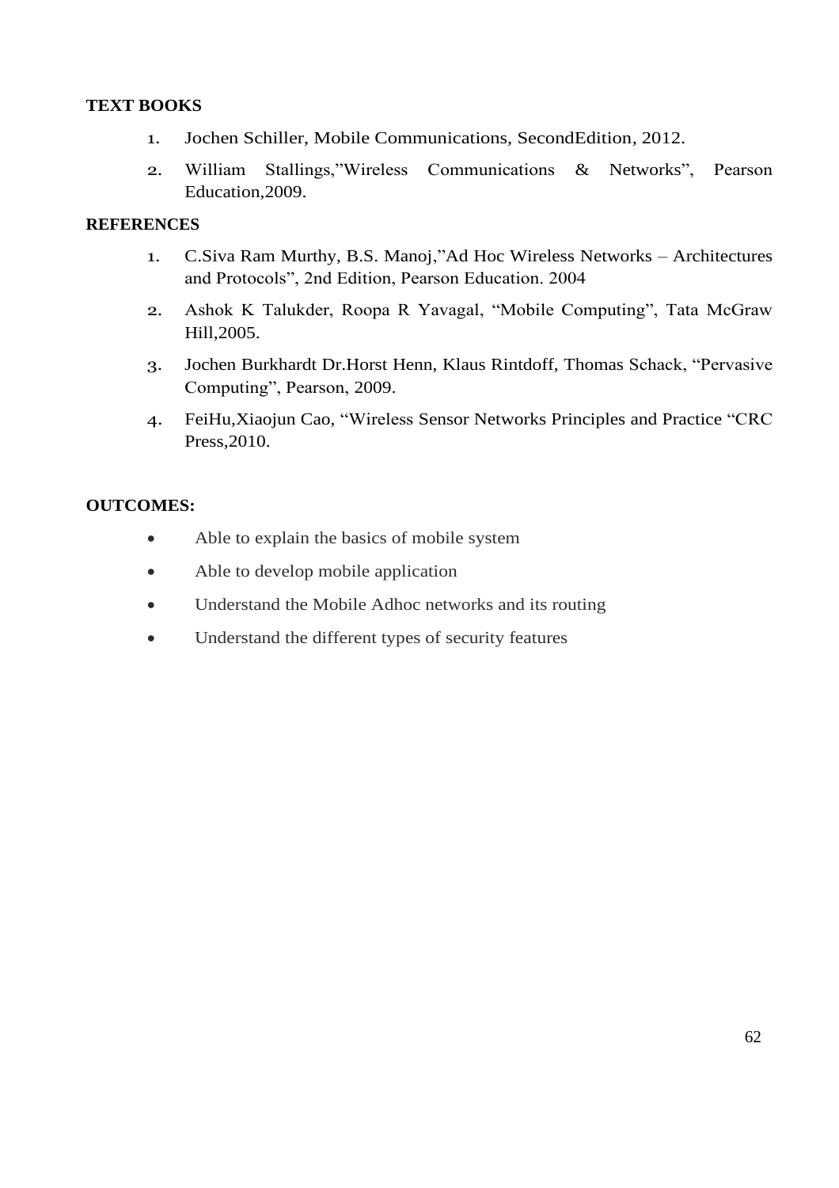**TEXT BOOKS**

1. Jochen Schiller, Mobile Communications, SecondEdition, 2012.
2. William Stallings,"Wireless Communications & Networks", Pearson Education,2009.

**REFERENCES**

1. C.Siva Ram Murthy, B.S. Manoj,"Ad Hoc Wireless Networks – Architectures and Protocols", 2nd Edition, Pearson Education. 2004
2. Ashok K Talukder, Roopa R Yavagal, "Mobile Computing", Tata McGraw Hill,2005.
3. Jochen Burkhardt Dr.Horst Henn, Klaus Rintdoff, Thomas Schack, "Pervasive Computing", Pearson, 2009.
4. FeiHu,Xiaojun Cao, "Wireless Sensor Networks Principles and Practice "CRC Press,2010.

**OUTCOMES:**

- Able to explain the basics of mobile system
- Able to develop mobile application
- Understand the Mobile Adhoc networks and its routing
- Understand the different types of security features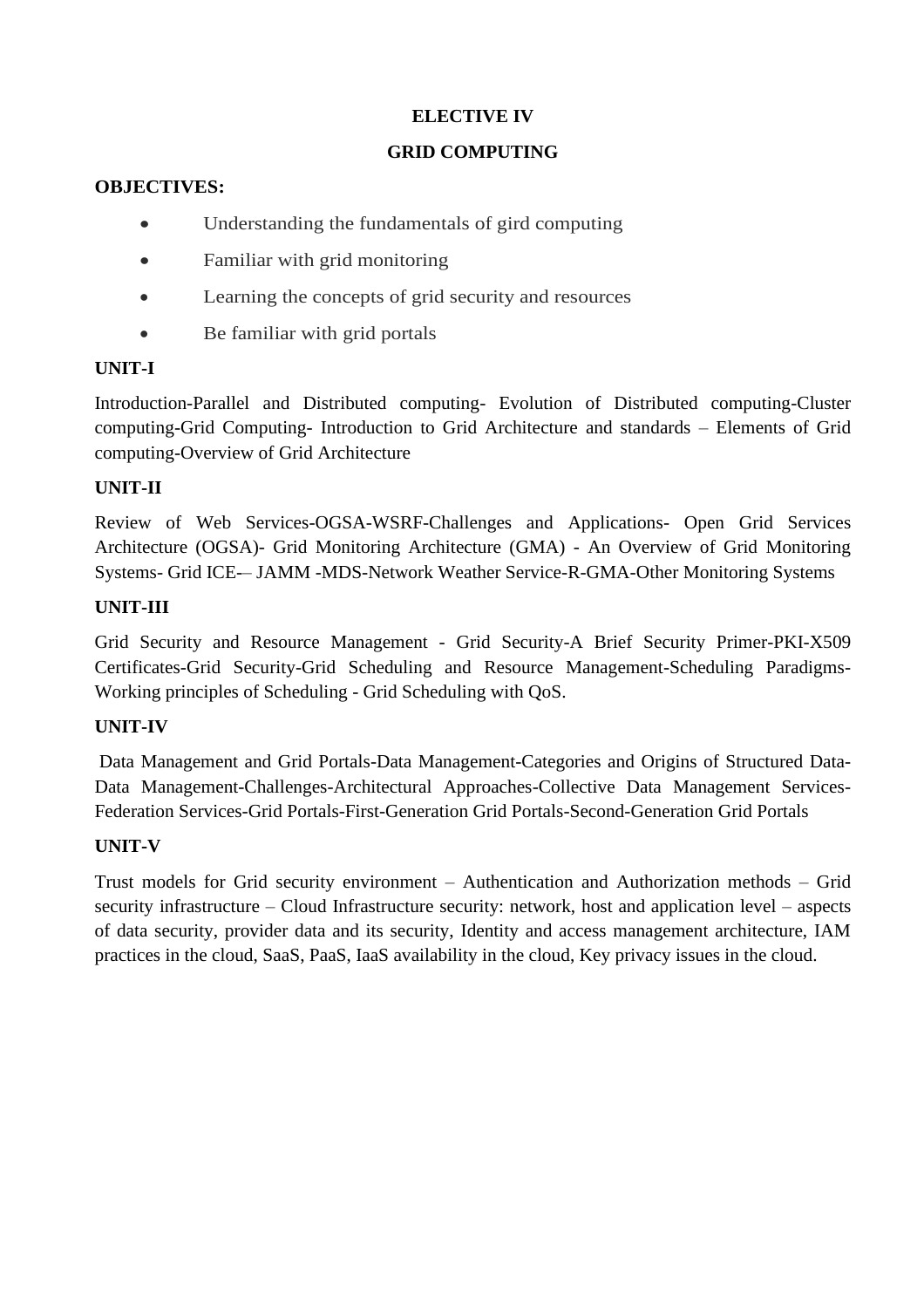**ELECTIVE IV**

**GRID COMPUTING**

**OBJECTIVES:**

- Understanding the fundamentals of gird computing
- Familiar with grid monitoring
- Learning the concepts of grid security and resources
- Be familiar with grid portals

**UNIT-I**

Introduction-Parallel and Distributed computing- Evolution of Distributed computing-Cluster computing-Grid Computing- Introduction to Grid Architecture and standards – Elements of Grid computing-Overview of Grid Architecture

**UNIT-II**

Review of Web Services-OGSA-WSRF-Challenges and Applications- Open Grid Services Architecture (OGSA)- Grid Monitoring Architecture (GMA) - An Overview of Grid Monitoring Systems- Grid ICE-– JAMM -MDS-Network Weather Service-R-GMA-Other Monitoring Systems

**UNIT-III**

Grid Security and Resource Management - Grid Security-A Brief Security Primer-PKI-X509 Certificates-Grid Security-Grid Scheduling and Resource Management-Scheduling Paradigms-Working principles of Scheduling - Grid Scheduling with QoS.

**UNIT-IV**

Data Management and Grid Portals-Data Management-Categories and Origins of Structured Data-Data Management-Challenges-Architectural Approaches-Collective Data Management Services-Federation Services-Grid Portals-First-Generation Grid Portals-Second-Generation Grid Portals

**UNIT-V**

Trust models for Grid security environment – Authentication and Authorization methods – Grid security infrastructure – Cloud Infrastructure security: network, host and application level – aspects of data security, provider data and its security, Identity and access management architecture, IAM practices in the cloud, SaaS, PaaS, IaaS availability in the cloud, Key privacy issues in the cloud.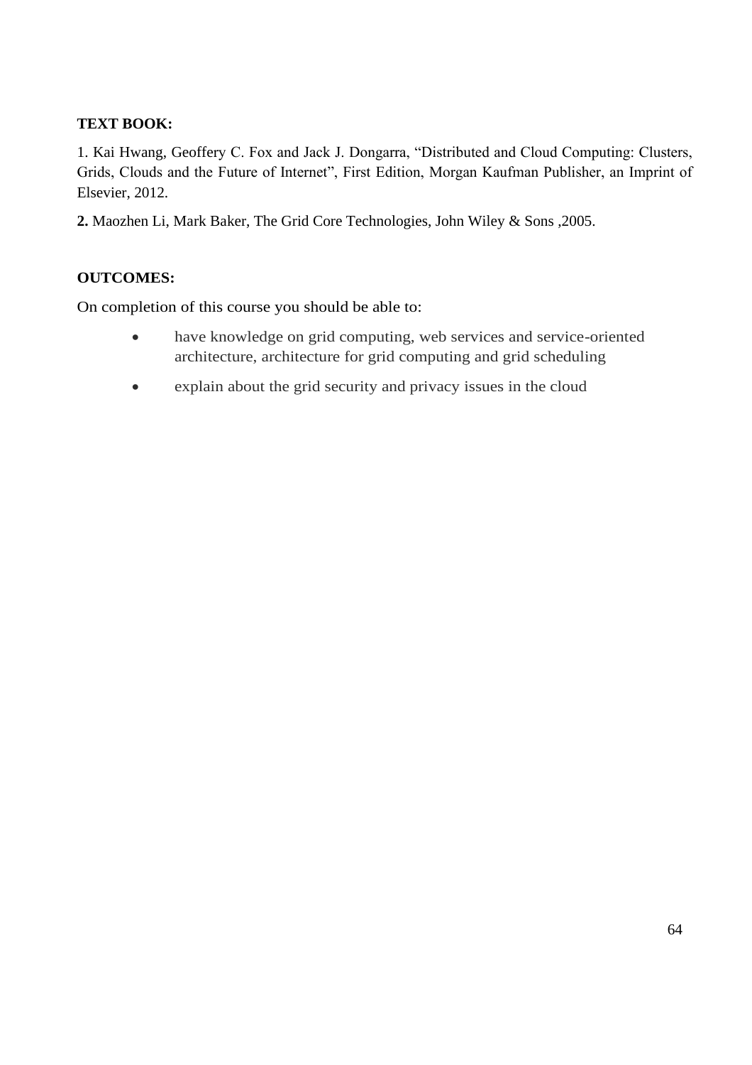**TEXT BOOK:**

1. Kai Hwang, Geoffery C. Fox and Jack J. Dongarra, "Distributed and Cloud Computing: Clusters, Grids, Clouds and the Future of Internet", First Edition, Morgan Kaufman Publisher, an Imprint of Elsevier, 2012.

**2.** Maozhen Li, Mark Baker, The Grid Core Technologies, John Wiley & Sons ,2005.

**OUTCOMES:**

On completion of this course you should be able to:

- have knowledge on grid computing, web services and service-oriented architecture, architecture for grid computing and grid scheduling
- explain about the grid security and privacy issues in the cloud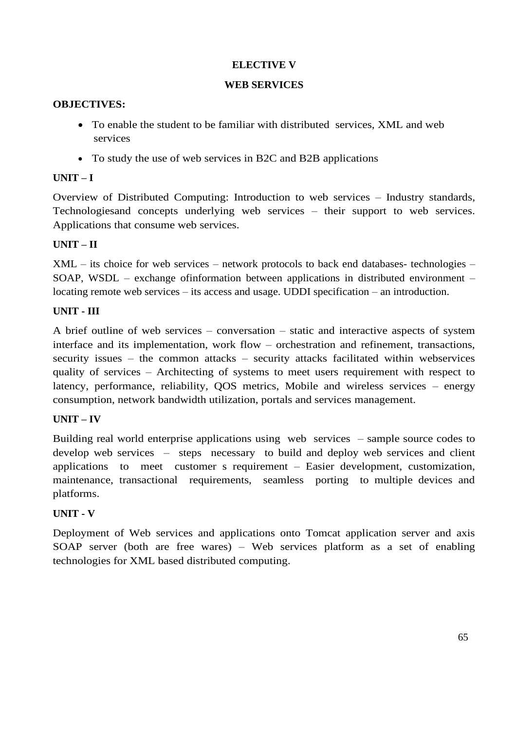**ELECTIVE V**

**WEB SERVICES**

**OBJECTIVES:**

- To enable the student to be familiar with distributed services, XML and web services
- To study the use of web services in B2C and B2B applications

**UNIT – I**

Overview of Distributed Computing: Introduction to web services – Industry standards, Technologiesand concepts underlying web services – their support to web services. Applications that consume web services.

**UNIT – II**

XML – its choice for web services – network protocols to back end databases- technologies – SOAP, WSDL – exchange ofinformation between applications in distributed environment – locating remote web services – its access and usage. UDDI specification – an introduction.

**UNIT - III**

A brief outline of web services – conversation – static and interactive aspects of system interface and its implementation, work flow – orchestration and refinement, transactions, security issues – the common attacks – security attacks facilitated within webservices quality of services – Architecting of systems to meet users requirement with respect to latency, performance, reliability, QOS metrics, Mobile and wireless services – energy consumption, network bandwidth utilization, portals and services management.

**UNIT – IV**

Building real world enterprise applications using web services – sample source codes to develop web services – steps necessary to build and deploy web services and client applications to meet customer s requirement – Easier development, customization, maintenance, transactional requirements, seamless porting to multiple devices and platforms.

**UNIT - V**

Deployment of Web services and applications onto Tomcat application server and axis SOAP server (both are free wares) – Web services platform as a set of enabling technologies for XML based distributed computing.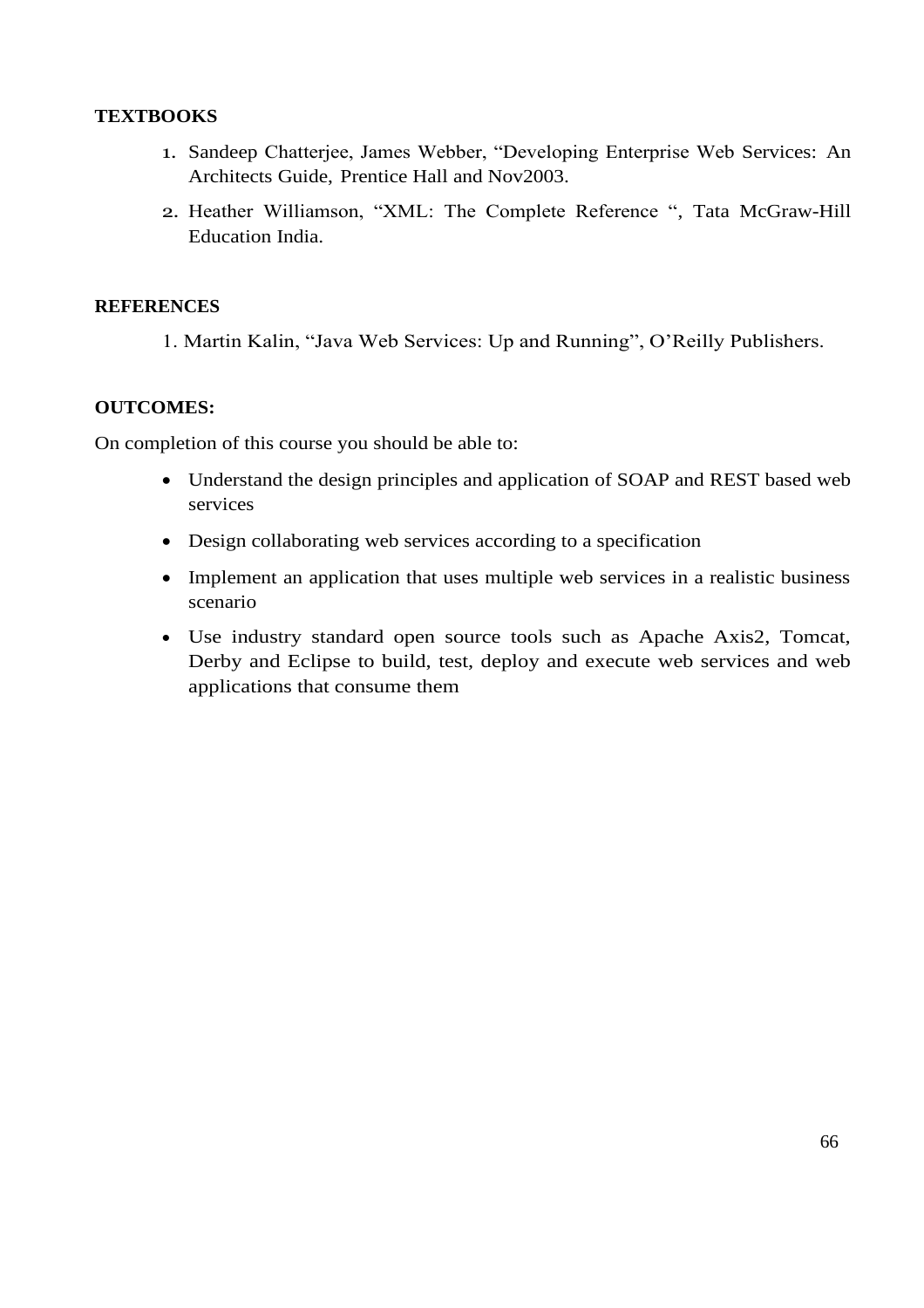**TEXTBOOKS**

1. Sandeep Chatterjee, James Webber, “Developing Enterprise Web Services: An Architects Guide, Prentice Hall and Nov2003.
2. Heather Williamson, “XML: The Complete Reference “, Tata McGraw-Hill Education India.

**REFERENCES**

1. Martin Kalin, “Java Web Services: Up and Running”, O’Reilly Publishers.

**OUTCOMES:**

On completion of this course you should be able to:

- Understand the design principles and application of SOAP and REST based web services
- Design collaborating web services according to a specification
- Implement an application that uses multiple web services in a realistic business scenario
- Use industry standard open source tools such as Apache Axis2, Tomcat, Derby and Eclipse to build, test, deploy and execute web services and web applications that consume them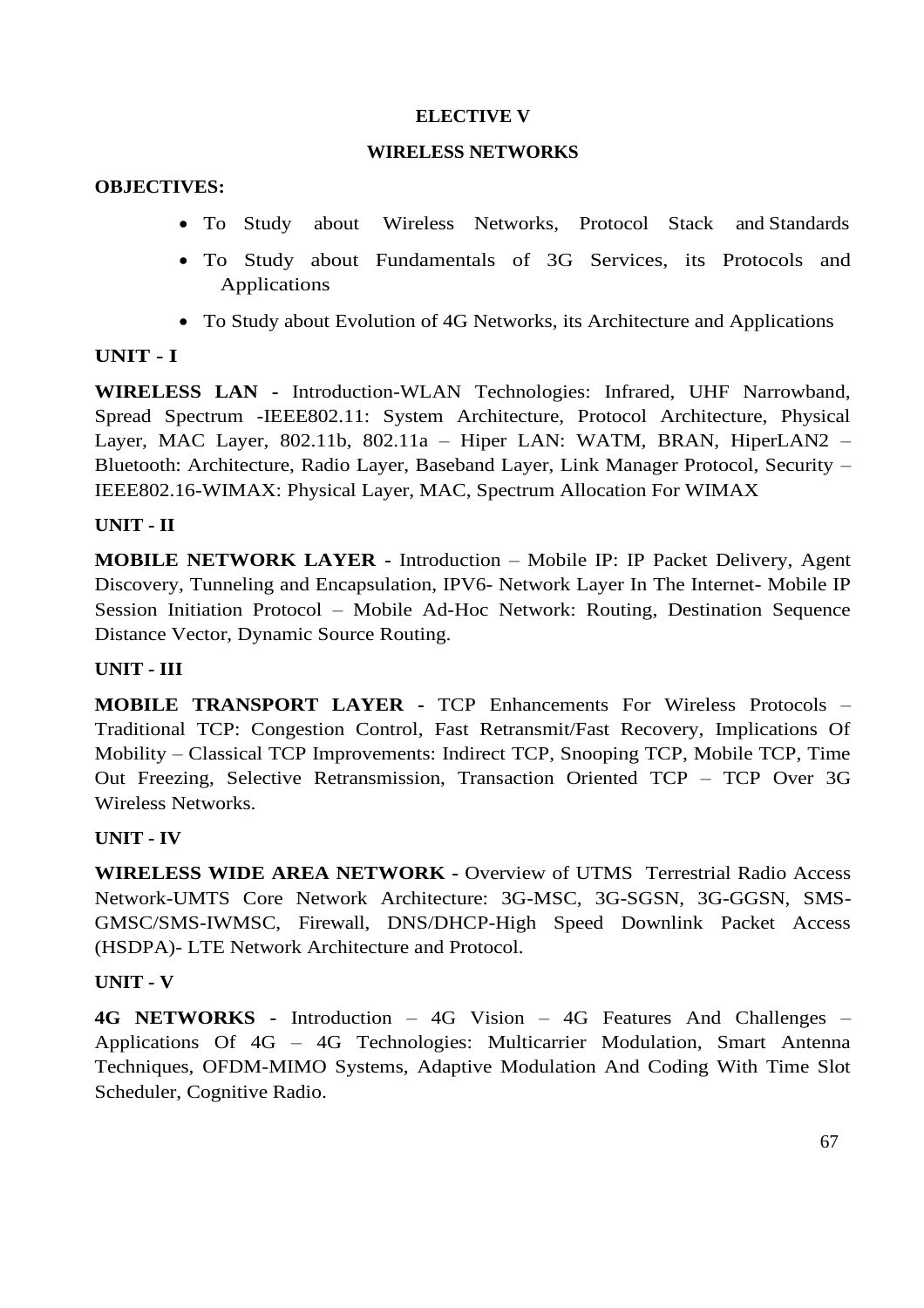# ELECTIVE V

## WIRELESS NETWORKS

**OBJECTIVES:**

- To Study about Wireless Networks, Protocol Stack and Standards
- To Study about Fundamentals of 3G Services, its Protocols and Applications
- To Study about Evolution of 4G Networks, its Architecture and Applications

### UNIT - I

**WIRELESS LAN -** Introduction-WLAN Technologies: Infrared, UHF Narrowband, Spread Spectrum -IEEE802.11: System Architecture, Protocol Architecture, Physical Layer, MAC Layer, 802.11b, 802.11a – Hiper LAN: WATM, BRAN, HiperLAN2 – Bluetooth: Architecture, Radio Layer, Baseband Layer, Link Manager Protocol, Security – IEEE802.16-WIMAX: Physical Layer, MAC, Spectrum Allocation For WIMAX

### UNIT - II

**MOBILE NETWORK LAYER -** Introduction – Mobile IP: IP Packet Delivery, Agent Discovery, Tunneling and Encapsulation, IPV6- Network Layer In The Internet- Mobile IP Session Initiation Protocol – Mobile Ad-Hoc Network: Routing, Destination Sequence Distance Vector, Dynamic Source Routing.

### UNIT - III

**MOBILE TRANSPORT LAYER -** TCP Enhancements For Wireless Protocols – Traditional TCP: Congestion Control, Fast Retransmit/Fast Recovery, Implications Of Mobility – Classical TCP Improvements: Indirect TCP, Snooping TCP, Mobile TCP, Time Out Freezing, Selective Retransmission, Transaction Oriented TCP – TCP Over 3G Wireless Networks.

### UNIT - IV

**WIRELESS WIDE AREA NETWORK -** Overview of UTMS Terrestrial Radio Access Network-UMTS Core Network Architecture: 3G-MSC, 3G-SGSN, 3G-GGSN, SMS-GMSC/SMS-IWMSC, Firewall, DNS/DHCP-High Speed Downlink Packet Access (HSDPA)- LTE Network Architecture and Protocol.

### UNIT - V

**4G NETWORKS -** Introduction – 4G Vision – 4G Features And Challenges – Applications Of 4G – 4G Technologies: Multicarrier Modulation, Smart Antenna Techniques, OFDM-MIMO Systems, Adaptive Modulation And Coding With Time Slot Scheduler, Cognitive Radio.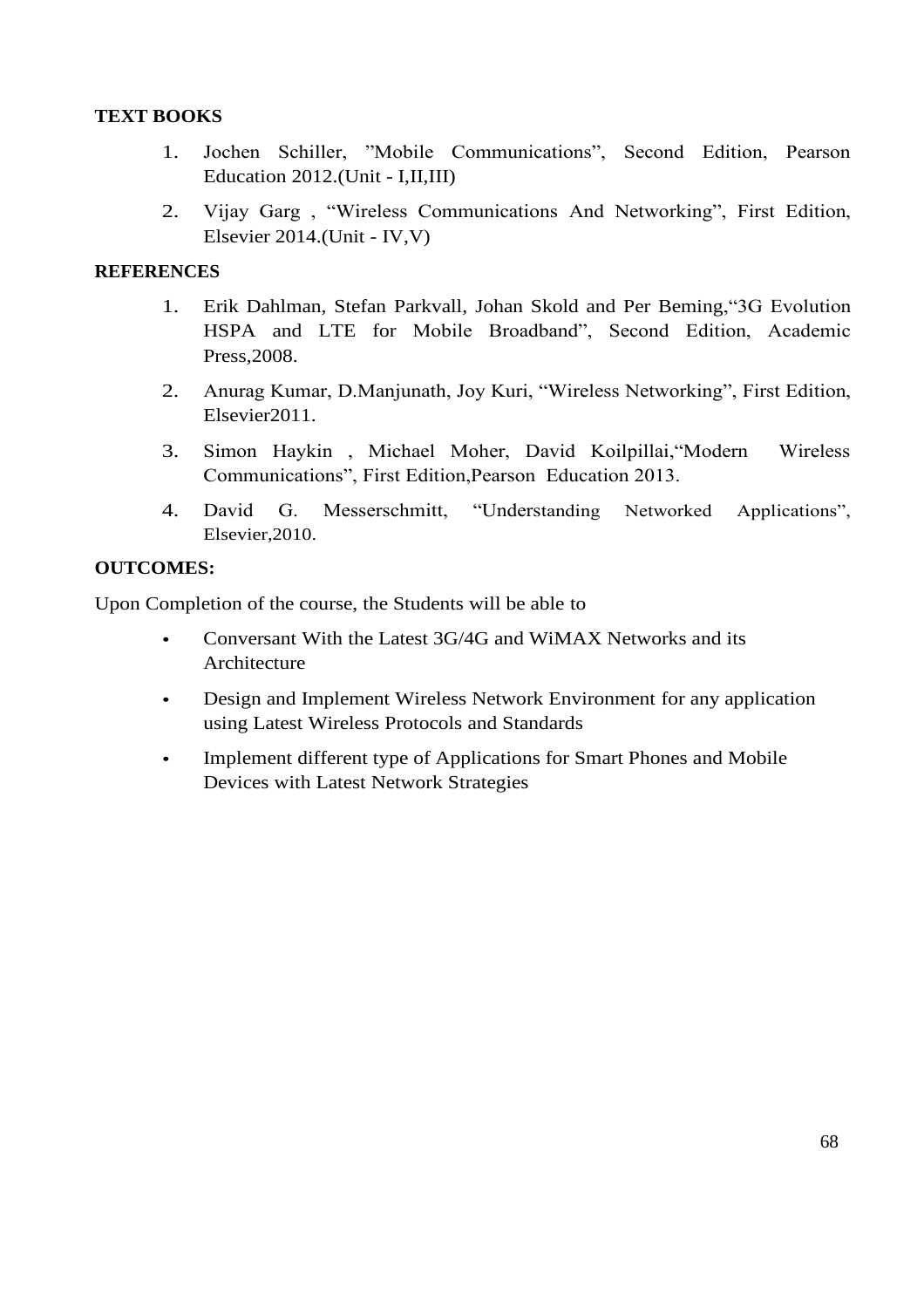**TEXT BOOKS**

1. Jochen Schiller, "Mobile Communications", Second Edition, Pearson Education 2012.(Unit - I,II,III)
2. Vijay Garg , "Wireless Communications And Networking", First Edition, Elsevier 2014.(Unit - IV,V)

**REFERENCES**

1. Erik Dahlman, Stefan Parkvall, Johan Skold and Per Beming,"3G Evolution HSPA and LTE for Mobile Broadband", Second Edition, Academic Press,2008.
2. Anurag Kumar, D.Manjunath, Joy Kuri, "Wireless Networking", First Edition, Elsevier2011.
3. Simon Haykin , Michael Moher, David Koilpillai,"Modern Wireless Communications", First Edition,Pearson Education 2013.
4. David G. Messerschmitt, "Understanding Networked Applications", Elsevier,2010.

**OUTCOMES:**

Upon Completion of the course, the Students will be able to

- Conversant With the Latest 3G/4G and WiMAX Networks and its Architecture
- Design and Implement Wireless Network Environment for any application using Latest Wireless Protocols and Standards
- Implement different type of Applications for Smart Phones and Mobile Devices with Latest Network Strategies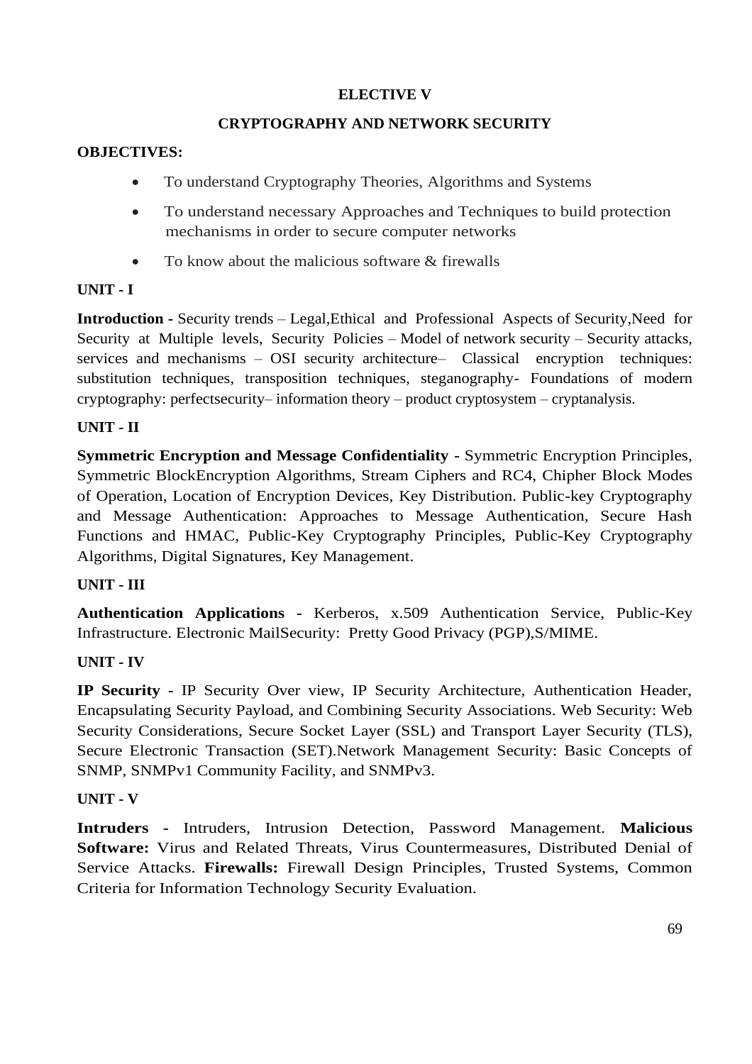## ELECTIVE V

## CRYPTOGRAPHY AND NETWORK SECURITY

**OBJECTIVES:**

- To understand Cryptography Theories, Algorithms and Systems
- To understand necessary Approaches and Techniques to build protection mechanisms in order to secure computer networks
- To know about the malicious software & firewalls

**UNIT - I**

**Introduction -** Security trends – Legal,Ethical and Professional Aspects of Security,Need for Security at Multiple levels, Security Policies – Model of network security – Security attacks, services and mechanisms – OSI security architecture– Classical encryption techniques: substitution techniques, transposition techniques, steganography- Foundations of modern cryptography: perfectsecurity– information theory – product cryptosystem – cryptanalysis.

**UNIT - II**

**Symmetric Encryption and Message Confidentiality -** Symmetric Encryption Principles, Symmetric BlockEncryption Algorithms, Stream Ciphers and RC4, Chipher Block Modes of Operation, Location of Encryption Devices, Key Distribution. Public-key Cryptography and Message Authentication: Approaches to Message Authentication, Secure Hash Functions and HMAC, Public-Key Cryptography Principles, Public-Key Cryptography Algorithms, Digital Signatures, Key Management.

**UNIT - III**

**Authentication Applications -** Kerberos, x.509 Authentication Service, Public-Key Infrastructure. Electronic MailSecurity: Pretty Good Privacy (PGP),S/MIME.

**UNIT - IV**

**IP Security -** IP Security Over view, IP Security Architecture, Authentication Header, Encapsulating Security Payload, and Combining Security Associations. Web Security: Web Security Considerations, Secure Socket Layer (SSL) and Transport Layer Security (TLS), Secure Electronic Transaction (SET).Network Management Security: Basic Concepts of SNMP, SNMPv1 Community Facility, and SNMPv3.

**UNIT - V**

**Intruders -** Intruders, Intrusion Detection, Password Management. **Malicious Software:** Virus and Related Threats, Virus Countermeasures, Distributed Denial of Service Attacks. **Firewalls:** Firewall Design Principles, Trusted Systems, Common Criteria for Information Technology Security Evaluation.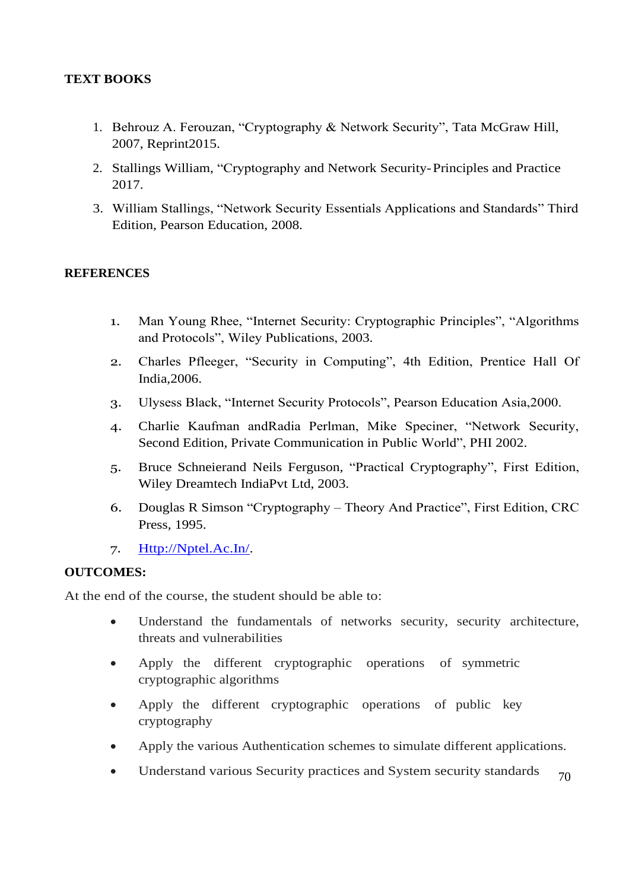**TEXT BOOKS**

1. Behrouz A. Ferouzan, “Cryptography & Network Security”, Tata McGraw Hill, 2007, Reprint2015.
2. Stallings William, “Cryptography and Network Security- Principles and Practice 2017.
3. William Stallings, “Network Security Essentials Applications and Standards” Third Edition, Pearson Education, 2008.

**REFERENCES**

1. Man Young Rhee, “Internet Security: Cryptographic Principles”, “Algorithms and Protocols”, Wiley Publications, 2003.
2. Charles Pfleeger, “Security in Computing”, 4th Edition, Prentice Hall Of India,2006.
3. Ulysess Black, “Internet Security Protocols”, Pearson Education Asia,2000.
4. Charlie Kaufman andRadia Perlman, Mike Speciner, “Network Security, Second Edition, Private Communication in Public World”, PHI 2002.
5. Bruce Schneierand Neils Ferguson, “Practical Cryptography”, First Edition, Wiley Dreamtech IndiaPvt Ltd, 2003.
6. Douglas R Simson “Cryptography – Theory And Practice”, First Edition, CRC Press, 1995.
7. [Http://Nptel.Ac.In/](Http://Nptel.Ac.In/).

**OUTCOMES:**

At the end of the course, the student should be able to:

- Understand the fundamentals of networks security, security architecture, threats and vulnerabilities
- Apply the different cryptographic operations of symmetric cryptographic algorithms
- Apply the different cryptographic operations of public key cryptography
- Apply the various Authentication schemes to simulate different applications.
- Understand various Security practices and System security standards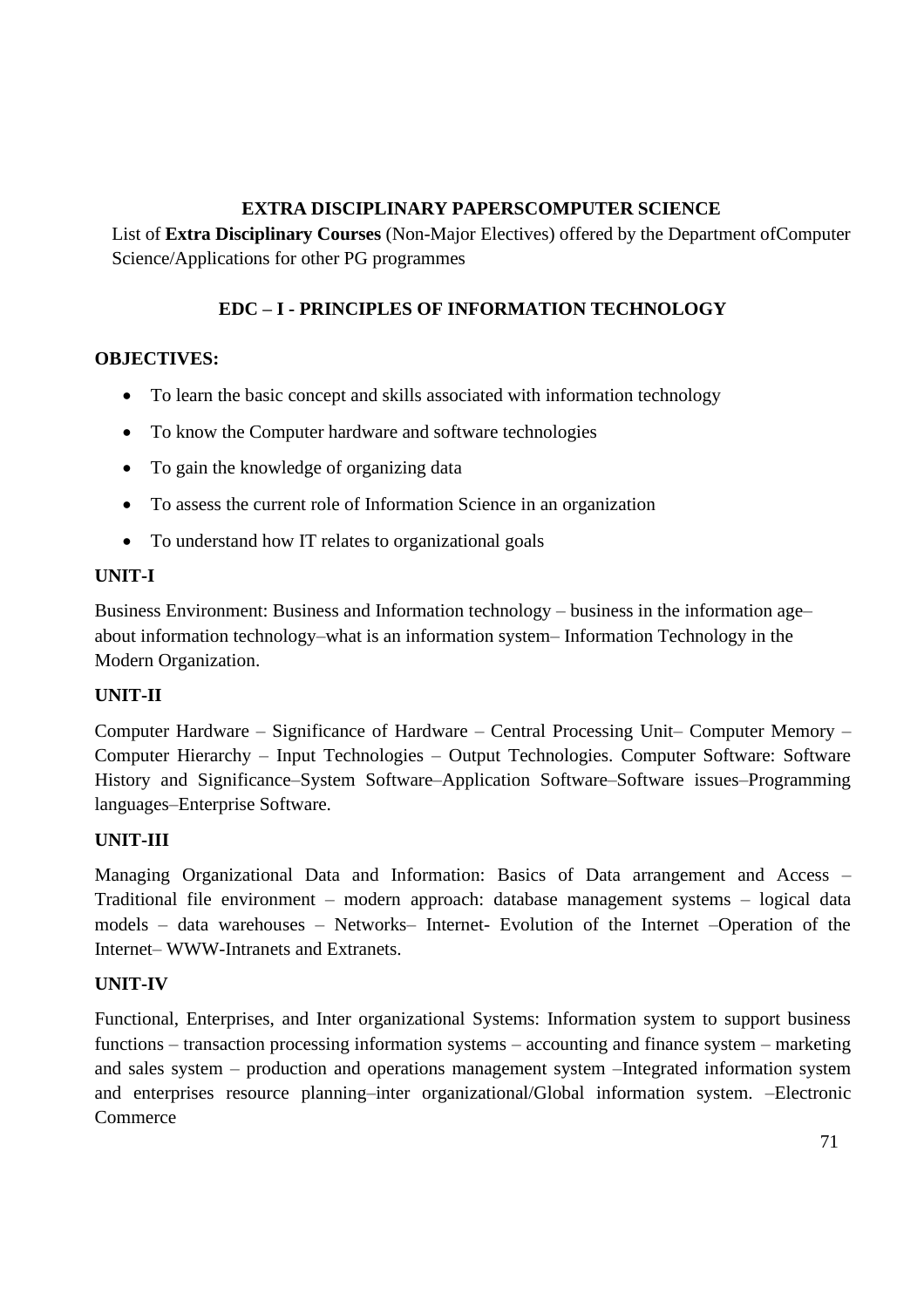## EXTRA DISCIPLINARY PAPERSCOMPUTER SCIENCE

List of **Extra Disciplinary Courses** (Non-Major Electives) offered by the Department ofComputer Science/Applications for other PG programmes

### EDC – I - PRINCIPLES OF INFORMATION TECHNOLOGY

**OBJECTIVES:**

- To learn the basic concept and skills associated with information technology
- To know the Computer hardware and software technologies
- To gain the knowledge of organizing data
- To assess the current role of Information Science in an organization
- To understand how IT relates to organizational goals

**UNIT-I**

Business Environment: Business and Information technology – business in the information age– about information technology–what is an information system– Information Technology in the Modern Organization.

**UNIT-II**

Computer Hardware – Significance of Hardware – Central Processing Unit– Computer Memory – Computer Hierarchy – Input Technologies – Output Technologies. Computer Software: Software History and Significance–System Software–Application Software–Software issues–Programming languages–Enterprise Software.

**UNIT-III**

Managing Organizational Data and Information: Basics of Data arrangement and Access – Traditional file environment – modern approach: database management systems – logical data models – data warehouses – Networks– Internet- Evolution of the Internet –Operation of the Internet– WWW-Intranets and Extranets.

**UNIT-IV**

Functional, Enterprises, and Inter organizational Systems: Information system to support business functions – transaction processing information systems – accounting and finance system – marketing and sales system – production and operations management system –Integrated information system and enterprises resource planning–inter organizational/Global information system. –Electronic Commerce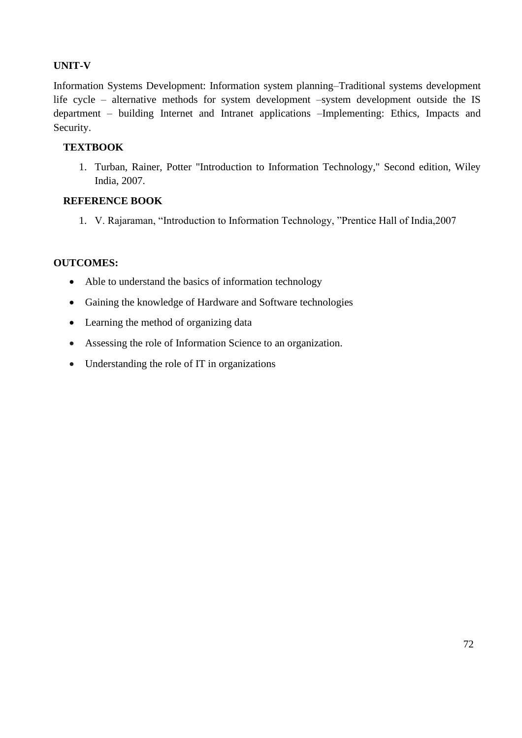**UNIT-V**

Information Systems Development: Information system planning–Traditional systems development life cycle – alternative methods for system development –system development outside the IS department – building Internet and Intranet applications –Implementing: Ethics, Impacts and Security.

**TEXTBOOK**

1. Turban, Rainer, Potter "Introduction to Information Technology," Second edition, Wiley India, 2007.

**REFERENCE BOOK**

1. V. Rajaraman, "Introduction to Information Technology, "Prentice Hall of India,2007

**OUTCOMES:**

- Able to understand the basics of information technology
- Gaining the knowledge of Hardware and Software technologies
- Learning the method of organizing data
- Assessing the role of Information Science to an organization.
- Understanding the role of IT in organizations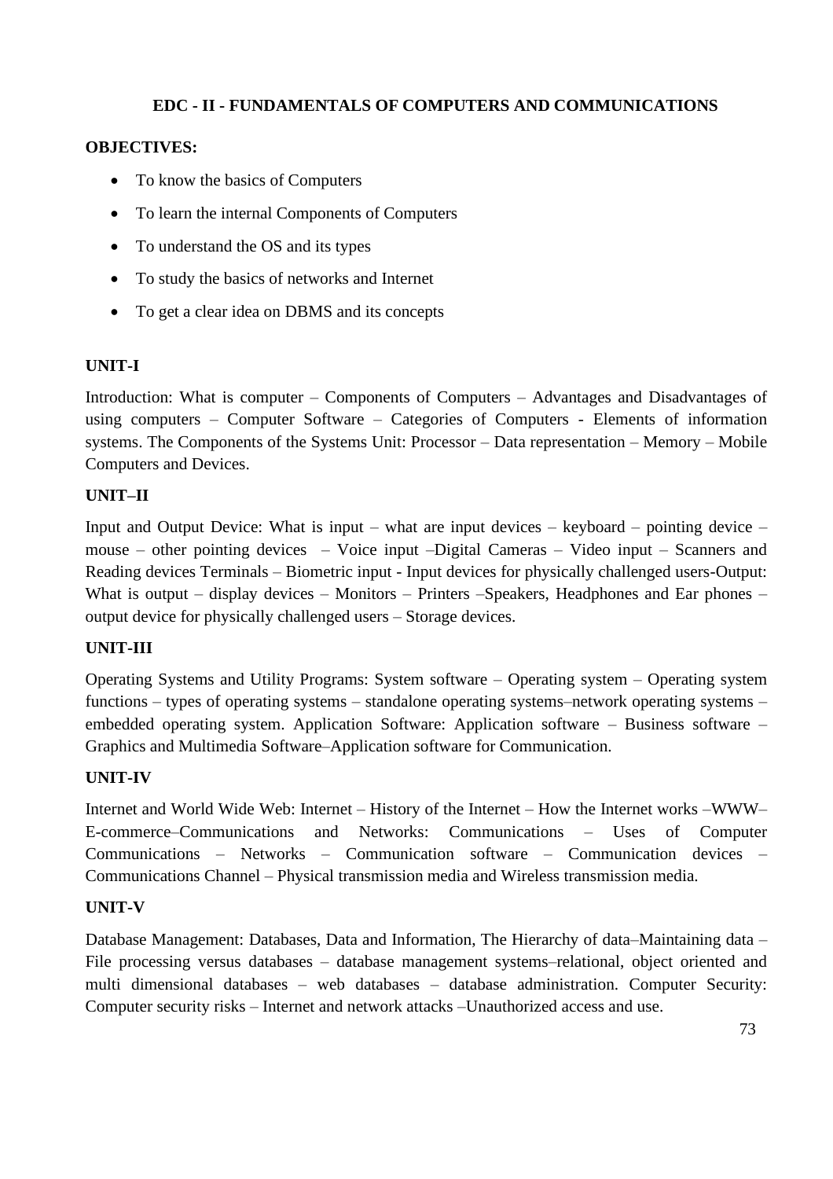## EDC - II - FUNDAMENTALS OF COMPUTERS AND COMMUNICATIONS

**OBJECTIVES:**

- To know the basics of Computers
- To learn the internal Components of Computers
- To understand the OS and its types
- To study the basics of networks and Internet
- To get a clear idea on DBMS and its concepts

**UNIT-I**

Introduction: What is computer – Components of Computers – Advantages and Disadvantages of using computers – Computer Software – Categories of Computers - Elements of information systems. The Components of the Systems Unit: Processor – Data representation – Memory – Mobile Computers and Devices.

**UNIT–II**

Input and Output Device: What is input – what are input devices – keyboard – pointing device – mouse – other pointing devices – Voice input –Digital Cameras – Video input – Scanners and Reading devices Terminals – Biometric input - Input devices for physically challenged users-Output: What is output – display devices – Monitors – Printers –Speakers, Headphones and Ear phones – output device for physically challenged users – Storage devices.

**UNIT-III**

Operating Systems and Utility Programs: System software – Operating system – Operating system functions – types of operating systems – standalone operating systems–network operating systems – embedded operating system. Application Software: Application software – Business software – Graphics and Multimedia Software–Application software for Communication.

**UNIT-IV**

Internet and World Wide Web: Internet – History of the Internet – How the Internet works –WWW– E-commerce–Communications and Networks: Communications – Uses of Computer Communications – Networks – Communication software – Communication devices – Communications Channel – Physical transmission media and Wireless transmission media.

**UNIT-V**

Database Management: Databases, Data and Information, The Hierarchy of data–Maintaining data – File processing versus databases – database management systems–relational, object oriented and multi dimensional databases – web databases – database administration. Computer Security: Computer security risks – Internet and network attacks –Unauthorized access and use.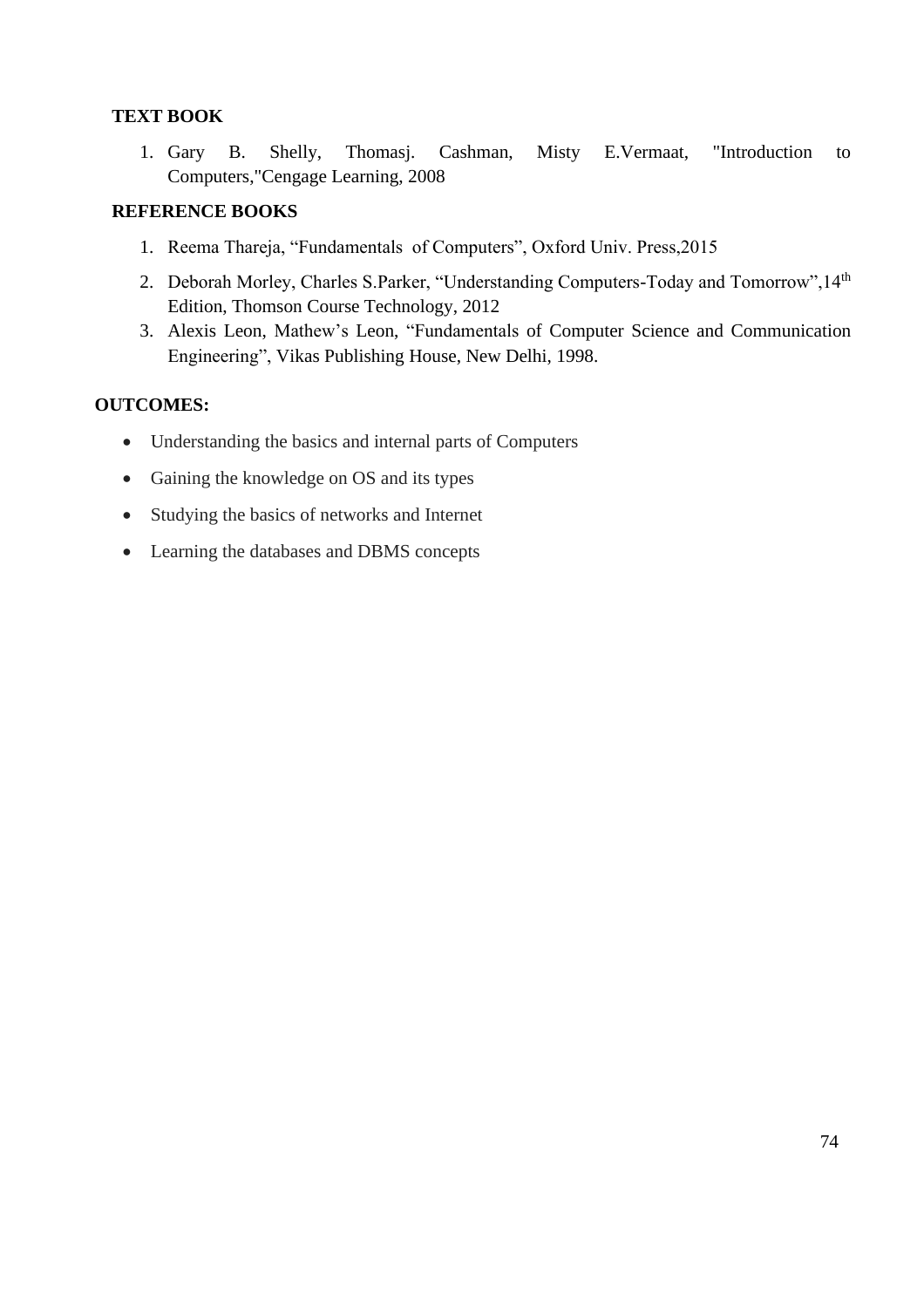**TEXT BOOK**

1. Gary B. Shelly, Thomasj. Cashman, Misty E.Vermaat, "Introduction to Computers,"Cengage Learning, 2008

**REFERENCE BOOKS**

1. Reema Thareja, "Fundamentals of Computers", Oxford Univ. Press,2015
2. Deborah Morley, Charles S.Parker, "Understanding Computers-Today and Tomorrow",14$^{th}$ Edition, Thomson Course Technology, 2012
3. Alexis Leon, Mathew's Leon, "Fundamentals of Computer Science and Communication Engineering", Vikas Publishing House, New Delhi, 1998.

**OUTCOMES:**

- Understanding the basics and internal parts of Computers
- Gaining the knowledge on OS and its types
- Studying the basics of networks and Internet
- Learning the databases and DBMS concepts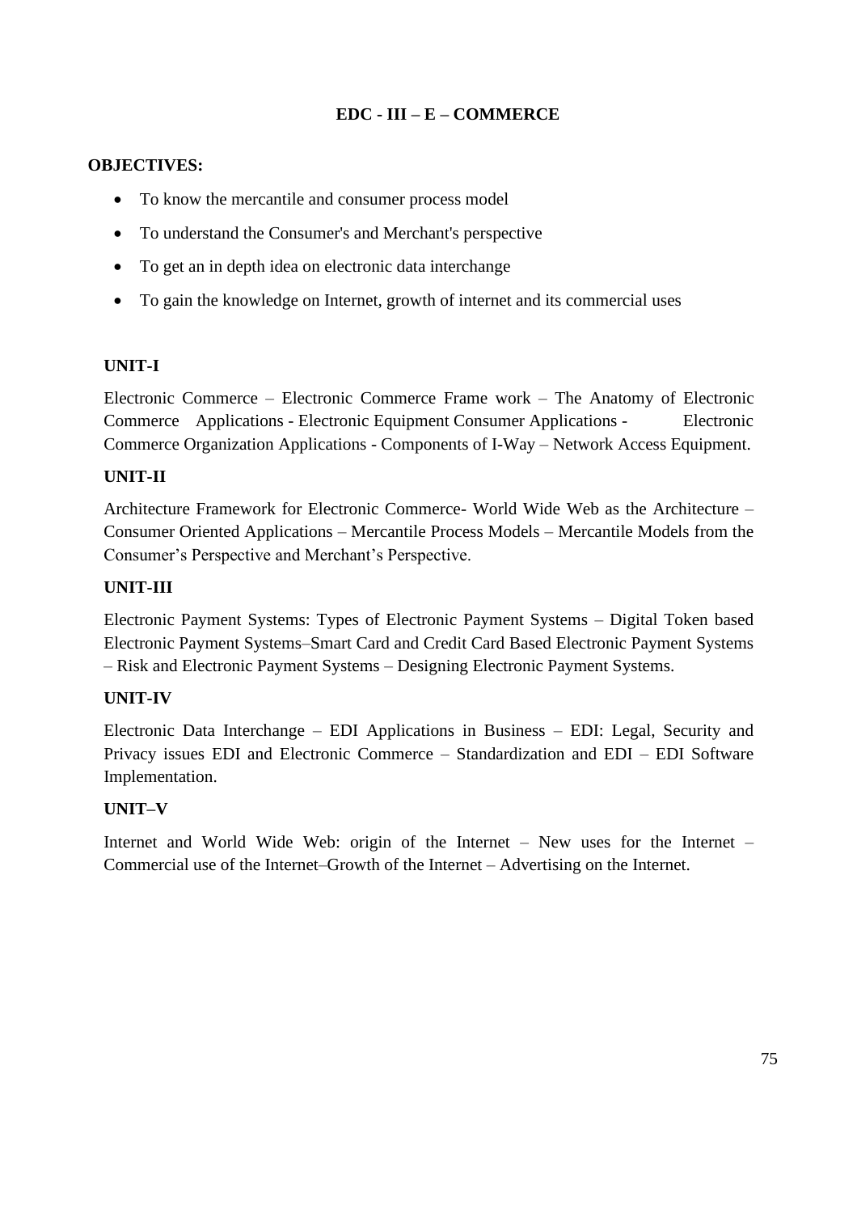# EDC - III – E – COMMERCE

**OBJECTIVES:**

- To know the mercantile and consumer process model
- To understand the Consumer's and Merchant's perspective
- To get an in depth idea on electronic data interchange
- To gain the knowledge on Internet, growth of internet and its commercial uses

## UNIT-I

Electronic Commerce – Electronic Commerce Frame work – The Anatomy of Electronic Commerce Applications - Electronic Equipment Consumer Applications - Electronic Commerce Organization Applications - Components of I-Way – Network Access Equipment.

## UNIT-II

Architecture Framework for Electronic Commerce- World Wide Web as the Architecture – Consumer Oriented Applications – Mercantile Process Models – Mercantile Models from the Consumer's Perspective and Merchant's Perspective.

## UNIT-III

Electronic Payment Systems: Types of Electronic Payment Systems – Digital Token based Electronic Payment Systems–Smart Card and Credit Card Based Electronic Payment Systems – Risk and Electronic Payment Systems – Designing Electronic Payment Systems.

## UNIT-IV

Electronic Data Interchange – EDI Applications in Business – EDI: Legal, Security and Privacy issues EDI and Electronic Commerce – Standardization and EDI – EDI Software Implementation.

## UNIT–V

Internet and World Wide Web: origin of the Internet – New uses for the Internet – Commercial use of the Internet–Growth of the Internet – Advertising on the Internet.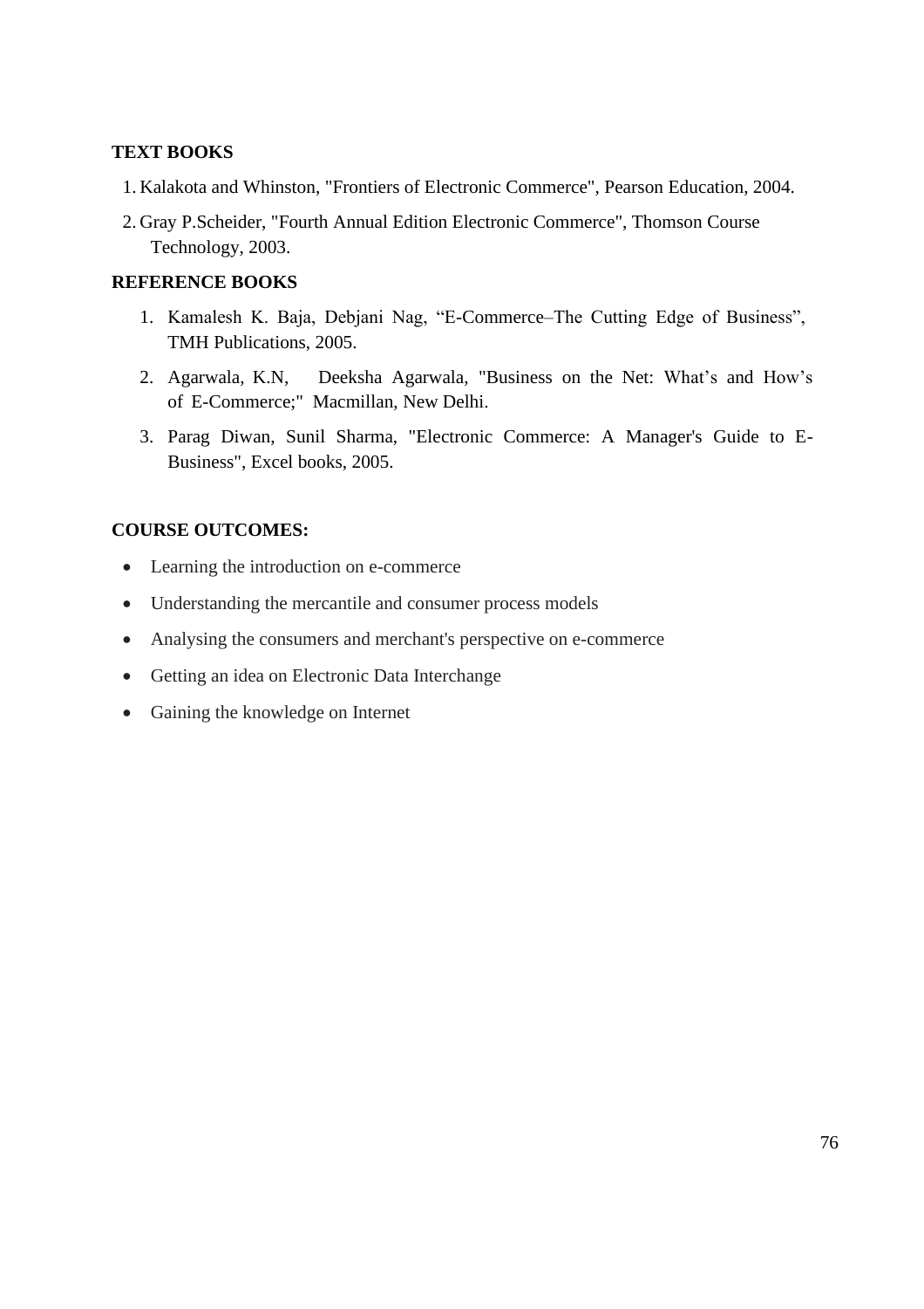**TEXT BOOKS**

1. Kalakota and Whinston, "Frontiers of Electronic Commerce", Pearson Education, 2004.
2. Gray P.Scheider, "Fourth Annual Edition Electronic Commerce", Thomson Course Technology, 2003.

**REFERENCE BOOKS**

1. Kamalesh K. Baja, Debjani Nag, "E-Commerce–The Cutting Edge of Business", TMH Publications, 2005.
2. Agarwala, K.N, Deeksha Agarwala, "Business on the Net: What's and How's of E-Commerce;" Macmillan, New Delhi.
3. Parag Diwan, Sunil Sharma, "Electronic Commerce: A Manager's Guide to E-Business", Excel books, 2005.

**COURSE OUTCOMES:**

- Learning the introduction on e-commerce
- Understanding the mercantile and consumer process models
- Analysing the consumers and merchant's perspective on e-commerce
- Getting an idea on Electronic Data Interchange
- Gaining the knowledge on Internet